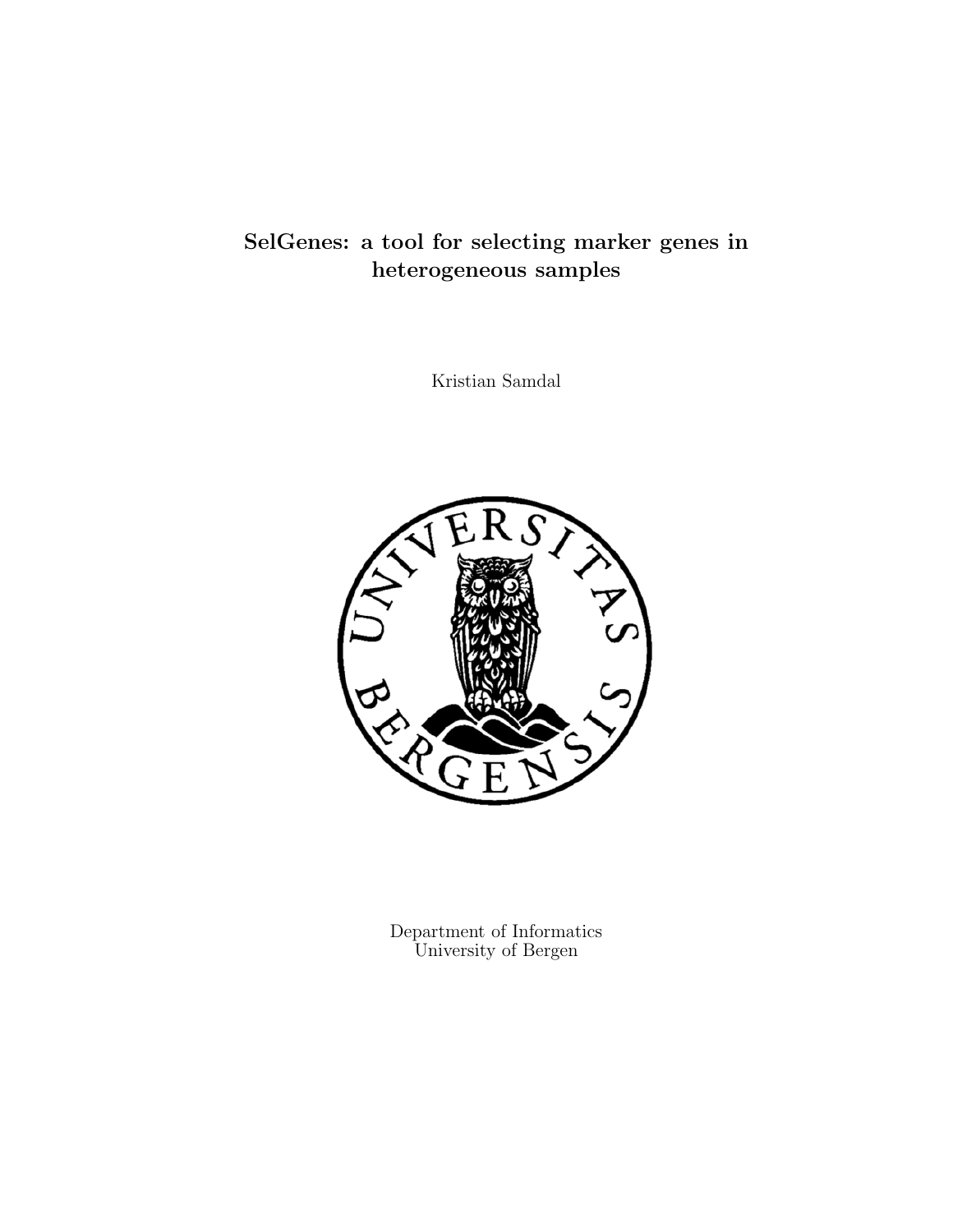# SelGenes: a tool for selecting marker genes in heterogeneous samples

Kristian Samdal

Department of Informatics
University of Bergen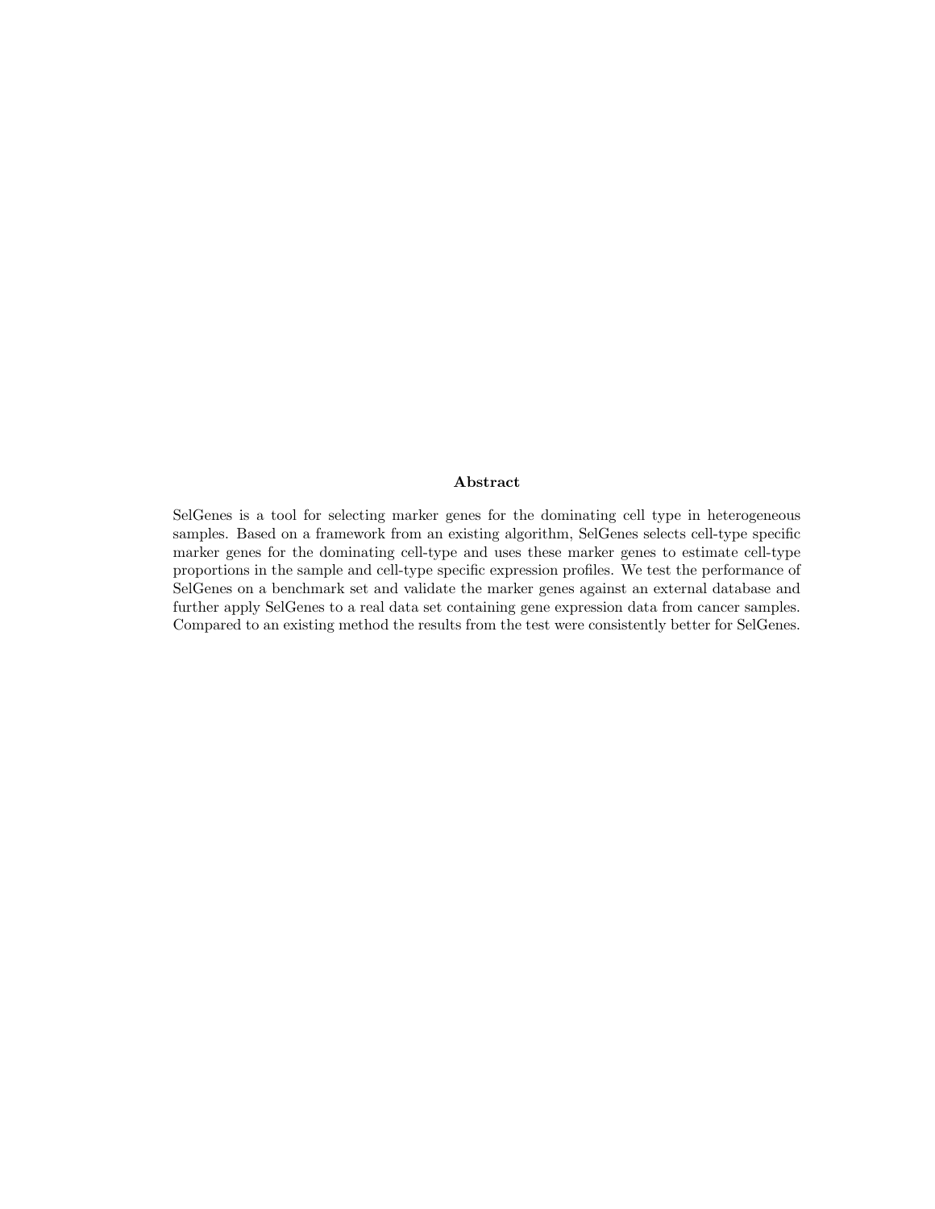## Abstract

SelGenes is a tool for selecting marker genes for the dominating cell type in heterogeneous samples. Based on a framework from an existing algorithm, SelGenes selects cell-type specific marker genes for the dominating cell-type and uses these marker genes to estimate cell-type proportions in the sample and cell-type specific expression profiles. We test the performance of SelGenes on a benchmark set and validate the marker genes against an external database and further apply SelGenes to a real data set containing gene expression data from cancer samples. Compared to an existing method the results from the test were consistently better for SelGenes.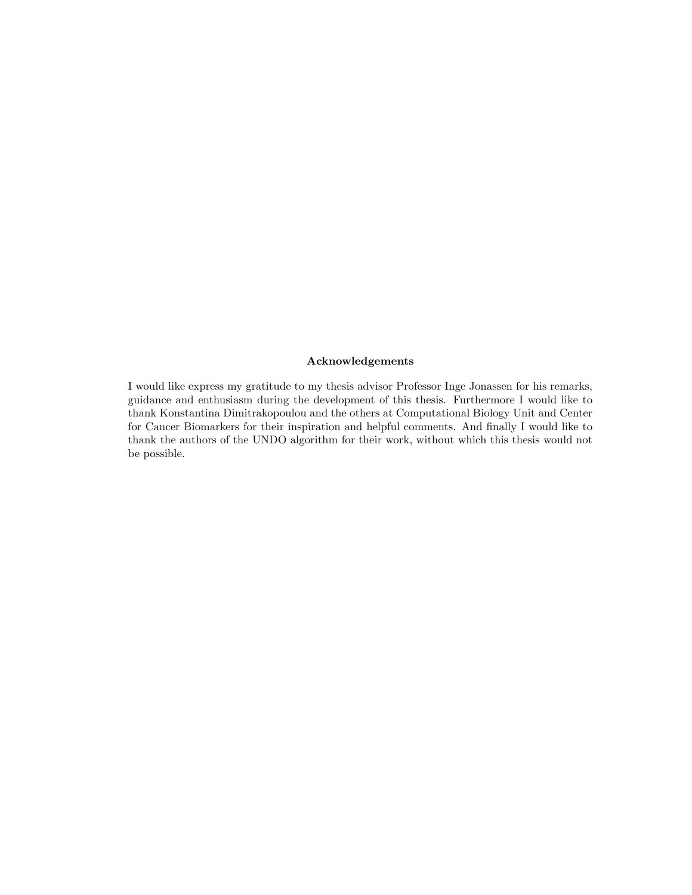**Acknowledgements**

I would like express my gratitude to my thesis advisor Professor Inge Jonassen for his remarks, guidance and enthusiasm during the development of this thesis. Furthermore I would like to thank Konstantina Dimitrakopoulou and the others at Computational Biology Unit and Center for Cancer Biomarkers for their inspiration and helpful comments. And finally I would like to thank the authors of the UNDO algorithm for their work, without which this thesis would not be possible.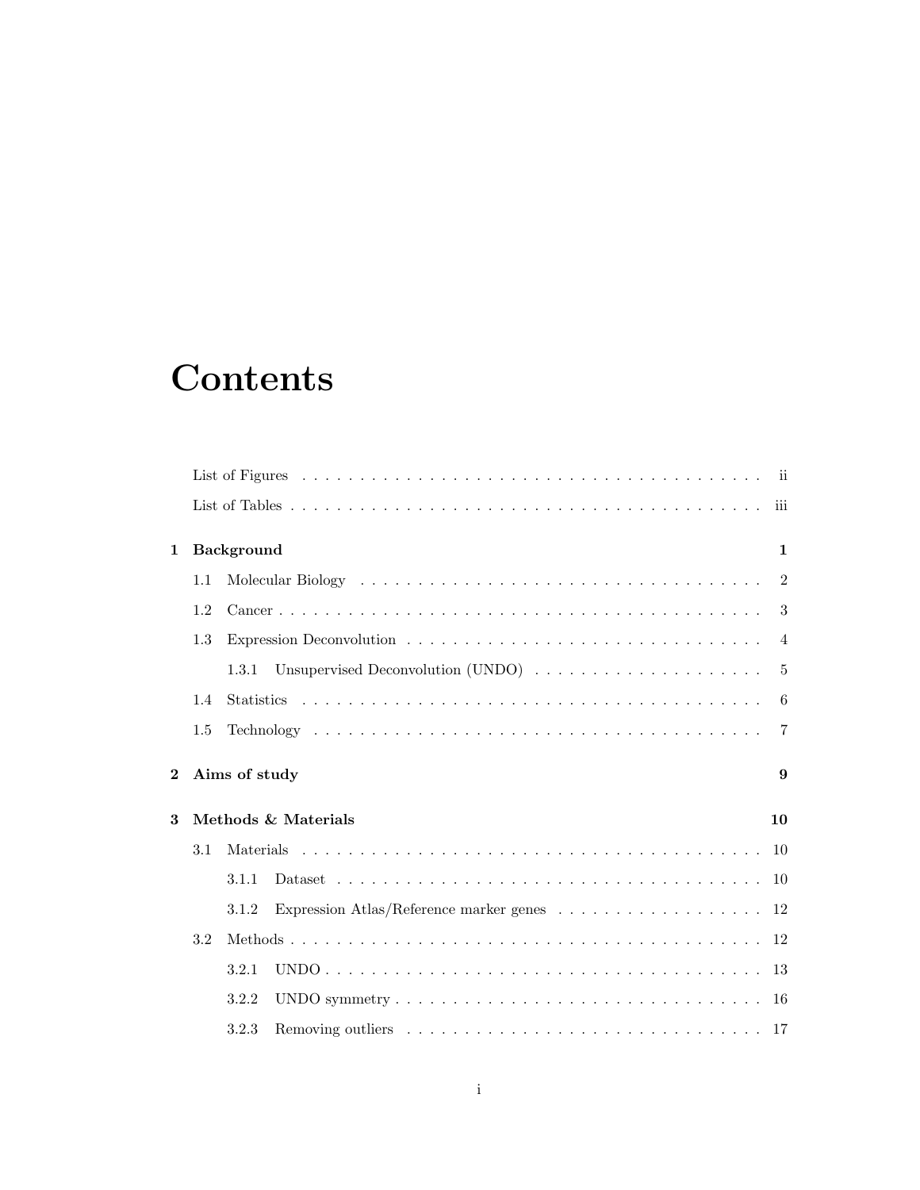# Contents

List of Figures . . . . . . . . . . ii

List of Tables . . . . . . . . . . iii

**1 Background** **1**

1.1 Molecular Biology . . . . . . . . . . 2

1.2 Cancer . . . . . . . . . . 3

1.3 Expression Deconvolution . . . . . . . . . . 4

1.3.1 Unsupervised Deconvolution (UNDO) . . . . . . . . . . 5

1.4 Statistics . . . . . . . . . . 6

1.5 Technology . . . . . . . . . . 7

**2 Aims of study** **9**

**3 Methods & Materials** **10**

3.1 Materials . . . . . . . . . . 10

3.1.1 Dataset . . . . . . . . . . 10

3.1.2 Expression Atlas/Reference marker genes . . . . . . . . . . 12

3.2 Methods . . . . . . . . . . 12

3.2.1 UNDO . . . . . . . . . . 13

3.2.2 UNDO symmetry . . . . . . . . . . 16

3.2.3 Removing outliers . . . . . . . . . . 17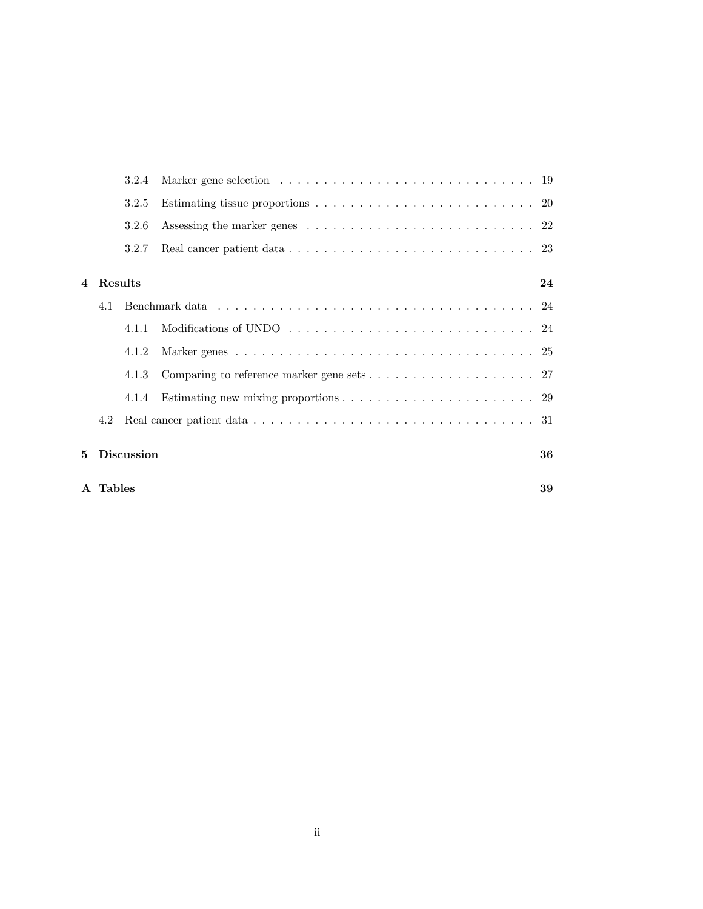3.2.4 Marker gene selection . . . . . . . . . . . . . . . . . . . . . . . . . . . . 19

3.2.5 Estimating tissue proportions . . . . . . . . . . . . . . . . . . . . . . . . . 20

3.2.6 Assessing the marker genes . . . . . . . . . . . . . . . . . . . . . . . . . . 22

3.2.7 Real cancer patient data . . . . . . . . . . . . . . . . . . . . . . . . . . . 23

**4 Results** **24**

4.1 Benchmark data . . . . . . . . . . . . . . . . . . . . . . . . . . . . . . . . . . 24

4.1.1 Modifications of UNDO . . . . . . . . . . . . . . . . . . . . . . . . . . . 24

4.1.2 Marker genes . . . . . . . . . . . . . . . . . . . . . . . . . . . . . . . . . 25

4.1.3 Comparing to reference marker gene sets . . . . . . . . . . . . . . . . . . . 27

4.1.4 Estimating new mixing proportions . . . . . . . . . . . . . . . . . . . . . . 29

4.2 Real cancer patient data . . . . . . . . . . . . . . . . . . . . . . . . . . . . . . 31

**5 Discussion** **36**

**A Tables** **39**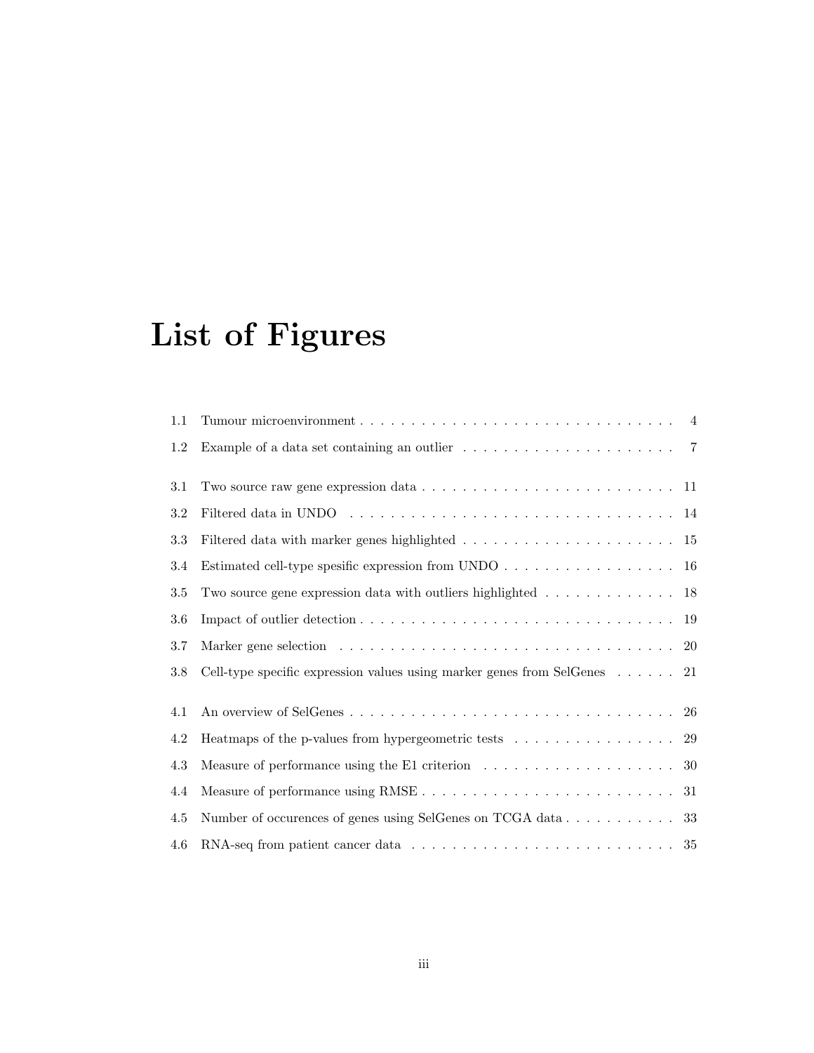# List of Figures

| | | |
|---|---|---|
| 1.1 | Tumour microenvironment | 4 |
| 1.2 | Example of a data set containing an outlier | 7 |
| 3.1 | Two source raw gene expression data | 11 |
| 3.2 | Filtered data in UNDO | 14 |
| 3.3 | Filtered data with marker genes highlighted | 15 |
| 3.4 | Estimated cell-type spesific expression from UNDO | 16 |
| 3.5 | Two source gene expression data with outliers highlighted | 18 |
| 3.6 | Impact of outlier detection | 19 |
| 3.7 | Marker gene selection | 20 |
| 3.8 | Cell-type specific expression values using marker genes from SelGenes | 21 |
| 4.1 | An overview of SelGenes | 26 |
| 4.2 | Heatmaps of the p-values from hypergeometric tests | 29 |
| 4.3 | Measure of performance using the E1 criterion | 30 |
| 4.4 | Measure of performance using RMSE | 31 |
| 4.5 | Number of occurences of genes using SelGenes on TCGA data | 33 |
| 4.6 | RNA-seq from patient cancer data | 35 |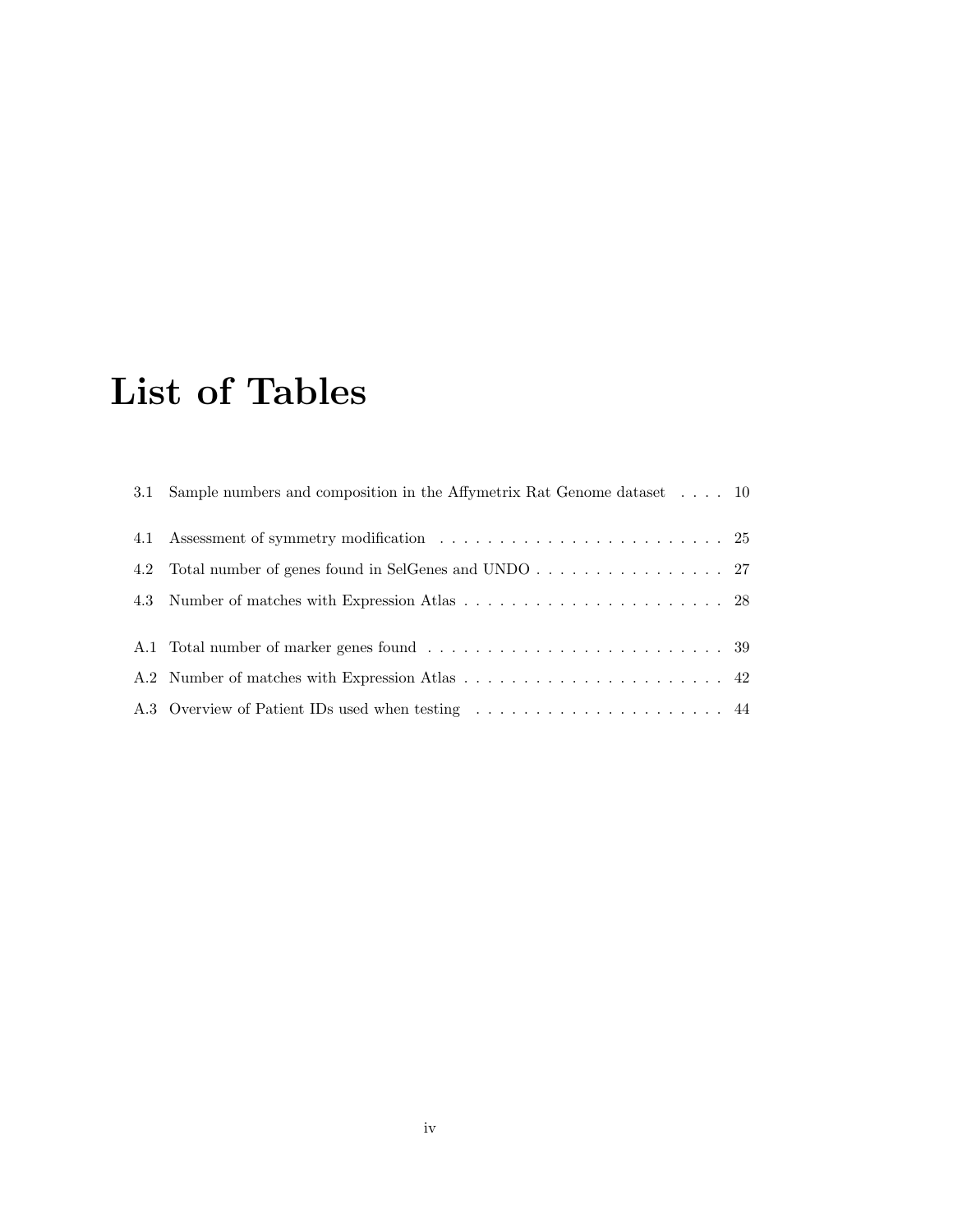# List of Tables

3.1 Sample numbers and composition in the Affymetrix Rat Genome dataset . . . . 10

4.1 Assessment of symmetry modification . . . . . . . . . . . . . . . . . . . . . . . . 25

4.2 Total number of genes found in SelGenes and UNDO . . . . . . . . . . . . . . . . 27

4.3 Number of matches with Expression Atlas . . . . . . . . . . . . . . . . . . . . . . 28

A.1 Total number of marker genes found . . . . . . . . . . . . . . . . . . . . . . . . 39

A.2 Number of matches with Expression Atlas . . . . . . . . . . . . . . . . . . . . . . 42

A.3 Overview of Patient IDs used when testing . . . . . . . . . . . . . . . . . . . . . 44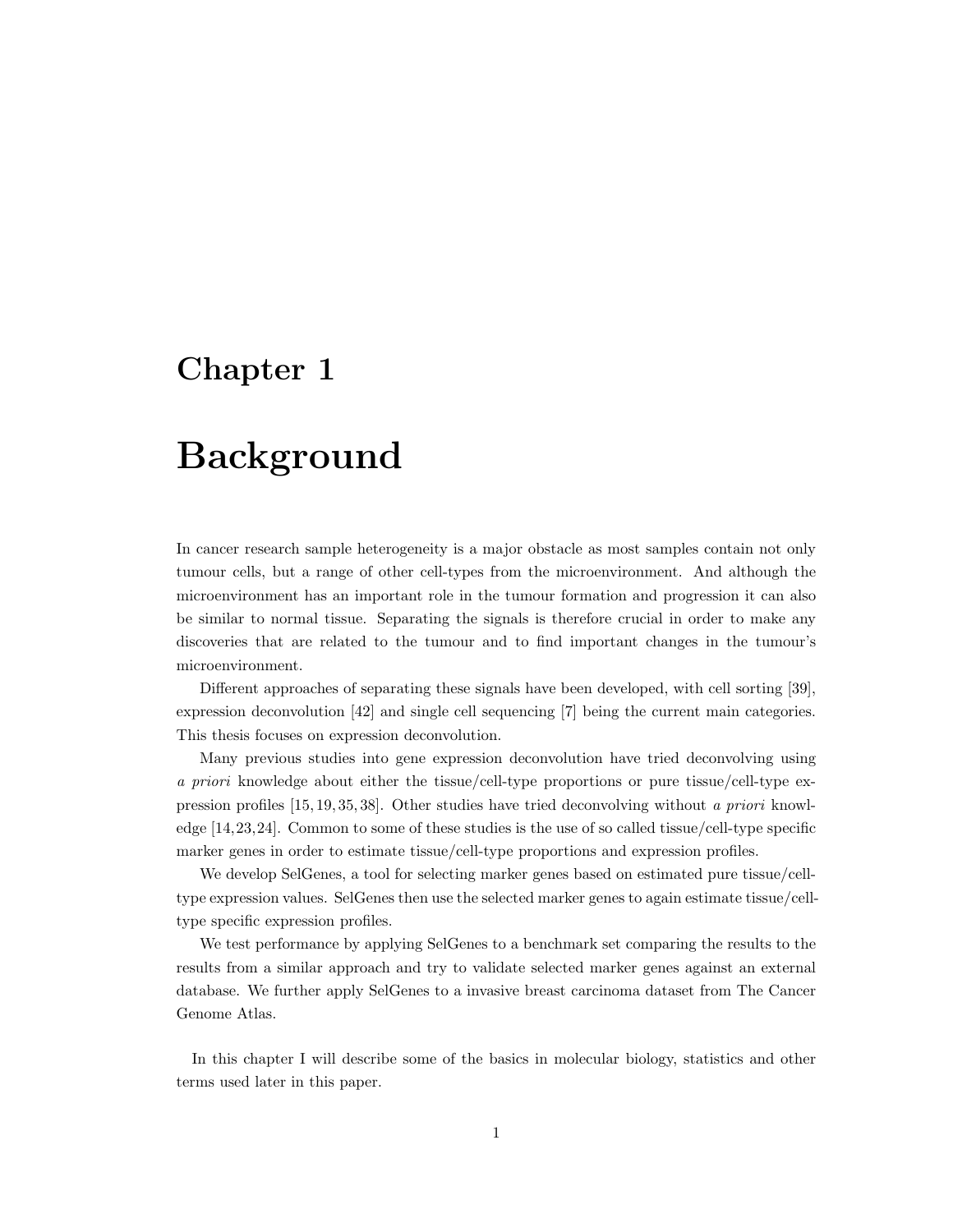# Chapter 1

# Background

In cancer research sample heterogeneity is a major obstacle as most samples contain not only tumour cells, but a range of other cell-types from the microenvironment. And although the microenvironment has an important role in the tumour formation and progression it can also be similar to normal tissue. Separating the signals is therefore crucial in order to make any discoveries that are related to the tumour and to find important changes in the tumour's microenvironment.

Different approaches of separating these signals have been developed, with cell sorting [39], expression deconvolution [42] and single cell sequencing [7] being the current main categories. This thesis focuses on expression deconvolution.

Many previous studies into gene expression deconvolution have tried deconvolving using *a priori* knowledge about either the tissue/cell-type proportions or pure tissue/cell-type expression profiles [15, 19, 35, 38]. Other studies have tried deconvolving without *a priori* knowledge [14,23,24]. Common to some of these studies is the use of so called tissue/cell-type specific marker genes in order to estimate tissue/cell-type proportions and expression profiles.

We develop SelGenes, a tool for selecting marker genes based on estimated pure tissue/cell-type expression values. SelGenes then use the selected marker genes to again estimate tissue/cell-type specific expression profiles.

We test performance by applying SelGenes to a benchmark set comparing the results to the results from a similar approach and try to validate selected marker genes against an external database. We further apply SelGenes to a invasive breast carcinoma dataset from The Cancer Genome Atlas.

In this chapter I will describe some of the basics in molecular biology, statistics and other terms used later in this paper.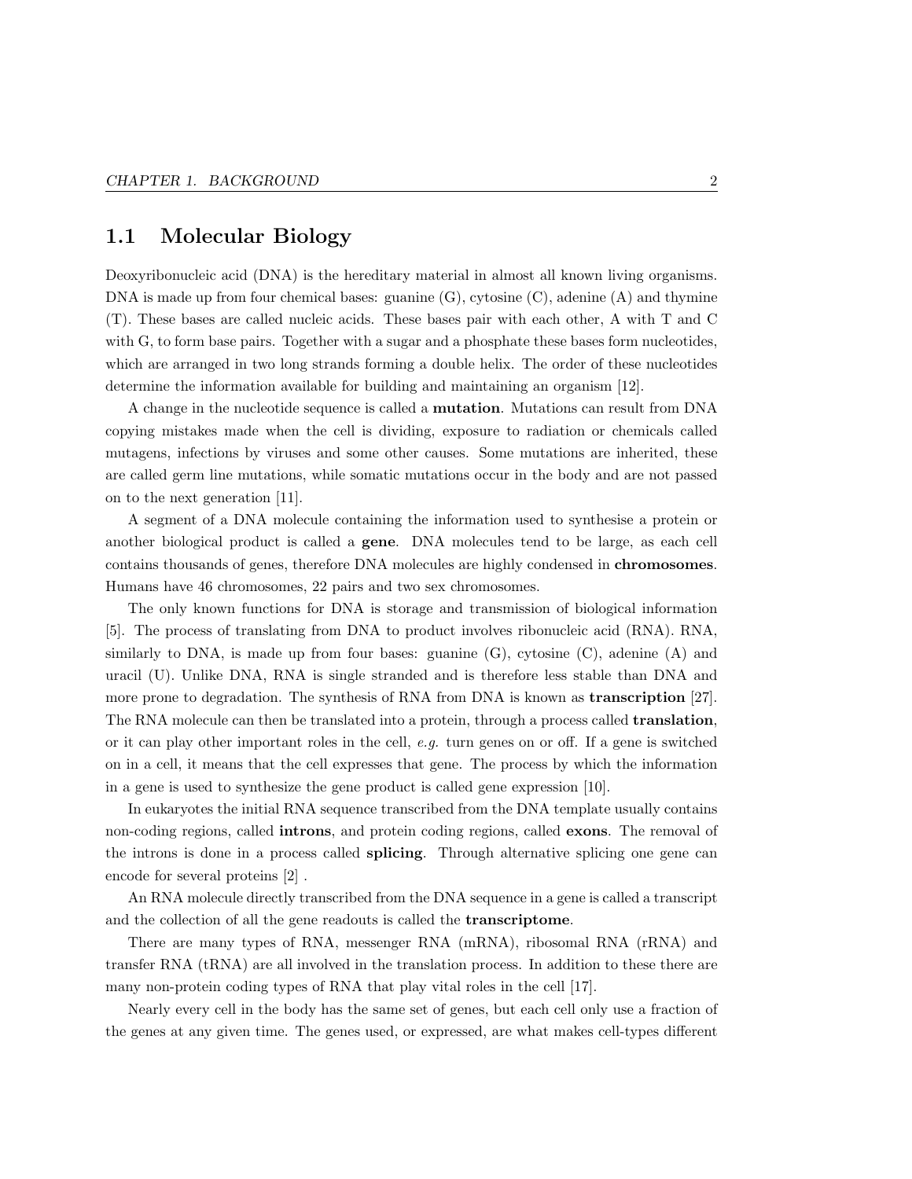## 1.1 Molecular Biology

Deoxyribonucleic acid (DNA) is the hereditary material in almost all known living organisms. DNA is made up from four chemical bases: guanine (G), cytosine (C), adenine (A) and thymine (T). These bases are called nucleic acids. These bases pair with each other, A with T and C with G, to form base pairs. Together with a sugar and a phosphate these bases form nucleotides, which are arranged in two long strands forming a double helix. The order of these nucleotides determine the information available for building and maintaining an organism [12].

A change in the nucleotide sequence is called a **mutation**. Mutations can result from DNA copying mistakes made when the cell is dividing, exposure to radiation or chemicals called mutagens, infections by viruses and some other causes. Some mutations are inherited, these are called germ line mutations, while somatic mutations occur in the body and are not passed on to the next generation [11].

A segment of a DNA molecule containing the information used to synthesise a protein or another biological product is called a **gene**. DNA molecules tend to be large, as each cell contains thousands of genes, therefore DNA molecules are highly condensed in **chromosomes**. Humans have 46 chromosomes, 22 pairs and two sex chromosomes.

The only known functions for DNA is storage and transmission of biological information [5]. The process of translating from DNA to product involves ribonucleic acid (RNA). RNA, similarly to DNA, is made up from four bases: guanine (G), cytosine (C), adenine (A) and uracil (U). Unlike DNA, RNA is single stranded and is therefore less stable than DNA and more prone to degradation. The synthesis of RNA from DNA is known as **transcription** [27]. The RNA molecule can then be translated into a protein, through a process called **translation**, or it can play other important roles in the cell, *e.g.* turn genes on or off. If a gene is switched on in a cell, it means that the cell expresses that gene. The process by which the information in a gene is used to synthesize the gene product is called gene expression [10].

In eukaryotes the initial RNA sequence transcribed from the DNA template usually contains non-coding regions, called **introns**, and protein coding regions, called **exons**. The removal of the introns is done in a process called **splicing**. Through alternative splicing one gene can encode for several proteins [2] .

An RNA molecule directly transcribed from the DNA sequence in a gene is called a transcript and the collection of all the gene readouts is called the **transcriptome**.

There are many types of RNA, messenger RNA (mRNA), ribosomal RNA (rRNA) and transfer RNA (tRNA) are all involved in the translation process. In addition to these there are many non-protein coding types of RNA that play vital roles in the cell [17].

Nearly every cell in the body has the same set of genes, but each cell only use a fraction of the genes at any given time. The genes used, or expressed, are what makes cell-types different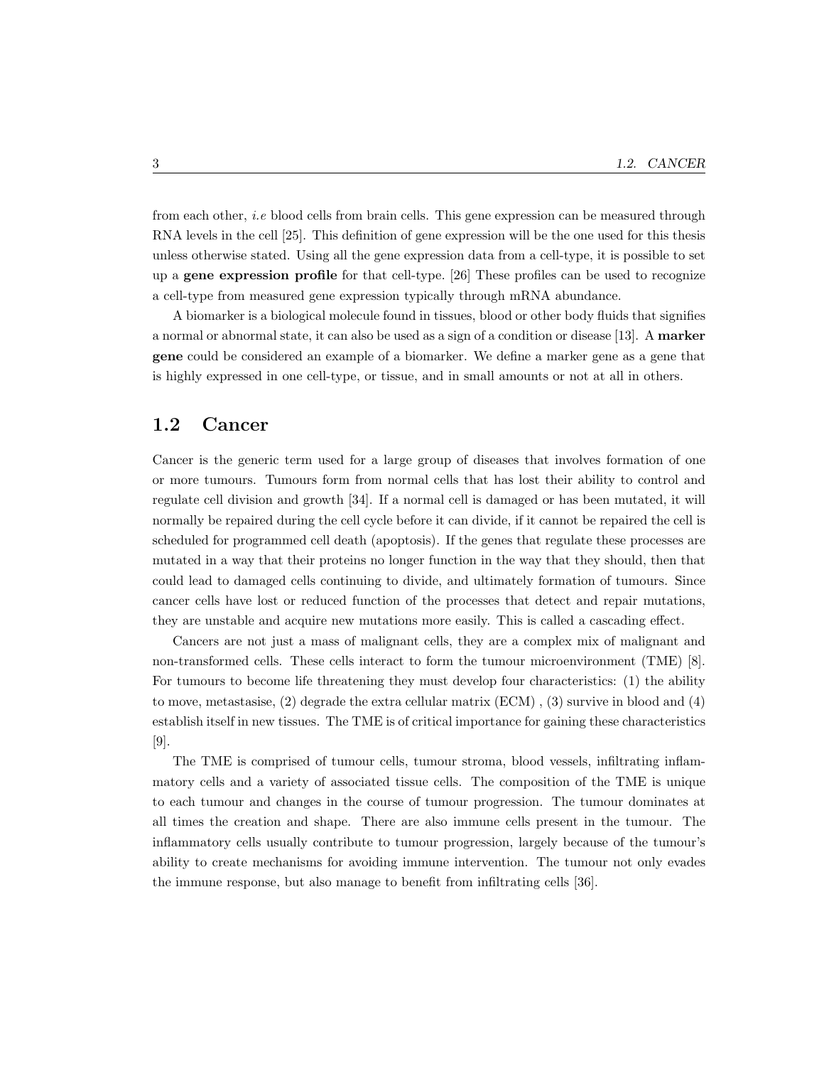from each other, *i.e* blood cells from brain cells. This gene expression can be measured through RNA levels in the cell [25]. This definition of gene expression will be the one used for this thesis unless otherwise stated. Using all the gene expression data from a cell-type, it is possible to set up a **gene expression profile** for that cell-type. [26] These profiles can be used to recognize a cell-type from measured gene expression typically through mRNA abundance.

A biomarker is a biological molecule found in tissues, blood or other body fluids that signifies a normal or abnormal state, it can also be used as a sign of a condition or disease [13]. A **marker gene** could be considered an example of a biomarker. We define a marker gene as a gene that is highly expressed in one cell-type, or tissue, and in small amounts or not at all in others.

## 1.2 Cancer

Cancer is the generic term used for a large group of diseases that involves formation of one or more tumours. Tumours form from normal cells that has lost their ability to control and regulate cell division and growth [34]. If a normal cell is damaged or has been mutated, it will normally be repaired during the cell cycle before it can divide, if it cannot be repaired the cell is scheduled for programmed cell death (apoptosis). If the genes that regulate these processes are mutated in a way that their proteins no longer function in the way that they should, then that could lead to damaged cells continuing to divide, and ultimately formation of tumours. Since cancer cells have lost or reduced function of the processes that detect and repair mutations, they are unstable and acquire new mutations more easily. This is called a cascading effect.

Cancers are not just a mass of malignant cells, they are a complex mix of malignant and non-transformed cells. These cells interact to form the tumour microenvironment (TME) [8]. For tumours to become life threatening they must develop four characteristics: (1) the ability to move, metastasise, (2) degrade the extra cellular matrix (ECM) , (3) survive in blood and (4) establish itself in new tissues. The TME is of critical importance for gaining these characteristics [9].

The TME is comprised of tumour cells, tumour stroma, blood vessels, infiltrating inflammatory cells and a variety of associated tissue cells. The composition of the TME is unique to each tumour and changes in the course of tumour progression. The tumour dominates at all times the creation and shape. There are also immune cells present in the tumour. The inflammatory cells usually contribute to tumour progression, largely because of the tumour's ability to create mechanisms for avoiding immune intervention. The tumour not only evades the immune response, but also manage to benefit from infiltrating cells [36].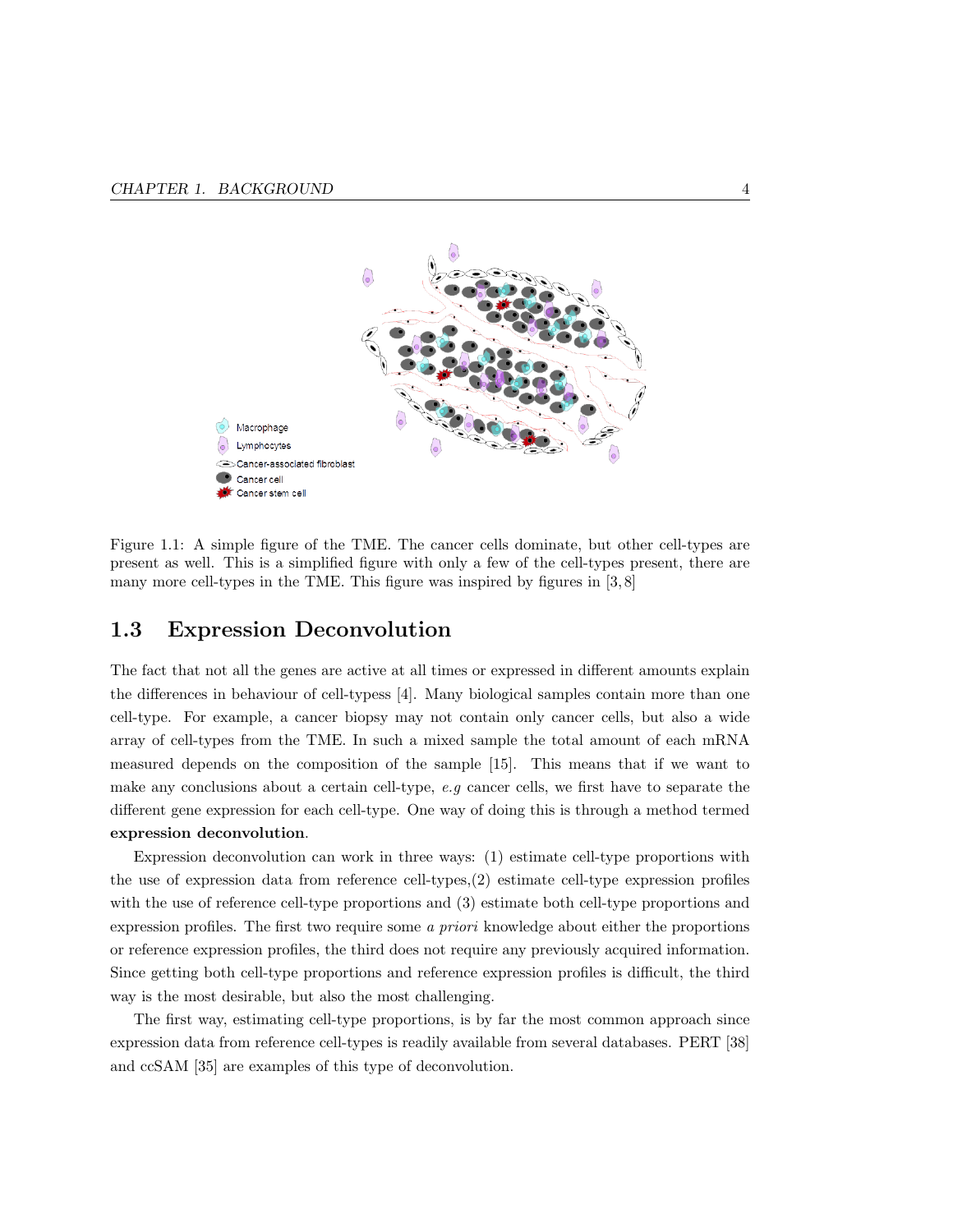Figure 1.1: A simple figure of the TME. The cancer cells dominate, but other cell-types are present as well. This is a simplified figure with only a few of the cell-types present, there are many more cell-types in the TME. This figure was inspired by figures in [3, 8]

## 1.3 Expression Deconvolution

The fact that not all the genes are active at all times or expressed in different amounts explain the differences in behaviour of cell-typess [4]. Many biological samples contain more than one cell-type. For example, a cancer biopsy may not contain only cancer cells, but also a wide array of cell-types from the TME. In such a mixed sample the total amount of each mRNA measured depends on the composition of the sample [15]. This means that if we want to make any conclusions about a certain cell-type, *e.g* cancer cells, we first have to separate the different gene expression for each cell-type. One way of doing this is through a method termed **expression deconvolution**.

Expression deconvolution can work in three ways: (1) estimate cell-type proportions with the use of expression data from reference cell-types,(2) estimate cell-type expression profiles with the use of reference cell-type proportions and (3) estimate both cell-type proportions and expression profiles. The first two require some *a priori* knowledge about either the proportions or reference expression profiles, the third does not require any previously acquired information. Since getting both cell-type proportions and reference expression profiles is difficult, the third way is the most desirable, but also the most challenging.

The first way, estimating cell-type proportions, is by far the most common approach since expression data from reference cell-types is readily available from several databases. PERT [38] and ccSAM [35] are examples of this type of deconvolution.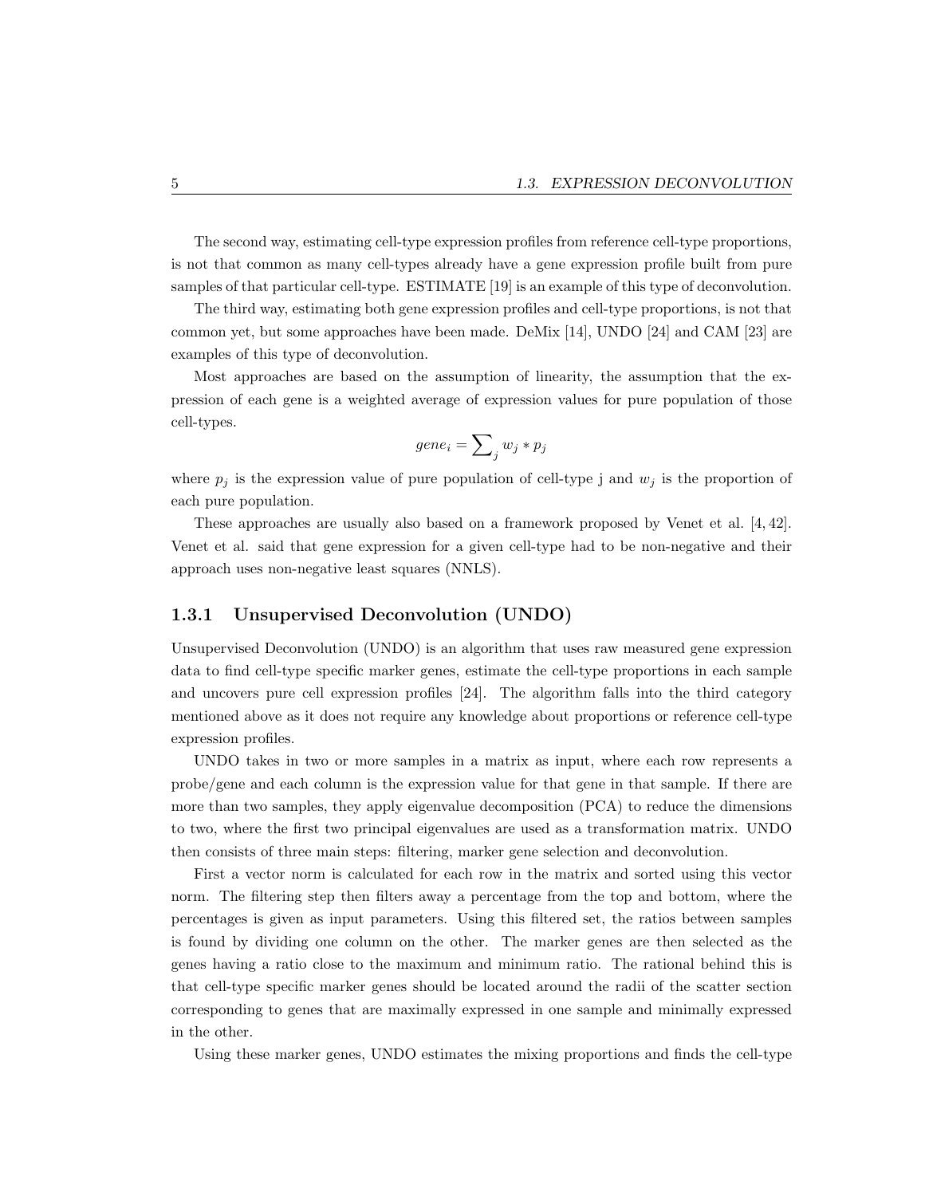The second way, estimating cell-type expression profiles from reference cell-type proportions, is not that common as many cell-types already have a gene expression profile built from pure samples of that particular cell-type. ESTIMATE [19] is an example of this type of deconvolution.

The third way, estimating both gene expression profiles and cell-type proportions, is not that common yet, but some approaches have been made. DeMix [14], UNDO [24] and CAM [23] are examples of this type of deconvolution.

Most approaches are based on the assumption of linearity, the assumption that the expression of each gene is a weighted average of expression values for pure population of those cell-types.

$$gene_i = \sum_j w_j * p_j$$

where $p_j$ is the expression value of pure population of cell-type j and $w_j$ is the proportion of each pure population.

These approaches are usually also based on a framework proposed by Venet et al. [4, 42]. Venet et al. said that gene expression for a given cell-type had to be non-negative and their approach uses non-negative least squares (NNLS).

### 1.3.1 Unsupervised Deconvolution (UNDO)

Unsupervised Deconvolution (UNDO) is an algorithm that uses raw measured gene expression data to find cell-type specific marker genes, estimate the cell-type proportions in each sample and uncovers pure cell expression profiles [24]. The algorithm falls into the third category mentioned above as it does not require any knowledge about proportions or reference cell-type expression profiles.

UNDO takes in two or more samples in a matrix as input, where each row represents a probe/gene and each column is the expression value for that gene in that sample. If there are more than two samples, they apply eigenvalue decomposition (PCA) to reduce the dimensions to two, where the first two principal eigenvalues are used as a transformation matrix. UNDO then consists of three main steps: filtering, marker gene selection and deconvolution.

First a vector norm is calculated for each row in the matrix and sorted using this vector norm. The filtering step then filters away a percentage from the top and bottom, where the percentages is given as input parameters. Using this filtered set, the ratios between samples is found by dividing one column on the other. The marker genes are then selected as the genes having a ratio close to the maximum and minimum ratio. The rational behind this is that cell-type specific marker genes should be located around the radii of the scatter section corresponding to genes that are maximally expressed in one sample and minimally expressed in the other.

Using these marker genes, UNDO estimates the mixing proportions and finds the cell-type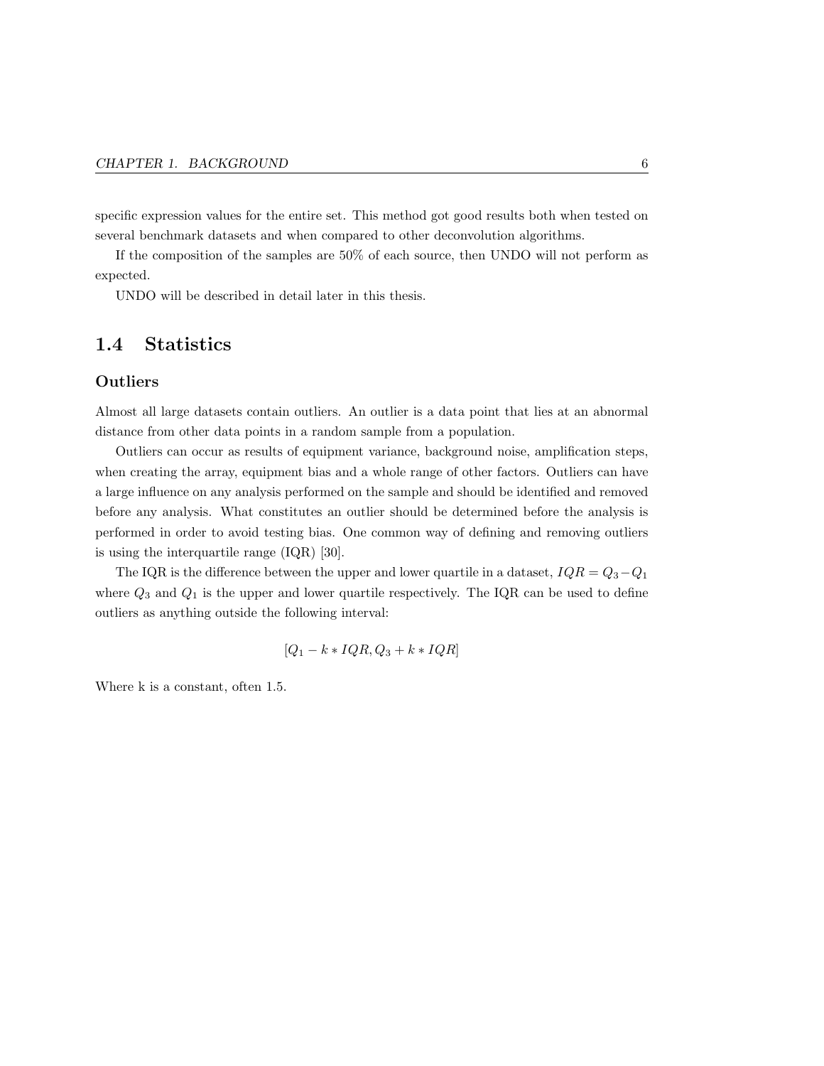specific expression values for the entire set. This method got good results both when tested on several benchmark datasets and when compared to other deconvolution algorithms.

If the composition of the samples are 50% of each source, then UNDO will not perform as expected.

UNDO will be described in detail later in this thesis.

## 1.4 Statistics

### Outliers

Almost all large datasets contain outliers. An outlier is a data point that lies at an abnormal distance from other data points in a random sample from a population.

Outliers can occur as results of equipment variance, background noise, amplification steps, when creating the array, equipment bias and a whole range of other factors. Outliers can have a large influence on any analysis performed on the sample and should be identified and removed before any analysis. What constitutes an outlier should be determined before the analysis is performed in order to avoid testing bias. One common way of defining and removing outliers is using the interquartile range (IQR) [30].

The IQR is the difference between the upper and lower quartile in a dataset, $IQR = Q_3 - Q_1$ where $Q_3$ and $Q_1$ is the upper and lower quartile respectively. The IQR can be used to define outliers as anything outside the following interval:

$$[Q_1 - k * IQR, Q_3 + k * IQR]$$

Where k is a constant, often 1.5.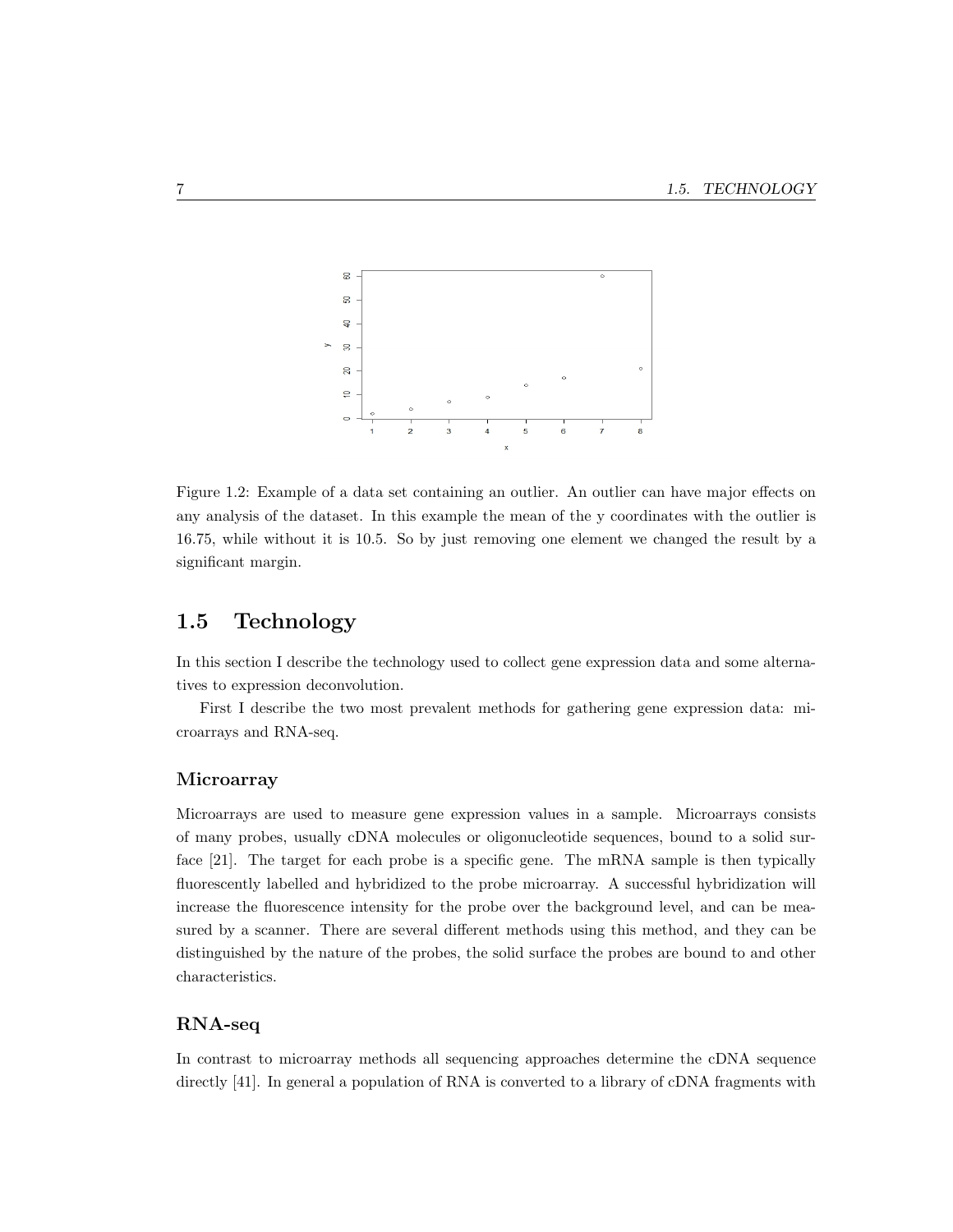Figure 1.2: Example of a data set containing an outlier. An outlier can have major effects on any analysis of the dataset. In this example the mean of the y coordinates with the outlier is 16.75, while without it is 10.5. So by just removing one element we changed the result by a significant margin.

## 1.5 Technology

In this section I describe the technology used to collect gene expression data and some alternatives to expression deconvolution.

First I describe the two most prevalent methods for gathering gene expression data: microarrays and RNA-seq.

### Microarray

Microarrays are used to measure gene expression values in a sample. Microarrays consists of many probes, usually cDNA molecules or oligonucleotide sequences, bound to a solid surface [21]. The target for each probe is a specific gene. The mRNA sample is then typically fluorescently labelled and hybridized to the probe microarray. A successful hybridization will increase the fluorescence intensity for the probe over the background level, and can be measured by a scanner. There are several different methods using this method, and they can be distinguished by the nature of the probes, the solid surface the probes are bound to and other characteristics.

### RNA-seq

In contrast to microarray methods all sequencing approaches determine the cDNA sequence directly [41]. In general a population of RNA is converted to a library of cDNA fragments with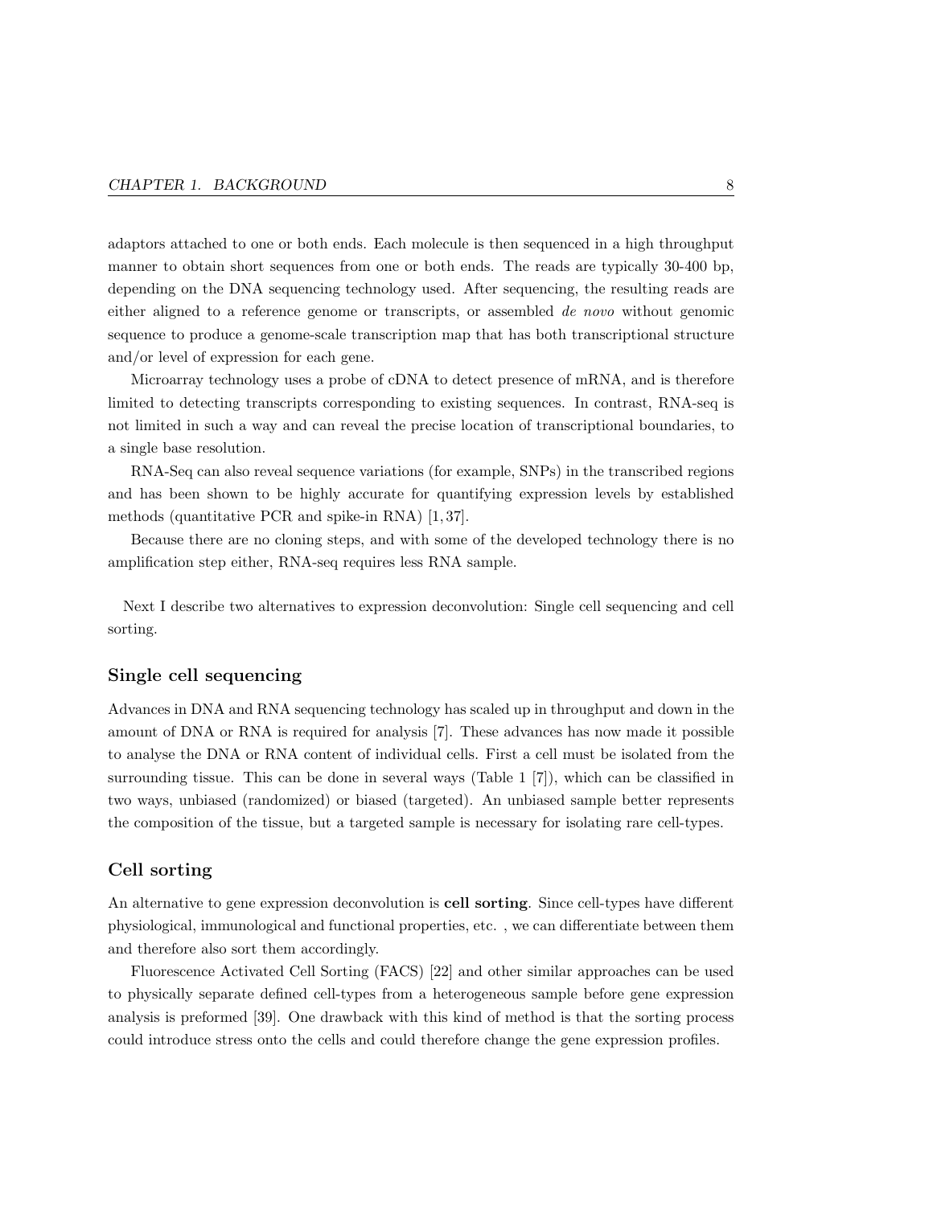adaptors attached to one or both ends. Each molecule is then sequenced in a high throughput manner to obtain short sequences from one or both ends. The reads are typically 30-400 bp, depending on the DNA sequencing technology used. After sequencing, the resulting reads are either aligned to a reference genome or transcripts, or assembled *de novo* without genomic sequence to produce a genome-scale transcription map that has both transcriptional structure and/or level of expression for each gene.

Microarray technology uses a probe of cDNA to detect presence of mRNA, and is therefore limited to detecting transcripts corresponding to existing sequences. In contrast, RNA-seq is not limited in such a way and can reveal the precise location of transcriptional boundaries, to a single base resolution.

RNA-Seq can also reveal sequence variations (for example, SNPs) in the transcribed regions and has been shown to be highly accurate for quantifying expression levels by established methods (quantitative PCR and spike-in RNA) [1, 37].

Because there are no cloning steps, and with some of the developed technology there is no amplification step either, RNA-seq requires less RNA sample.

Next I describe two alternatives to expression deconvolution: Single cell sequencing and cell sorting.

### Single cell sequencing

Advances in DNA and RNA sequencing technology has scaled up in throughput and down in the amount of DNA or RNA is required for analysis [7]. These advances has now made it possible to analyse the DNA or RNA content of individual cells. First a cell must be isolated from the surrounding tissue. This can be done in several ways (Table 1 [7]), which can be classified in two ways, unbiased (randomized) or biased (targeted). An unbiased sample better represents the composition of the tissue, but a targeted sample is necessary for isolating rare cell-types.

### Cell sorting

An alternative to gene expression deconvolution is **cell sorting**. Since cell-types have different physiological, immunological and functional properties, etc. , we can differentiate between them and therefore also sort them accordingly.

Fluorescence Activated Cell Sorting (FACS) [22] and other similar approaches can be used to physically separate defined cell-types from a heterogeneous sample before gene expression analysis is preformed [39]. One drawback with this kind of method is that the sorting process could introduce stress onto the cells and could therefore change the gene expression profiles.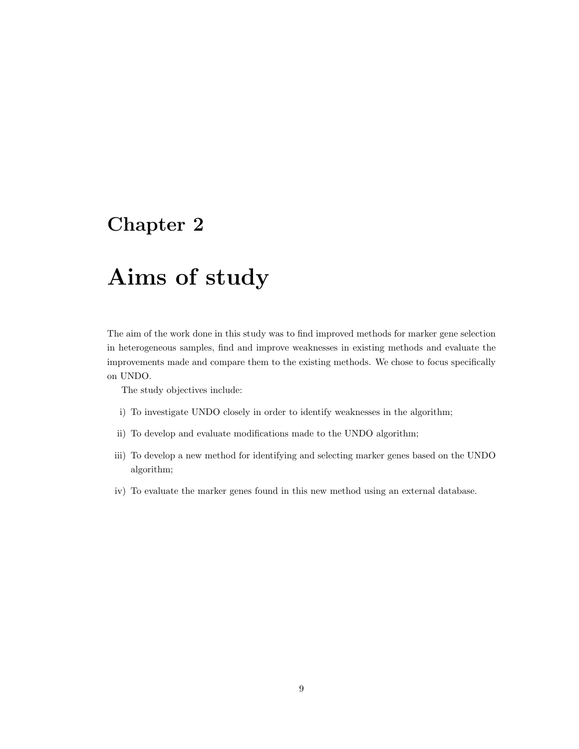# Chapter 2

# Aims of study

The aim of the work done in this study was to find improved methods for marker gene selection in heterogeneous samples, find and improve weaknesses in existing methods and evaluate the improvements made and compare them to the existing methods. We chose to focus specifically on UNDO.

The study objectives include:

i) To investigate UNDO closely in order to identify weaknesses in the algorithm;

ii) To develop and evaluate modifications made to the UNDO algorithm;

iii) To develop a new method for identifying and selecting marker genes based on the UNDO algorithm;

iv) To evaluate the marker genes found in this new method using an external database.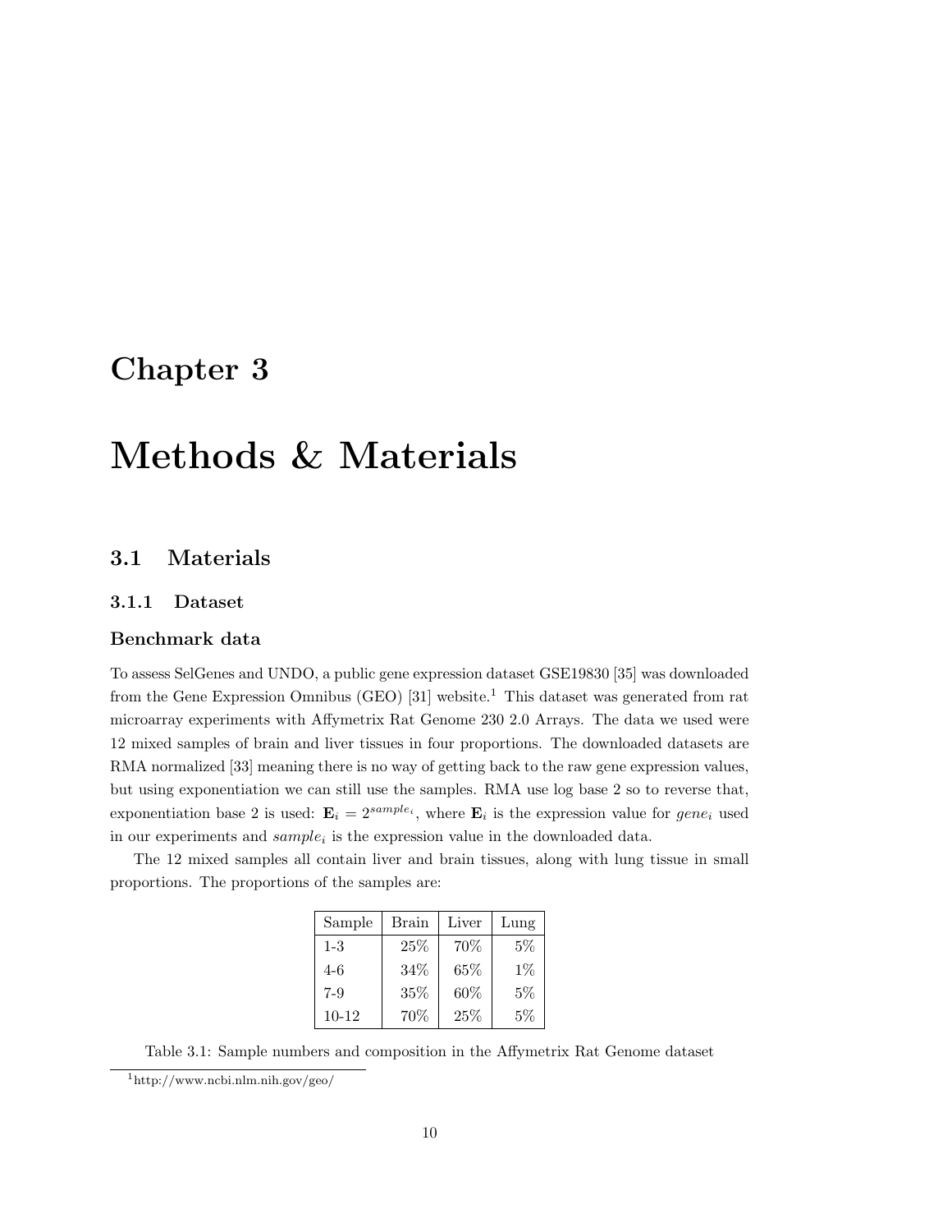# Chapter 3

# Methods & Materials

## 3.1 Materials

### 3.1.1 Dataset

#### Benchmark data

To assess SelGenes and UNDO, a public gene expression dataset GSE19830 [35] was downloaded from the Gene Expression Omnibus (GEO) [31] website.[1] This dataset was generated from rat microarray experiments with Affymetrix Rat Genome 230 2.0 Arrays. The data we used were 12 mixed samples of brain and liver tissues in four proportions. The downloaded datasets are RMA normalized [33] meaning there is no way of getting back to the raw gene expression values, but using exponentiation we can still use the samples. RMA use log base 2 so to reverse that, exponentiation base 2 is used: $\mathbf{E}_i = 2^{sample_i}$, where $\mathbf{E}_i$ is the expression value for $gene_i$ used in our experiments and $sample_i$ is the expression value in the downloaded data.

The 12 mixed samples all contain liver and brain tissues, along with lung tissue in small proportions. The proportions of the samples are:

| Sample | Brain | Liver | Lung |
|---|---|---|---|
| 1-3 | 25% | 70% | 5% |
| 4-6 | 34% | 65% | 1% |
| 7-9 | 35% | 60% | 5% |
| 10-12 | 70% | 25% | 5% |

Table 3.1: Sample numbers and composition in the Affymetrix Rat Genome dataset

[1] http://www.ncbi.nlm.nih.gov/geo/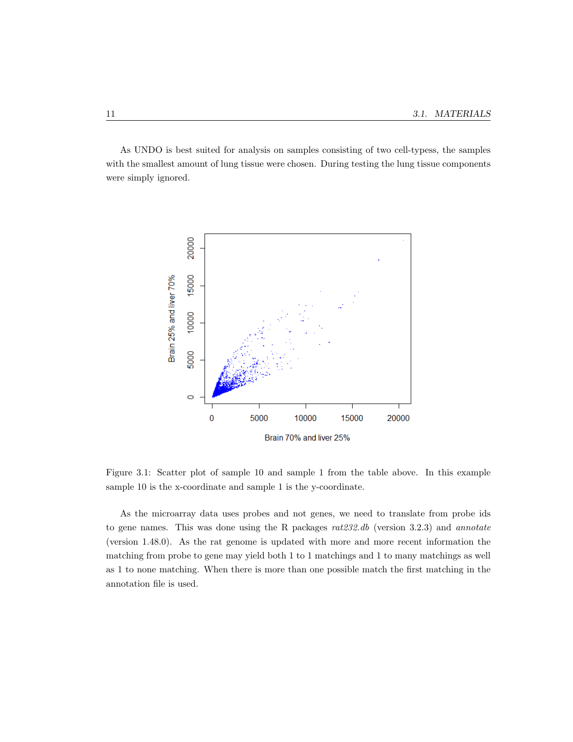As UNDO is best suited for analysis on samples consisting of two cell-typess, the samples with the smallest amount of lung tissue were chosen. During testing the lung tissue components were simply ignored.

Figure 3.1: Scatter plot of sample 10 and sample 1 from the table above. In this example sample 10 is the x-coordinate and sample 1 is the y-coordinate.

As the microarray data uses probes and not genes, we need to translate from probe ids to gene names. This was done using the R packages *rat232.db* (version 3.2.3) and *annotate* (version 1.48.0). As the rat genome is updated with more and more recent information the matching from probe to gene may yield both 1 to 1 matchings and 1 to many matchings as well as 1 to none matching. When there is more than one possible match the first matching in the annotation file is used.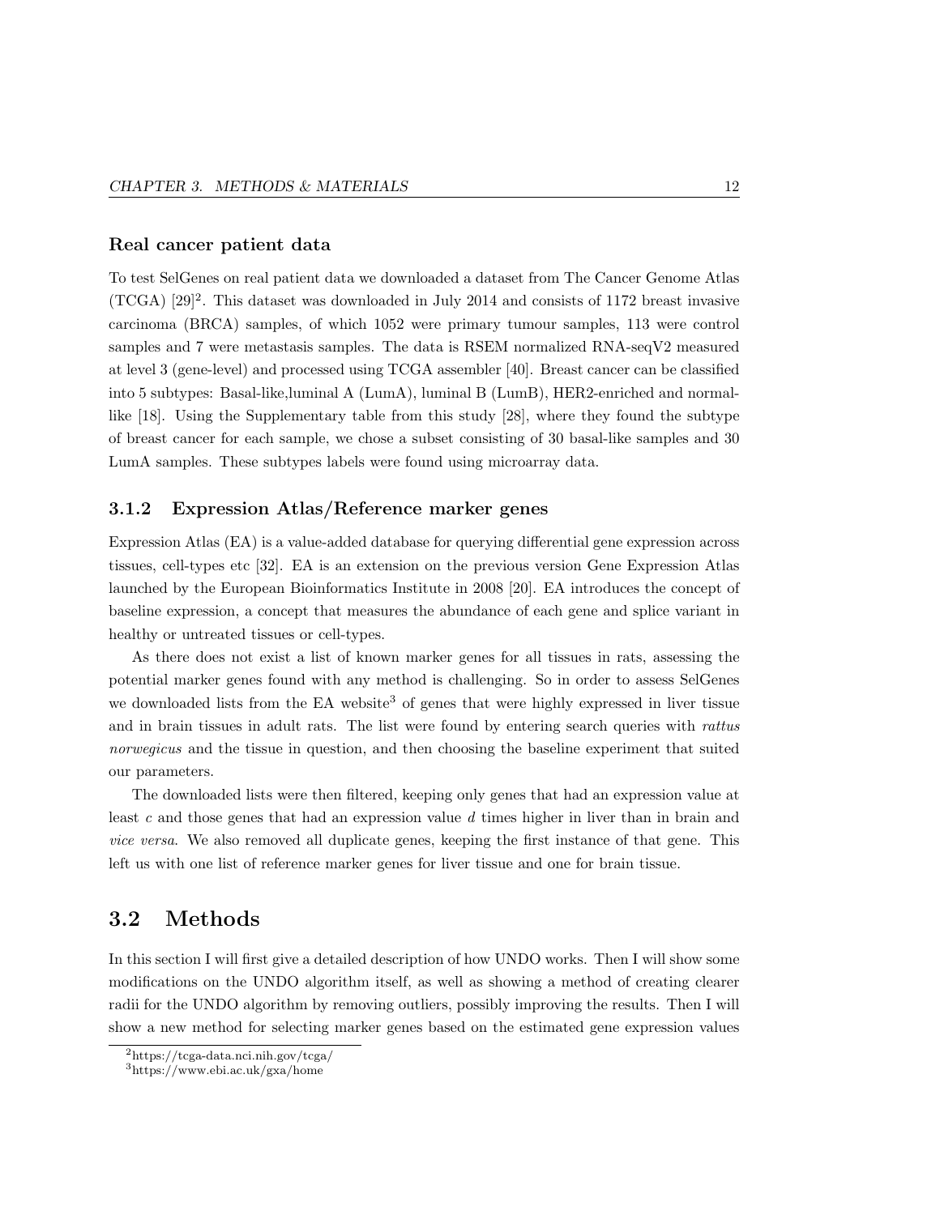### Real cancer patient data

To test SelGenes on real patient data we downloaded a dataset from The Cancer Genome Atlas (TCGA) [29][2]. This dataset was downloaded in July 2014 and consists of 1172 breast invasive carcinoma (BRCA) samples, of which 1052 were primary tumour samples, 113 were control samples and 7 were metastasis samples. The data is RSEM normalized RNA-seqV2 measured at level 3 (gene-level) and processed using TCGA assembler [40]. Breast cancer can be classified into 5 subtypes: Basal-like,luminal A (LumA), luminal B (LumB), HER2-enriched and normal-like [18]. Using the Supplementary table from this study [28], where they found the subtype of breast cancer for each sample, we chose a subset consisting of 30 basal-like samples and 30 LumA samples. These subtypes labels were found using microarray data.

### 3.1.2 Expression Atlas/Reference marker genes

Expression Atlas (EA) is a value-added database for querying differential gene expression across tissues, cell-types etc [32]. EA is an extension on the previous version Gene Expression Atlas launched by the European Bioinformatics Institute in 2008 [20]. EA introduces the concept of baseline expression, a concept that measures the abundance of each gene and splice variant in healthy or untreated tissues or cell-types.

As there does not exist a list of known marker genes for all tissues in rats, assessing the potential marker genes found with any method is challenging. So in order to assess SelGenes we downloaded lists from the EA website[3] of genes that were highly expressed in liver tissue and in brain tissues in adult rats. The list were found by entering search queries with *rattus norwegicus* and the tissue in question, and then choosing the baseline experiment that suited our parameters.

The downloaded lists were then filtered, keeping only genes that had an expression value at least $c$ and those genes that had an expression value $d$ times higher in liver than in brain and *vice versa*. We also removed all duplicate genes, keeping the first instance of that gene. This left us with one list of reference marker genes for liver tissue and one for brain tissue.

## 3.2 Methods

In this section I will first give a detailed description of how UNDO works. Then I will show some modifications on the UNDO algorithm itself, as well as showing a method of creating clearer radii for the UNDO algorithm by removing outliers, possibly improving the results. Then I will show a new method for selecting marker genes based on the estimated gene expression values

[2] https://tcga-data.nci.nih.gov/tcga/

[3] https://www.ebi.ac.uk/gxa/home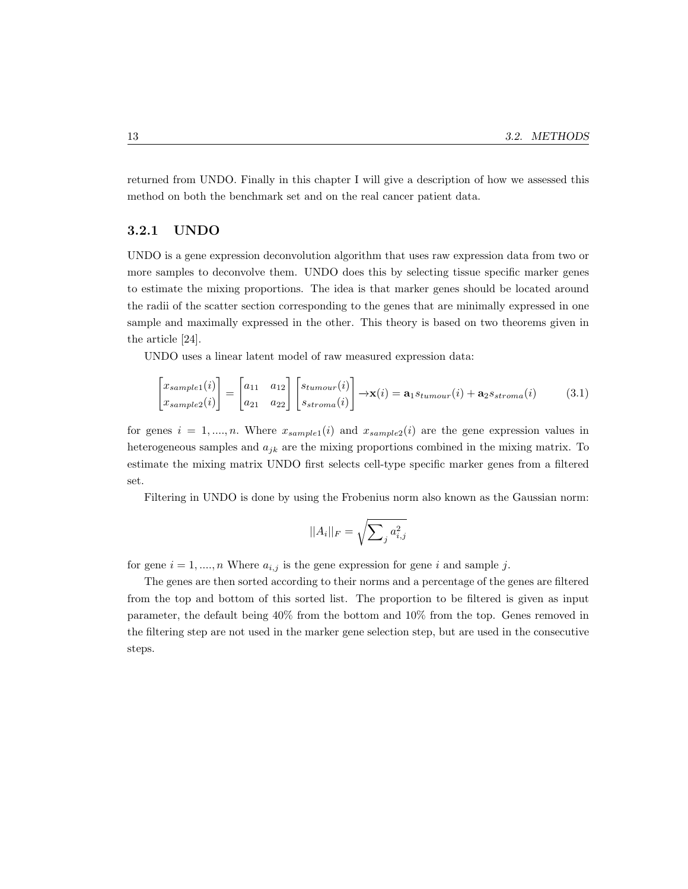returned from UNDO. Finally in this chapter I will give a description of how we assessed this method on both the benchmark set and on the real cancer patient data.

### 3.2.1 UNDO

UNDO is a gene expression deconvolution algorithm that uses raw expression data from two or more samples to deconvolve them. UNDO does this by selecting tissue specific marker genes to estimate the mixing proportions. The idea is that marker genes should be located around the radii of the scatter section corresponding to the genes that are minimally expressed in one sample and maximally expressed in the other. This theory is based on two theorems given in the article [24].

UNDO uses a linear latent model of raw measured expression data:

$$\begin{bmatrix} x_{sample1}(i) \\ x_{sample2}(i) \end{bmatrix} = \begin{bmatrix} a_{11} & a_{12} \\ a_{21} & a_{22} \end{bmatrix} \begin{bmatrix} s_{tumour}(i) \\ s_{stroma}(i) \end{bmatrix} \rightarrow \mathbf{x}(i) = \mathbf{a}_1 s_{tumour}(i) + \mathbf{a}_2 s_{stroma}(i) \tag{3.1}$$

for genes $i = 1, ...., n$. Where $x_{sample1}(i)$ and $x_{sample2}(i)$ are the gene expression values in heterogeneous samples and $a_{jk}$ are the mixing proportions combined in the mixing matrix. To estimate the mixing matrix UNDO first selects cell-type specific marker genes from a filtered set.

Filtering in UNDO is done by using the Frobenius norm also known as the Gaussian norm:

$$||A_i||_F = \sqrt{\sum_j a_{i,j}^2}$$

for gene $i = 1, ...., n$ Where $a_{i,j}$ is the gene expression for gene $i$ and sample $j$.

The genes are then sorted according to their norms and a percentage of the genes are filtered from the top and bottom of this sorted list. The proportion to be filtered is given as input parameter, the default being 40% from the bottom and 10% from the top. Genes removed in the filtering step are not used in the marker gene selection step, but are used in the consecutive steps.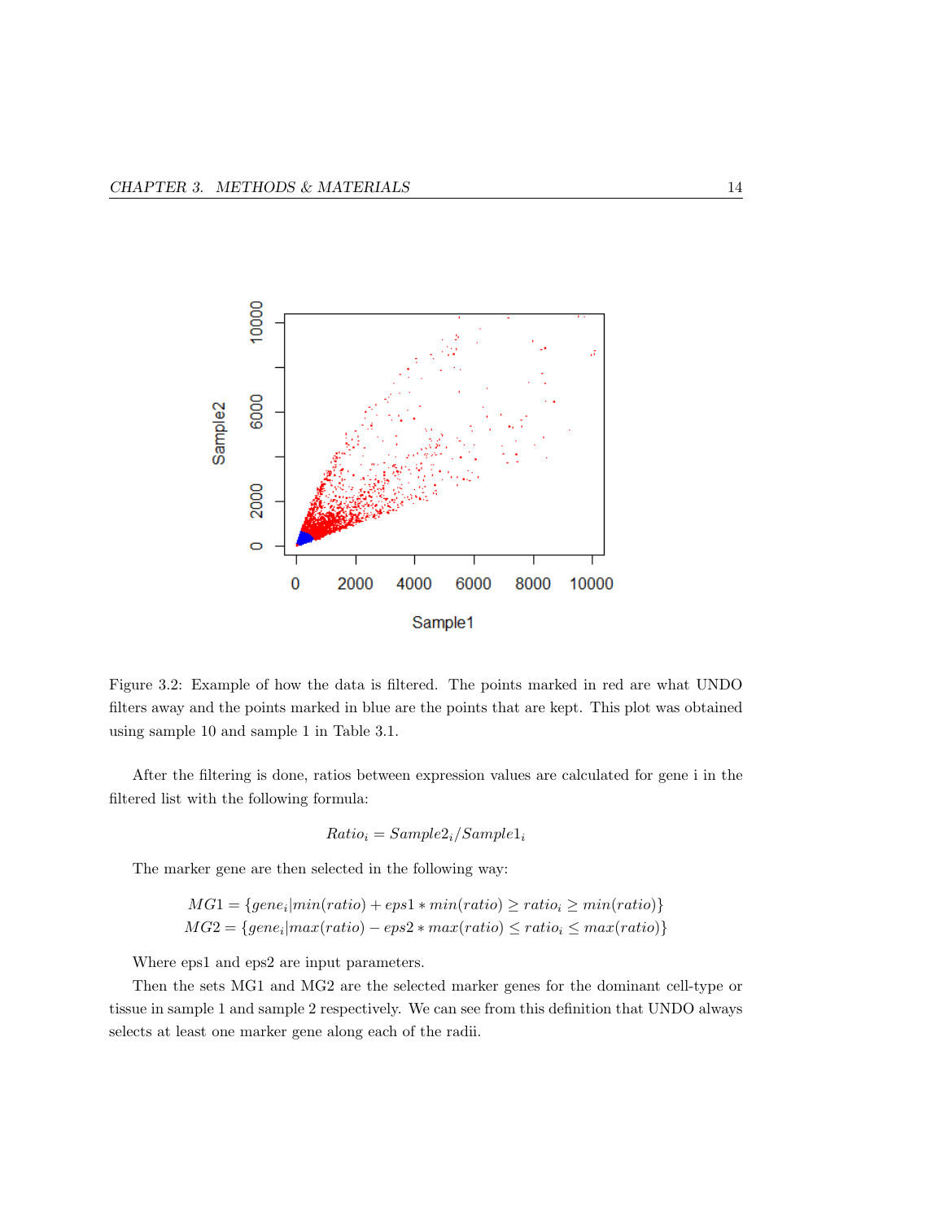Figure 3.2: Example of how the data is filtered. The points marked in red are what UNDO filters away and the points marked in blue are the points that are kept. This plot was obtained using sample 10 and sample 1 in Table 3.1.

After the filtering is done, ratios between expression values are calculated for gene i in the filtered list with the following formula:

$$Ratio_i = Sample2_i / Sample1_i$$

The marker gene are then selected in the following way:

$$MG1 = \{gene_i | min(ratio) + eps1 * min(ratio) \geq ratio_i \geq min(ratio)\}$$
$$MG2 = \{gene_i | max(ratio) - eps2 * max(ratio) \leq ratio_i \leq max(ratio)\}$$

Where eps1 and eps2 are input parameters.

Then the sets MG1 and MG2 are the selected marker genes for the dominant cell-type or tissue in sample 1 and sample 2 respectively. We can see from this definition that UNDO always selects at least one marker gene along each of the radii.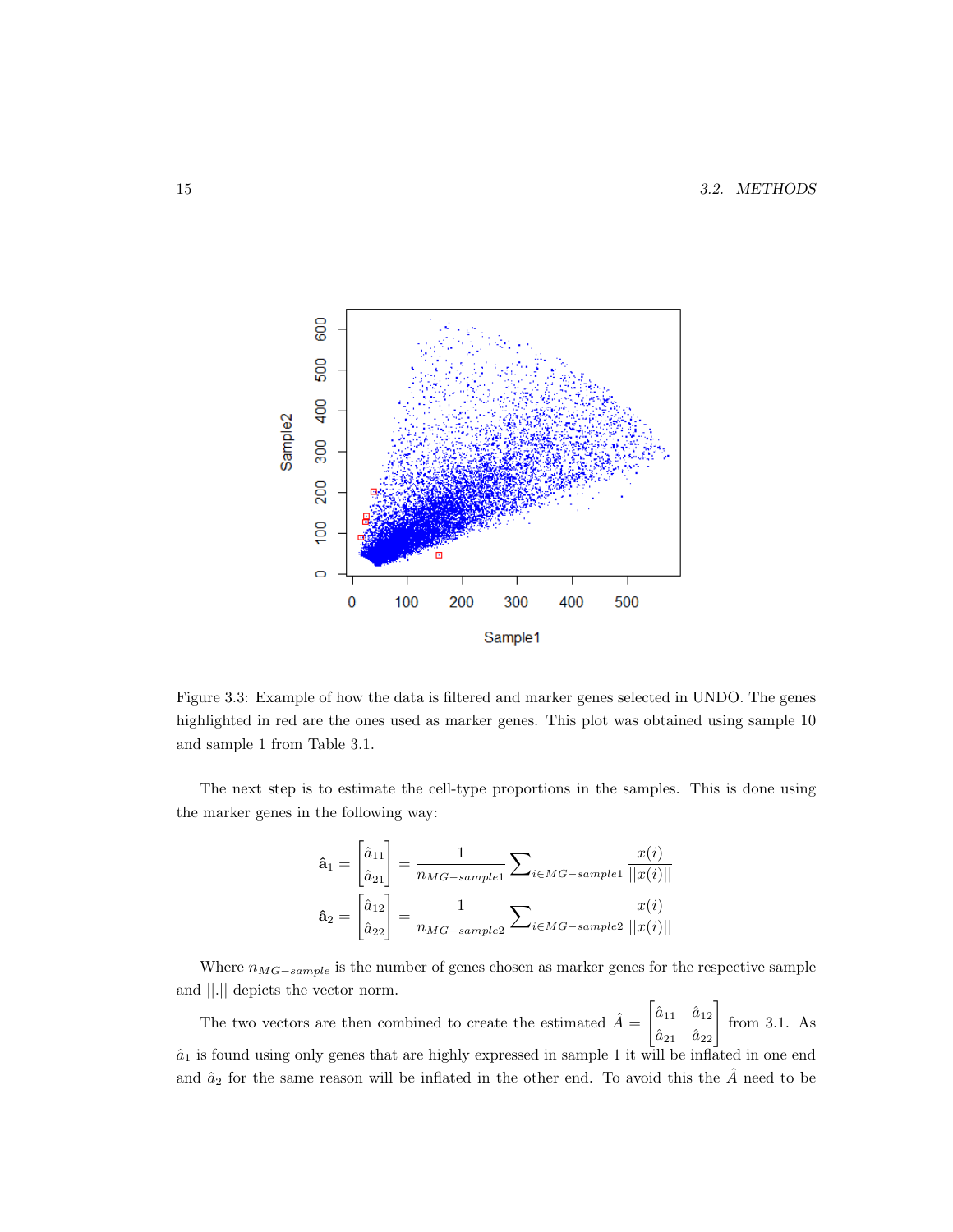Figure 3.3: Example of how the data is filtered and marker genes selected in UNDO. The genes highlighted in red are the ones used as marker genes. This plot was obtained using sample 10 and sample 1 from Table 3.1.

The next step is to estimate the cell-type proportions in the samples. This is done using the marker genes in the following way:

$$\mathbf{\hat{a}}_1 = \begin{bmatrix} \hat{a}_{11} \\ \hat{a}_{21} \end{bmatrix} = \frac{1}{n_{MG-sample1}} \sum\nolimits_{i \in MG-sample1} \frac{x(i)}{||x(i)||}$$

$$\mathbf{\hat{a}}_2 = \begin{bmatrix} \hat{a}_{12} \\ \hat{a}_{22} \end{bmatrix} = \frac{1}{n_{MG-sample2}} \sum\nolimits_{i \in MG-sample2} \frac{x(i)}{||x(i)||}$$

Where $n_{MG-sample}$ is the number of genes chosen as marker genes for the respective sample and $||.||$ depicts the vector norm.

The two vectors are then combined to create the estimated $\hat{A} = \begin{bmatrix} \hat{a}_{11} & \hat{a}_{12} \\ \hat{a}_{21} & \hat{a}_{22} \end{bmatrix}$ from 3.1. As $\hat{a}_1$ is found using only genes that are highly expressed in sample 1 it will be inflated in one end and $\hat{a}_2$ for the same reason will be inflated in the other end. To avoid this the $\hat{A}$ need to be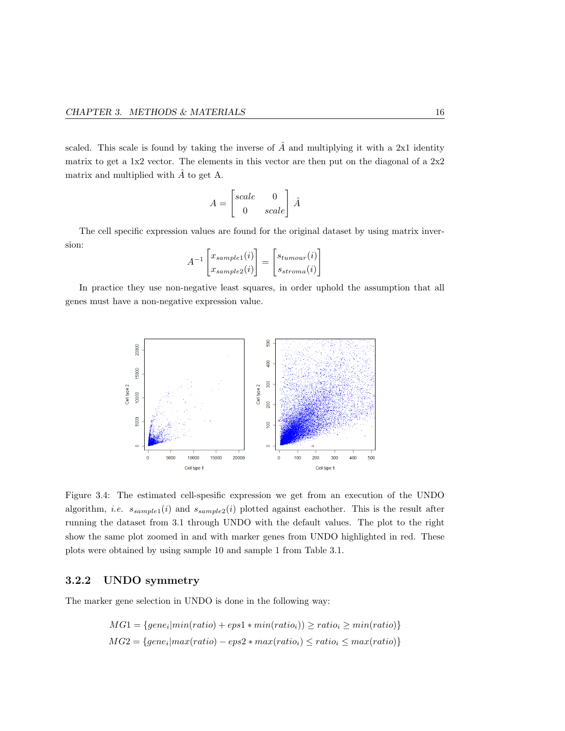scaled. This scale is found by taking the inverse of $\hat{A}$ and multiplying it with a 2x1 identity matrix to get a 1x2 vector. The elements in this vector are then put on the diagonal of a 2x2 matrix and multiplied with $\hat{A}$ to get A.

$$A = \begin{bmatrix} scale & 0 \\ 0 & scale \end{bmatrix} \hat{A}$$

The cell specific expression values are found for the original dataset by using matrix inversion:

$$A^{-1} \begin{bmatrix} x_{sample1}(i) \\ x_{sample2}(i) \end{bmatrix} = \begin{bmatrix} s_{tumour}(i) \\ s_{stroma}(i) \end{bmatrix}$$

In practice they use non-negative least squares, in order uphold the assumption that all genes must have a non-negative expression value.

Figure 3.4: The estimated cell-spesific expression we get from an execution of the UNDO algorithm, *i.e.* $s_{sample1}(i)$ and $s_{sample2}(i)$ plotted against eachother. This is the result after running the dataset from 3.1 through UNDO with the default values. The plot to the right show the same plot zoomed in and with marker genes from UNDO highlighted in red. These plots were obtained by using sample 10 and sample 1 from Table 3.1.

### 3.2.2 UNDO symmetry

The marker gene selection in UNDO is done in the following way:

$$MG1 = \{gene_i | min(ratio) + eps1 * min(ratio_i)) \geq ratio_i \geq min(ratio)\}$$
$$MG2 = \{gene_i | max(ratio) - eps2 * max(ratio_i) \leq ratio_i \leq max(ratio)\}$$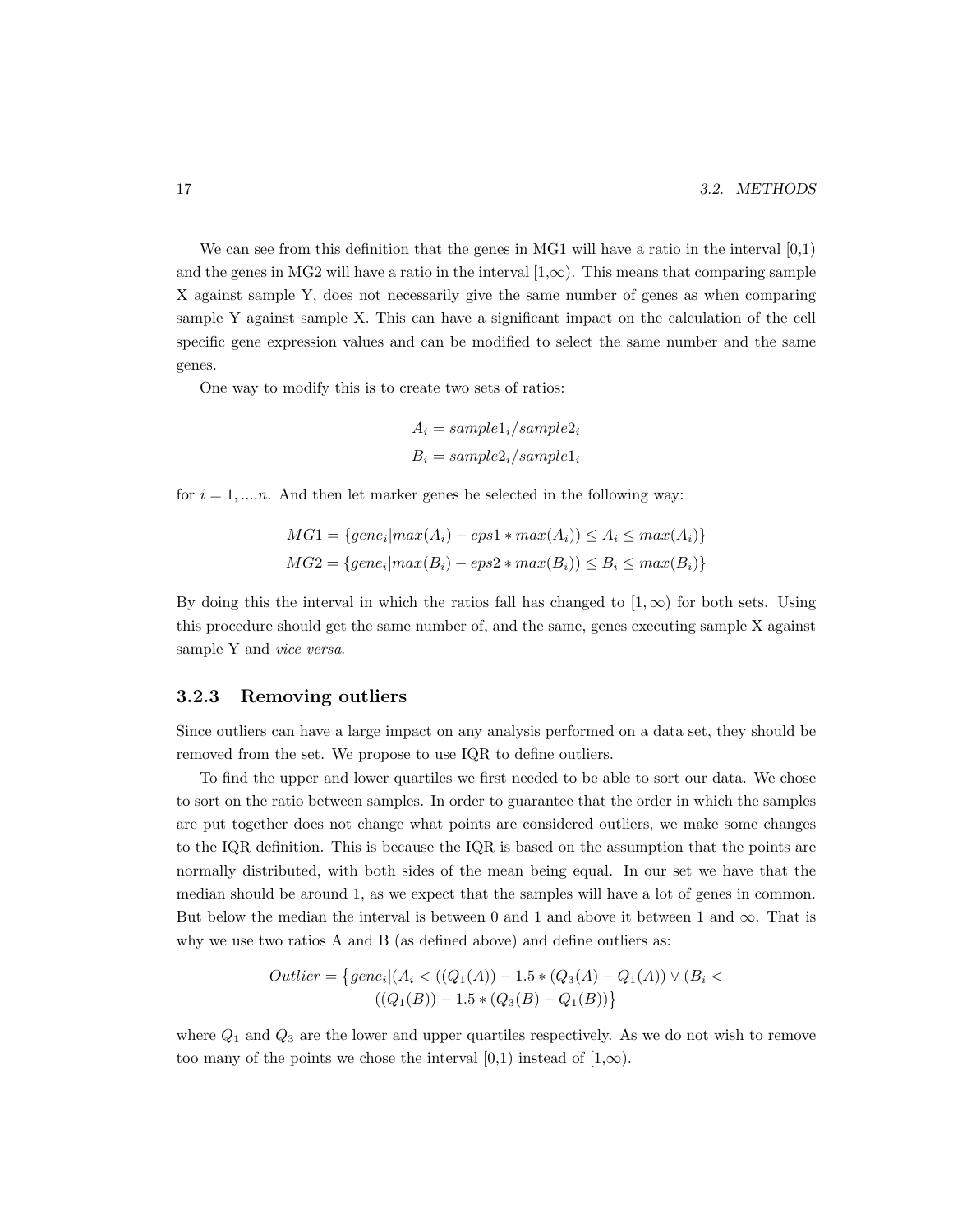We can see from this definition that the genes in MG1 will have a ratio in the interval [0,1) and the genes in MG2 will have a ratio in the interval $[1,\infty)$. This means that comparing sample X against sample Y, does not necessarily give the same number of genes as when comparing sample Y against sample X. This can have a significant impact on the calculation of the cell specific gene expression values and can be modified to select the same number and the same genes.

One way to modify this is to create two sets of ratios:

$$A_i = sample1_i/sample2_i$$
$$B_i = sample2_i/sample1_i$$

for $i = 1, ....n$. And then let marker genes be selected in the following way:

$$MG1 = \{gene_i | max(A_i) - eps1 * max(A_i)) \leq A_i \leq max(A_i)\}$$
$$MG2 = \{gene_i | max(B_i) - eps2 * max(B_i)) \leq B_i \leq max(B_i)\}$$

By doing this the interval in which the ratios fall has changed to $[1, \infty)$ for both sets. Using this procedure should get the same number of, and the same, genes executing sample X against sample Y and *vice versa*.

### 3.2.3 Removing outliers

Since outliers can have a large impact on any analysis performed on a data set, they should be removed from the set. We propose to use IQR to define outliers.

To find the upper and lower quartiles we first needed to be able to sort our data. We chose to sort on the ratio between samples. In order to guarantee that the order in which the samples are put together does not change what points are considered outliers, we make some changes to the IQR definition. This is because the IQR is based on the assumption that the points are normally distributed, with both sides of the mean being equal. In our set we have that the median should be around 1, as we expect that the samples will have a lot of genes in common. But below the median the interval is between 0 and 1 and above it between 1 and $\infty$. That is why we use two ratios A and B (as defined above) and define outliers as:

$$Outlier = \{gene_i | (A_i < ((Q_1(A)) - 1.5 * (Q_3(A) - Q_1(A)) \vee (B_i < ((Q_1(B)) - 1.5 * (Q_3(B) - Q_1(B))\}$$

where $Q_1$ and $Q_3$ are the lower and upper quartiles respectively. As we do not wish to remove too many of the points we chose the interval [0,1) instead of $[1,\infty)$.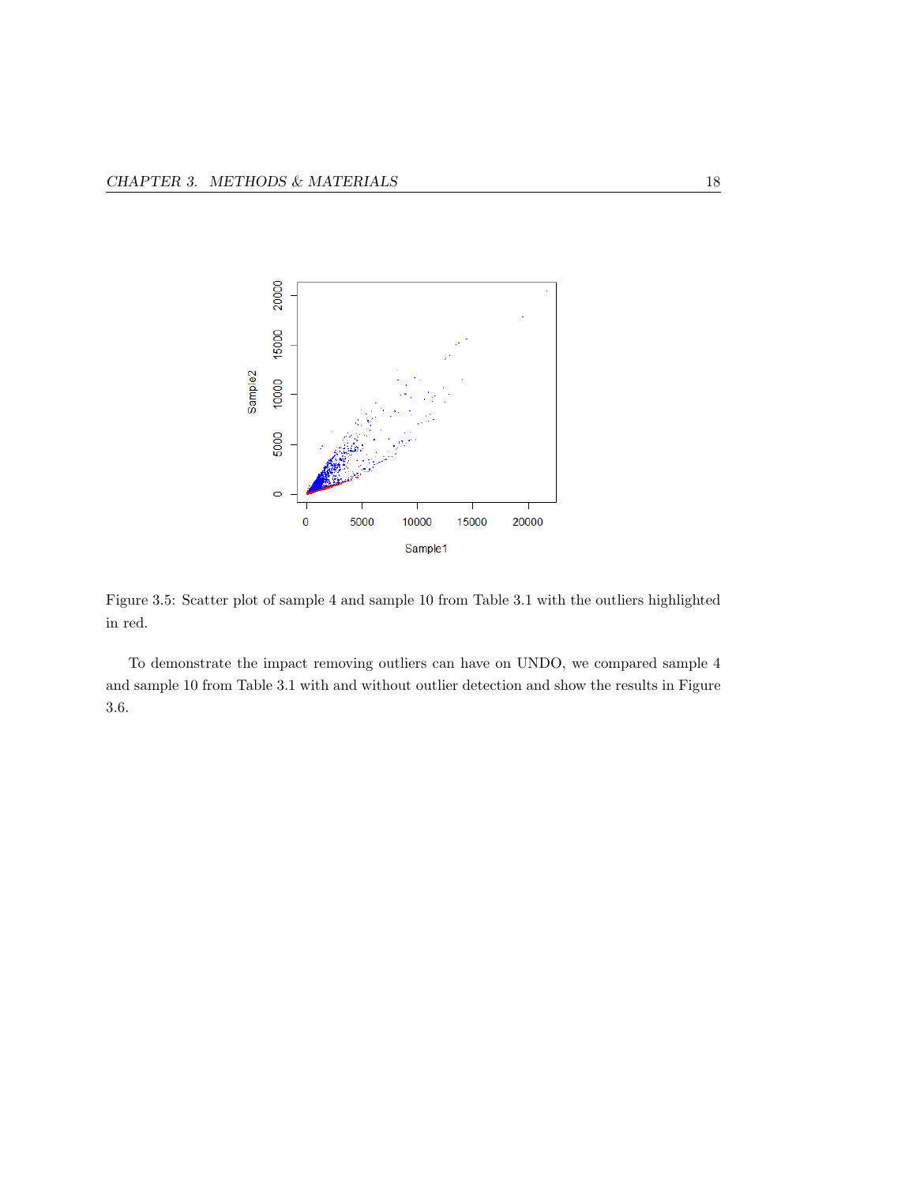Figure 3.5: Scatter plot of sample 4 and sample 10 from Table 3.1 with the outliers highlighted in red.

To demonstrate the impact removing outliers can have on UNDO, we compared sample 4 and sample 10 from Table 3.1 with and without outlier detection and show the results in Figure 3.6.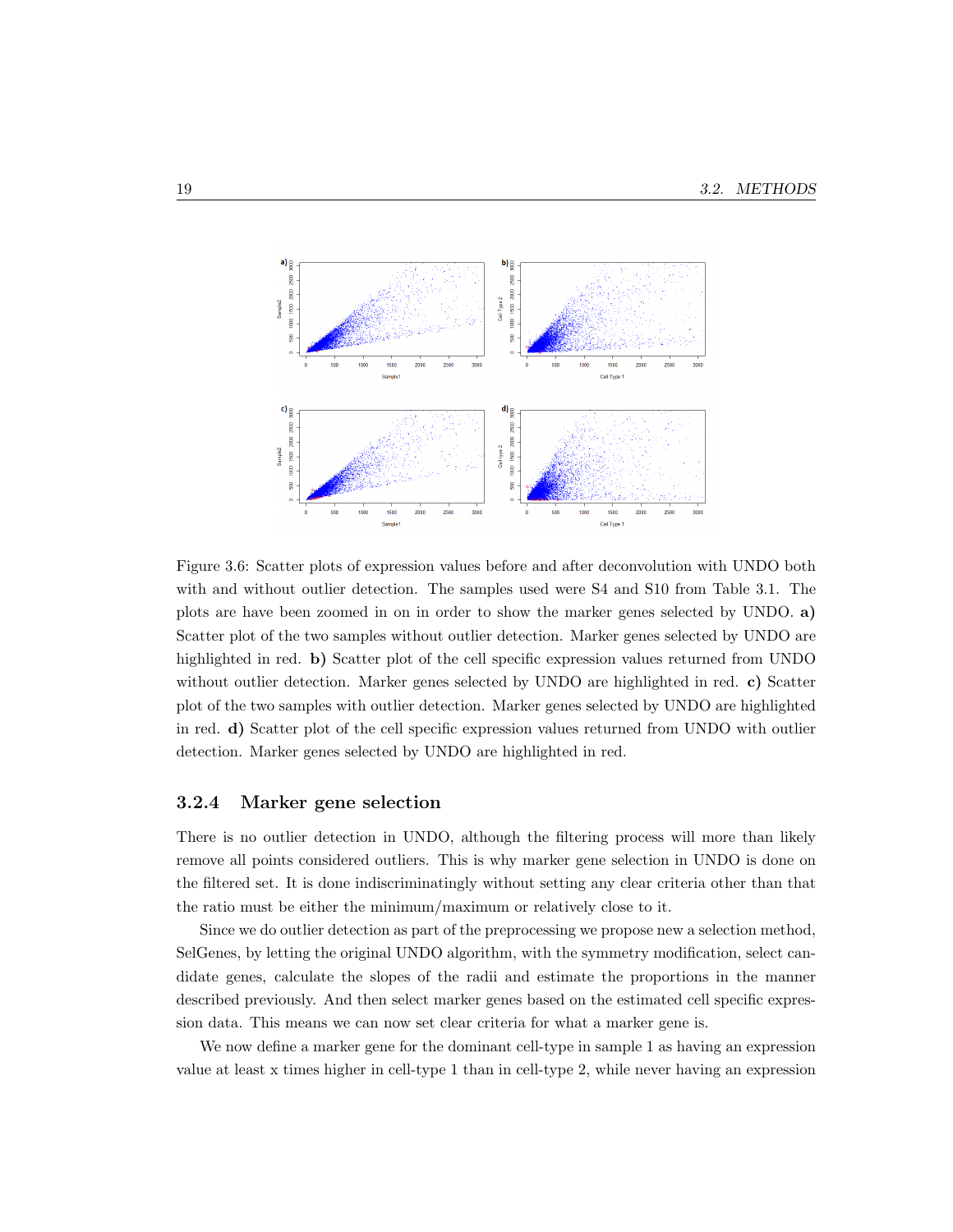Figure 3.6: Scatter plots of expression values before and after deconvolution with UNDO both with and without outlier detection. The samples used were S4 and S10 from Table 3.1. The plots are have been zoomed in on in order to show the marker genes selected by UNDO. **a)** Scatter plot of the two samples without outlier detection. Marker genes selected by UNDO are highlighted in red. **b)** Scatter plot of the cell specific expression values returned from UNDO without outlier detection. Marker genes selected by UNDO are highlighted in red. **c)** Scatter plot of the two samples with outlier detection. Marker genes selected by UNDO are highlighted in red. **d)** Scatter plot of the cell specific expression values returned from UNDO with outlier detection. Marker genes selected by UNDO are highlighted in red.

### 3.2.4 Marker gene selection

There is no outlier detection in UNDO, although the filtering process will more than likely remove all points considered outliers. This is why marker gene selection in UNDO is done on the filtered set. It is done indiscriminatingly without setting any clear criteria other than that the ratio must be either the minimum/maximum or relatively close to it.

Since we do outlier detection as part of the preprocessing we propose new a selection method, SelGenes, by letting the original UNDO algorithm, with the symmetry modification, select candidate genes, calculate the slopes of the radii and estimate the proportions in the manner described previously. And then select marker genes based on the estimated cell specific expression data. This means we can now set clear criteria for what a marker gene is.

We now define a marker gene for the dominant cell-type in sample 1 as having an expression value at least x times higher in cell-type 1 than in cell-type 2, while never having an expression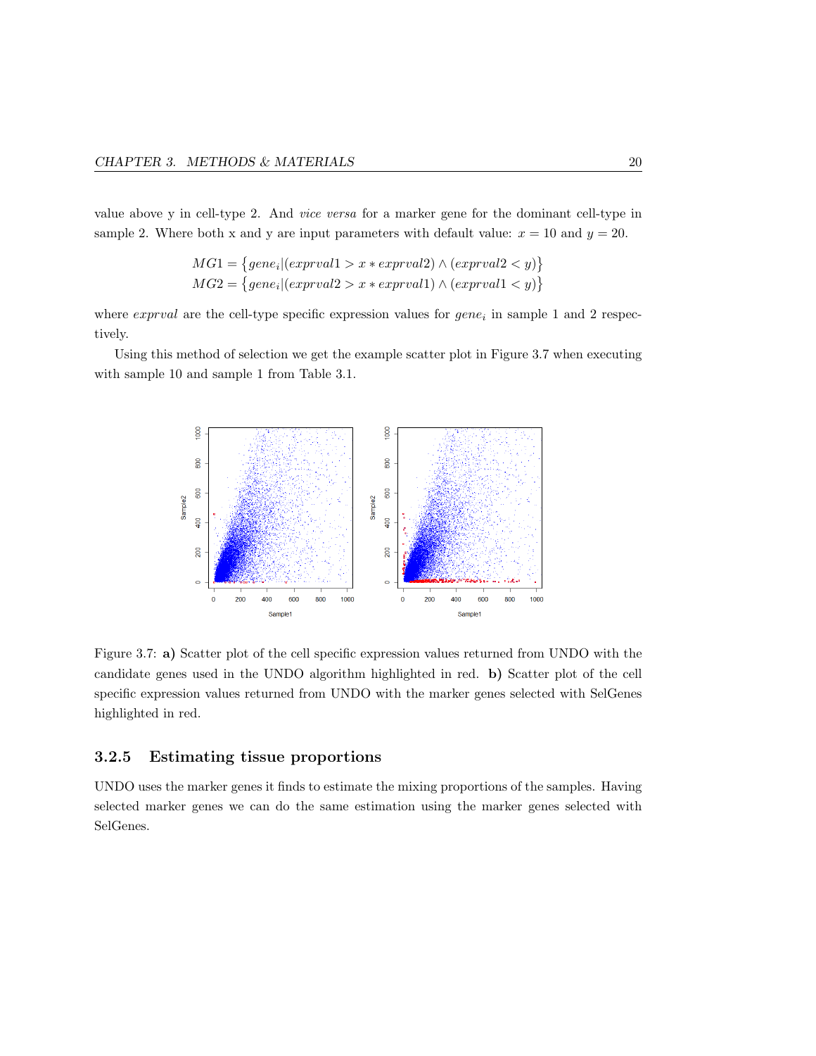value above y in cell-type 2. And *vice versa* for a marker gene for the dominant cell-type in sample 2. Where both x and y are input parameters with default value: $x = 10$ and $y = 20$.

$$MG1 = \{gene_i | (exprval1 > x * exprval2) \wedge (exprval2 < y)\}$$
$$MG2 = \{gene_i | (exprval2 > x * exprval1) \wedge (exprval1 < y)\}$$

where *exprval* are the cell-type specific expression values for $gene_i$ in sample 1 and 2 respectively.

Using this method of selection we get the example scatter plot in Figure 3.7 when executing with sample 10 and sample 1 from Table 3.1.

Figure 3.7: **a)** Scatter plot of the cell specific expression values returned from UNDO with the candidate genes used in the UNDO algorithm highlighted in red. **b)** Scatter plot of the cell specific expression values returned from UNDO with the marker genes selected with SelGenes highlighted in red.

### 3.2.5 Estimating tissue proportions

UNDO uses the marker genes it finds to estimate the mixing proportions of the samples. Having selected marker genes we can do the same estimation using the marker genes selected with SelGenes.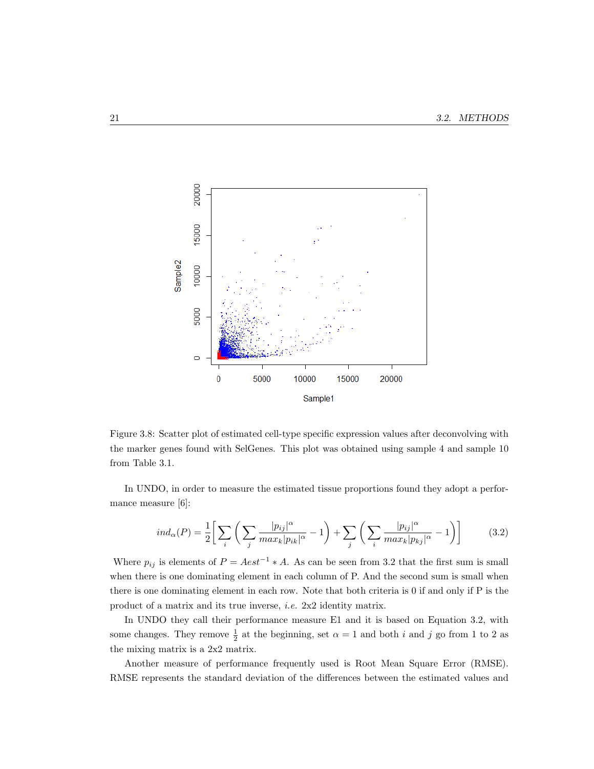Figure 3.8: Scatter plot of estimated cell-type specific expression values after deconvolving with the marker genes found with SelGenes. This plot was obtained using sample 4 and sample 10 from Table 3.1.

In UNDO, in order to measure the estimated tissue proportions found they adopt a performance measure [6]:

$$ind_{\alpha}(P) = \frac{1}{2}\Bigg[\sum_{i}\left(\sum_{j}\frac{|p_{ij}|^{\alpha}}{max_k|p_{ik}|^{\alpha}} - 1\right) + \sum_{j}\left(\sum_{i}\frac{|p_{ij}|^{\alpha}}{max_k|p_{kj}|^{\alpha}} - 1\right)\Bigg] \tag{3.2}$$

Where $p_{ij}$ is elements of $P = Aest^{-1} * A$. As can be seen from 3.2 that the first sum is small when there is one dominating element in each column of P. And the second sum is small when there is one dominating element in each row. Note that both criteria is 0 if and only if P is the product of a matrix and its true inverse, *i.e.* 2x2 identity matrix.

In UNDO they call their performance measure E1 and it is based on Equation 3.2, with some changes. They remove $\frac{1}{2}$ at the beginning, set $\alpha = 1$ and both $i$ and $j$ go from 1 to 2 as the mixing matrix is a 2x2 matrix.

Another measure of performance frequently used is Root Mean Square Error (RMSE). RMSE represents the standard deviation of the differences between the estimated values and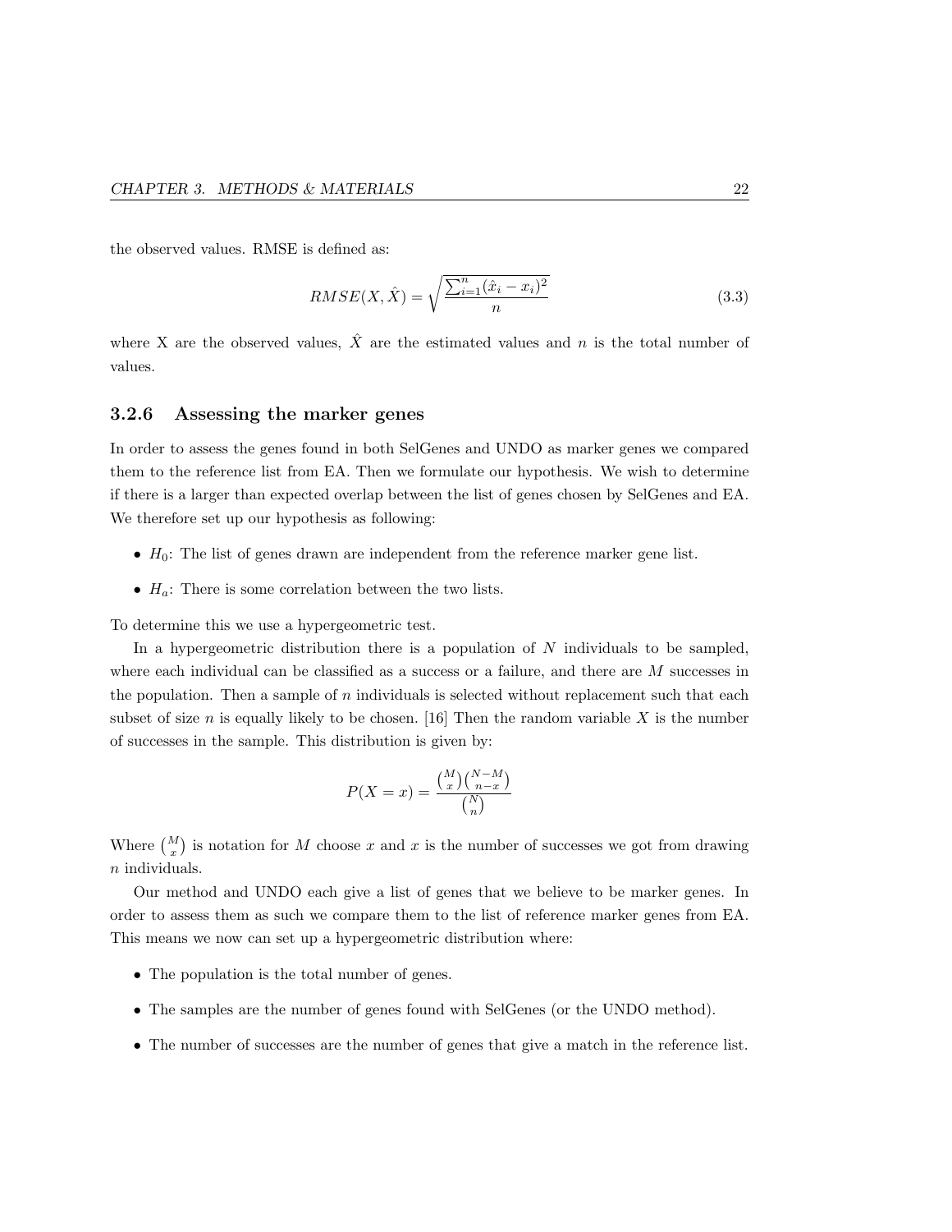the observed values. RMSE is defined as:

$$RMSE(X, \hat{X}) = \sqrt{\frac{\sum_{i=1}^{n}(\hat{x}_i - x_i)^2}{n}} \tag{3.3}$$

where X are the observed values, $\hat{X}$ are the estimated values and $n$ is the total number of values.

### 3.2.6 Assessing the marker genes

In order to assess the genes found in both SelGenes and UNDO as marker genes we compared them to the reference list from EA. Then we formulate our hypothesis. We wish to determine if there is a larger than expected overlap between the list of genes chosen by SelGenes and EA. We therefore set up our hypothesis as following:

- $H_0$: The list of genes drawn are independent from the reference marker gene list.
- $H_a$: There is some correlation between the two lists.

To determine this we use a hypergeometric test.

In a hypergeometric distribution there is a population of $N$ individuals to be sampled, where each individual can be classified as a success or a failure, and there are $M$ successes in the population. Then a sample of $n$ individuals is selected without replacement such that each subset of size $n$ is equally likely to be chosen. [16] Then the random variable $X$ is the number of successes in the sample. This distribution is given by:

$$P(X = x) = \frac{\binom{M}{x}\binom{N-M}{n-x}}{\binom{N}{n}}$$

Where $\binom{M}{x}$ is notation for $M$ choose $x$ and $x$ is the number of successes we got from drawing $n$ individuals.

Our method and UNDO each give a list of genes that we believe to be marker genes. In order to assess them as such we compare them to the list of reference marker genes from EA. This means we now can set up a hypergeometric distribution where:

- The population is the total number of genes.
- The samples are the number of genes found with SelGenes (or the UNDO method).
- The number of successes are the number of genes that give a match in the reference list.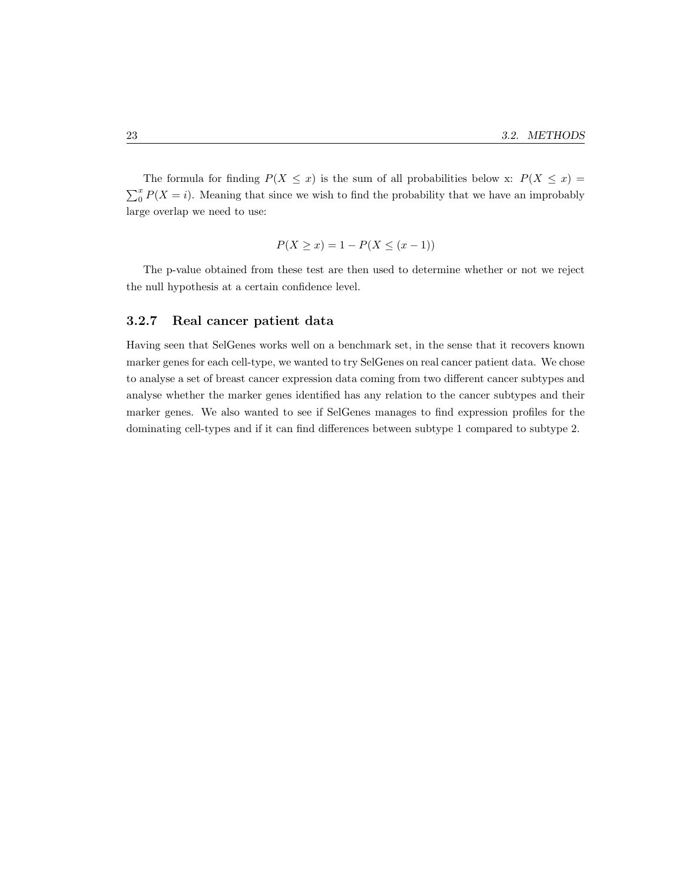The formula for finding $P(X \leq x)$ is the sum of all probabilities below x: $P(X \leq x) = \sum_0^x P(X = i)$. Meaning that since we wish to find the probability that we have an improbably large overlap we need to use:

$$P(X \geq x) = 1 - P(X \leq (x - 1))$$

The p-value obtained from these test are then used to determine whether or not we reject the null hypothesis at a certain confidence level.

### 3.2.7 Real cancer patient data

Having seen that SelGenes works well on a benchmark set, in the sense that it recovers known marker genes for each cell-type, we wanted to try SelGenes on real cancer patient data. We chose to analyse a set of breast cancer expression data coming from two different cancer subtypes and analyse whether the marker genes identified has any relation to the cancer subtypes and their marker genes. We also wanted to see if SelGenes manages to find expression profiles for the dominating cell-types and if it can find differences between subtype 1 compared to subtype 2.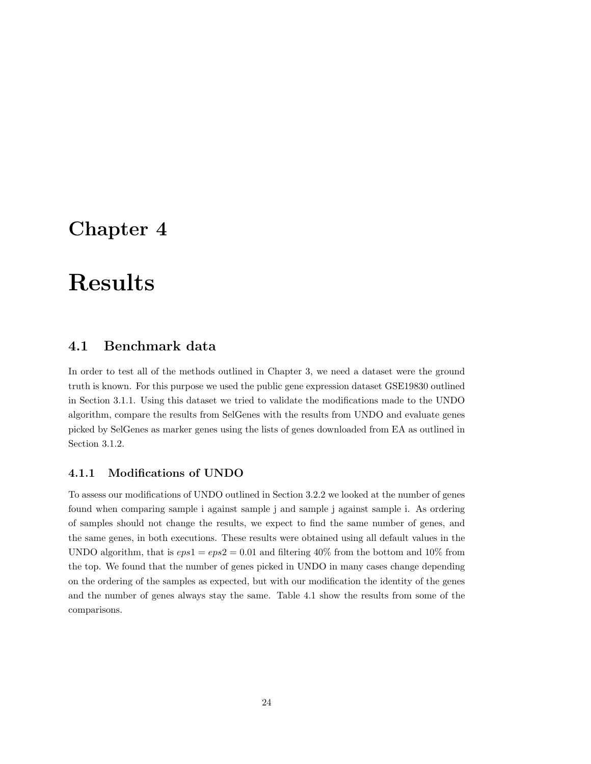# Chapter 4

# Results

## 4.1 Benchmark data

In order to test all of the methods outlined in Chapter 3, we need a dataset were the ground truth is known. For this purpose we used the public gene expression dataset GSE19830 outlined in Section 3.1.1. Using this dataset we tried to validate the modifications made to the UNDO algorithm, compare the results from SelGenes with the results from UNDO and evaluate genes picked by SelGenes as marker genes using the lists of genes downloaded from EA as outlined in Section 3.1.2.

### 4.1.1 Modifications of UNDO

To assess our modifications of UNDO outlined in Section 3.2.2 we looked at the number of genes found when comparing sample i against sample j and sample j against sample i. As ordering of samples should not change the results, we expect to find the same number of genes, and the same genes, in both executions. These results were obtained using all default values in the UNDO algorithm, that is $eps1 = eps2 = 0.01$ and filtering 40% from the bottom and 10% from the top. We found that the number of genes picked in UNDO in many cases change depending on the ordering of the samples as expected, but with our modification the identity of the genes and the number of genes always stay the same. Table 4.1 show the results from some of the comparisons.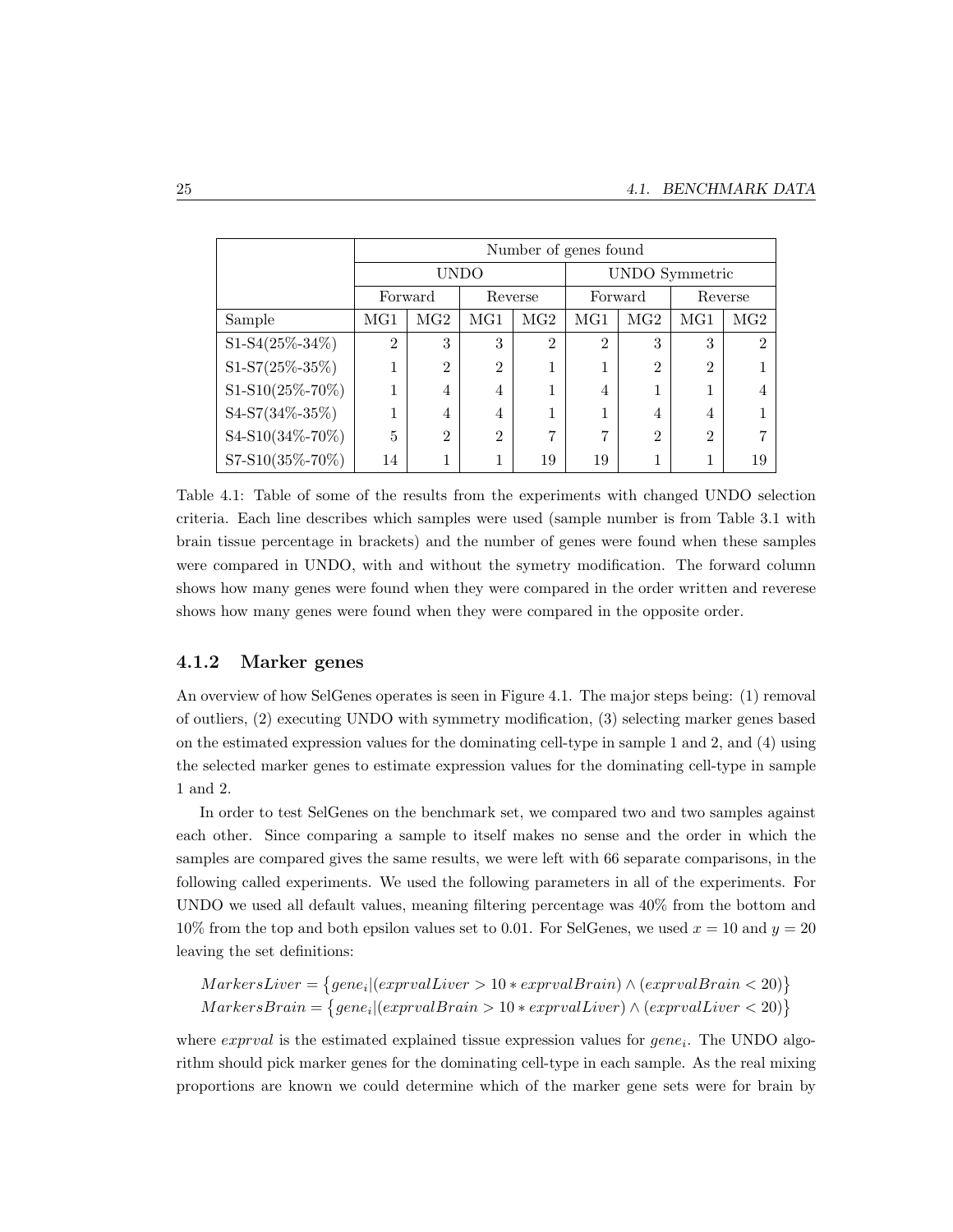| | Number of genes found | | | | | | | |
|---|---|---|---|---|---|---|---|---|
| | UNDO | | | | UNDO Symmetric | | | |
| | Forward | | Reverse | | Forward | | Reverse | |
| Sample | MG1 | MG2 | MG1 | MG2 | MG1 | MG2 | MG1 | MG2 |
| S1-S4(25%-34%) | 2 | 3 | 3 | 2 | 2 | 3 | 3 | 2 |
| S1-S7(25%-35%) | 1 | 2 | 2 | 1 | 1 | 2 | 2 | 1 |
| S1-S10(25%-70%) | 1 | 4 | 4 | 1 | 4 | 1 | 1 | 4 |
| S4-S7(34%-35%) | 1 | 4 | 4 | 1 | 1 | 4 | 4 | 1 |
| S4-S10(34%-70%) | 5 | 2 | 2 | 7 | 7 | 2 | 2 | 7 |
| S7-S10(35%-70%) | 14 | 1 | 1 | 19 | 19 | 1 | 1 | 19 |

Table 4.1: Table of some of the results from the experiments with changed UNDO selection criteria. Each line describes which samples were used (sample number is from Table 3.1 with brain tissue percentage in brackets) and the number of genes were found when these samples were compared in UNDO, with and without the symetry modification. The forward column shows how many genes were found when they were compared in the order written and reverese shows how many genes were found when they were compared in the opposite order.

### 4.1.2 Marker genes

An overview of how SelGenes operates is seen in Figure 4.1. The major steps being: (1) removal of outliers, (2) executing UNDO with symmetry modification, (3) selecting marker genes based on the estimated expression values for the dominating cell-type in sample 1 and 2, and (4) using the selected marker genes to estimate expression values for the dominating cell-type in sample 1 and 2.

In order to test SelGenes on the benchmark set, we compared two and two samples against each other. Since comparing a sample to itself makes no sense and the order in which the samples are compared gives the same results, we were left with 66 separate comparisons, in the following called experiments. We used the following parameters in all of the experiments. For UNDO we used all default values, meaning filtering percentage was 40% from the bottom and 10% from the top and both epsilon values set to 0.01. For SelGenes, we used $x = 10$ and $y = 20$ leaving the set definitions:

$$MarkersLiver = \{gene_i | (exprvalLiver > 10 * exprvalBrain) \wedge (exprvalBrain < 20)\}$$
$$MarkersBrain = \{gene_i | (exprvalBrain > 10 * exprvalLiver) \wedge (exprvalLiver < 20)\}$$

where *exprval* is the estimated explained tissue expression values for $gene_i$. The UNDO algorithm should pick marker genes for the dominating cell-type in each sample. As the real mixing proportions are known we could determine which of the marker gene sets were for brain by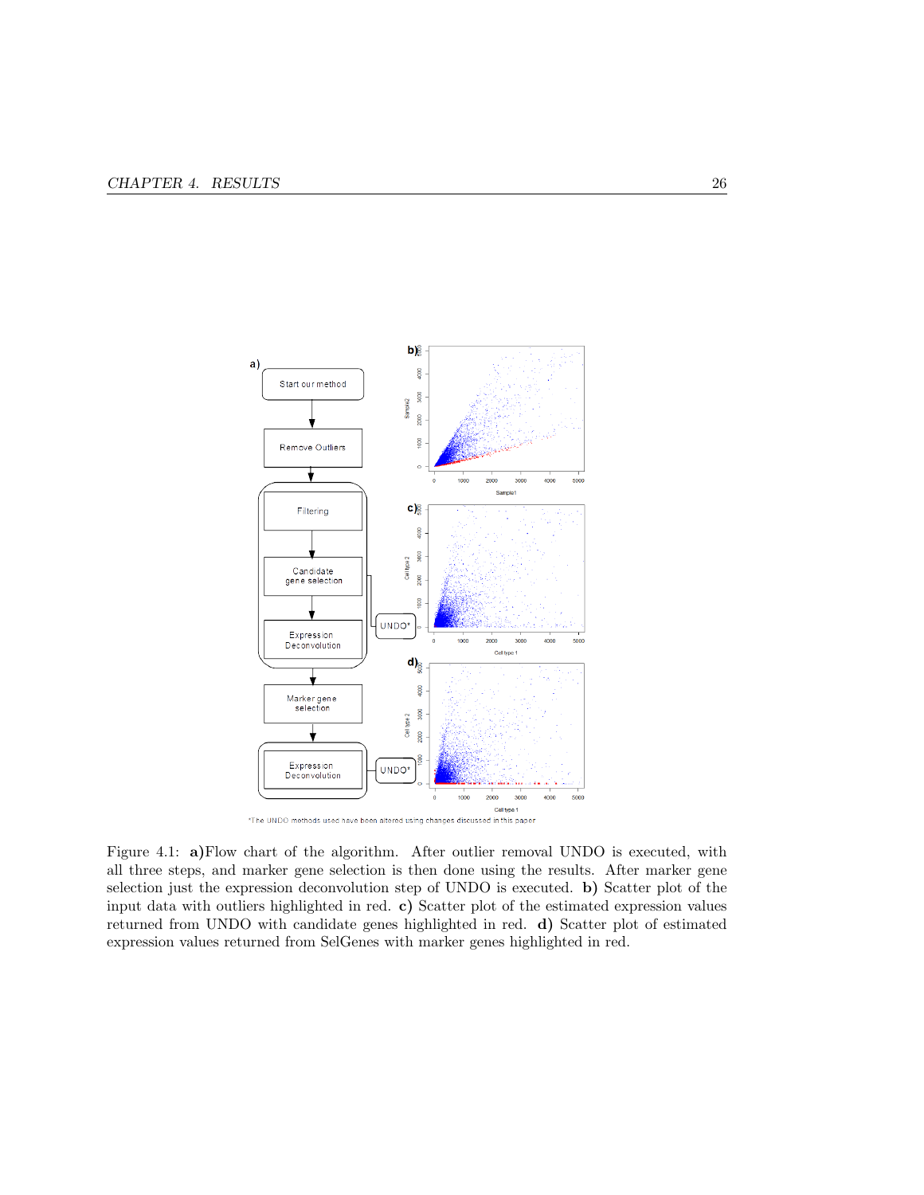Figure 4.1: **a)**Flow chart of the algorithm. After outlier removal UNDO is executed, with all three steps, and marker gene selection is then done using the results. After marker gene selection just the expression deconvolution step of UNDO is executed. **b)** Scatter plot of the input data with outliers highlighted in red. **c)** Scatter plot of the estimated expression values returned from UNDO with candidate genes highlighted in red. **d)** Scatter plot of estimated expression values returned from SelGenes with marker genes highlighted in red.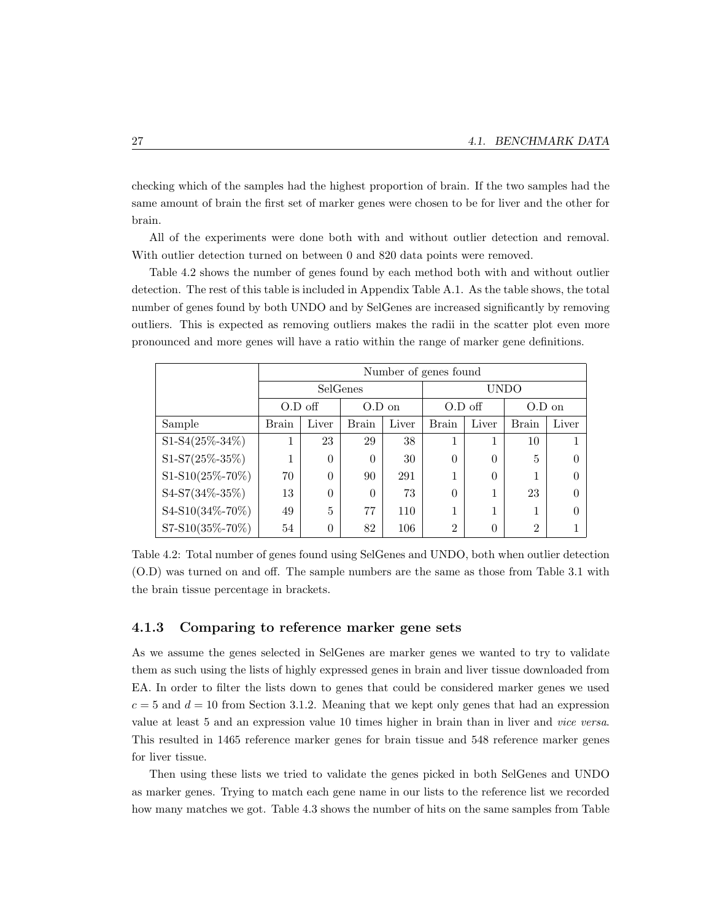checking which of the samples had the highest proportion of brain. If the two samples had the same amount of brain the first set of marker genes were chosen to be for liver and the other for brain.

All of the experiments were done both with and without outlier detection and removal. With outlier detection turned on between 0 and 820 data points were removed.

Table 4.2 shows the number of genes found by each method both with and without outlier detection. The rest of this table is included in Appendix Table A.1. As the table shows, the total number of genes found by both UNDO and by SelGenes are increased significantly by removing outliers. This is expected as removing outliers makes the radii in the scatter plot even more pronounced and more genes will have a ratio within the range of marker gene definitions.

| | Number of genes found | | | | | | | |
|---|---|---|---|---|---|---|---|---|
| | SelGenes | | | | UNDO | | | |
| | O.D off | | O.D on | | O.D off | | O.D on | |
| Sample | Brain | Liver | Brain | Liver | Brain | Liver | Brain | Liver |
| S1-S4(25%-34%) | 1 | 23 | 29 | 38 | 1 | 1 | 10 | 1 |
| S1-S7(25%-35%) | 1 | 0 | 0 | 30 | 0 | 0 | 5 | 0 |
| S1-S10(25%-70%) | 70 | 0 | 90 | 291 | 1 | 0 | 1 | 0 |
| S4-S7(34%-35%) | 13 | 0 | 0 | 73 | 0 | 1 | 23 | 0 |
| S4-S10(34%-70%) | 49 | 5 | 77 | 110 | 1 | 1 | 1 | 0 |
| S7-S10(35%-70%) | 54 | 0 | 82 | 106 | 2 | 0 | 2 | 1 |

Table 4.2: Total number of genes found using SelGenes and UNDO, both when outlier detection (O.D) was turned on and off. The sample numbers are the same as those from Table 3.1 with the brain tissue percentage in brackets.

### 4.1.3 Comparing to reference marker gene sets

As we assume the genes selected in SelGenes are marker genes we wanted to try to validate them as such using the lists of highly expressed genes in brain and liver tissue downloaded from EA. In order to filter the lists down to genes that could be considered marker genes we used $c = 5$ and $d = 10$ from Section 3.1.2. Meaning that we kept only genes that had an expression value at least 5 and an expression value 10 times higher in brain than in liver and *vice versa*. This resulted in 1465 reference marker genes for brain tissue and 548 reference marker genes for liver tissue.

Then using these lists we tried to validate the genes picked in both SelGenes and UNDO as marker genes. Trying to match each gene name in our lists to the reference list we recorded how many matches we got. Table 4.3 shows the number of hits on the same samples from Table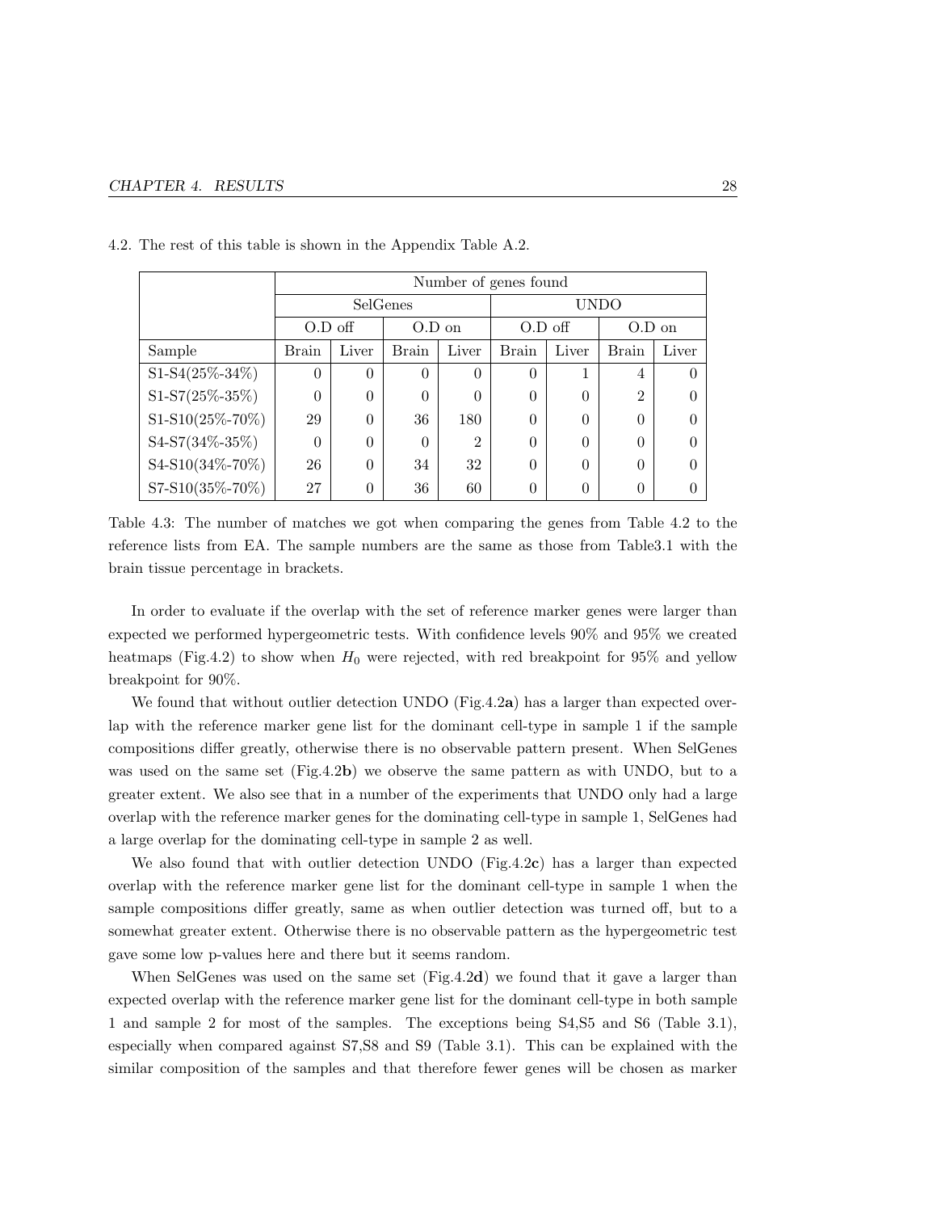4.2. The rest of this table is shown in the Appendix Table A.2.

| | Number of genes found | | | | | | | |
|---|---|---|---|---|---|---|---|---|
| | SelGenes | | | | UNDO | | | |
| | O.D off | | O.D on | | O.D off | | O.D on | |
| Sample | Brain | Liver | Brain | Liver | Brain | Liver | Brain | Liver |
| S1-S4(25%-34%) | 0 | 0 | 0 | 0 | 0 | 1 | 4 | 0 |
| S1-S7(25%-35%) | 0 | 0 | 0 | 0 | 0 | 0 | 2 | 0 |
| S1-S10(25%-70%) | 29 | 0 | 36 | 180 | 0 | 0 | 0 | 0 |
| S4-S7(34%-35%) | 0 | 0 | 0 | 2 | 0 | 0 | 0 | 0 |
| S4-S10(34%-70%) | 26 | 0 | 34 | 32 | 0 | 0 | 0 | 0 |
| S7-S10(35%-70%) | 27 | 0 | 36 | 60 | 0 | 0 | 0 | 0 |

Table 4.3: The number of matches we got when comparing the genes from Table 4.2 to the reference lists from EA. The sample numbers are the same as those from Table3.1 with the brain tissue percentage in brackets.

In order to evaluate if the overlap with the set of reference marker genes were larger than expected we performed hypergeometric tests. With confidence levels 90% and 95% we created heatmaps (Fig.4.2) to show when $H_0$ were rejected, with red breakpoint for 95% and yellow breakpoint for 90%.

We found that without outlier detection UNDO (Fig.4.2**a**) has a larger than expected overlap with the reference marker gene list for the dominant cell-type in sample 1 if the sample compositions differ greatly, otherwise there is no observable pattern present. When SelGenes was used on the same set (Fig.4.2**b**) we observe the same pattern as with UNDO, but to a greater extent. We also see that in a number of the experiments that UNDO only had a large overlap with the reference marker genes for the dominating cell-type in sample 1, SelGenes had a large overlap for the dominating cell-type in sample 2 as well.

We also found that with outlier detection UNDO (Fig.4.2**c**) has a larger than expected overlap with the reference marker gene list for the dominant cell-type in sample 1 when the sample compositions differ greatly, same as when outlier detection was turned off, but to a somewhat greater extent. Otherwise there is no observable pattern as the hypergeometric test gave some low p-values here and there but it seems random.

When SelGenes was used on the same set (Fig.4.2**d**) we found that it gave a larger than expected overlap with the reference marker gene list for the dominant cell-type in both sample 1 and sample 2 for most of the samples. The exceptions being S4,S5 and S6 (Table 3.1), especially when compared against S7,S8 and S9 (Table 3.1). This can be explained with the similar composition of the samples and that therefore fewer genes will be chosen as marker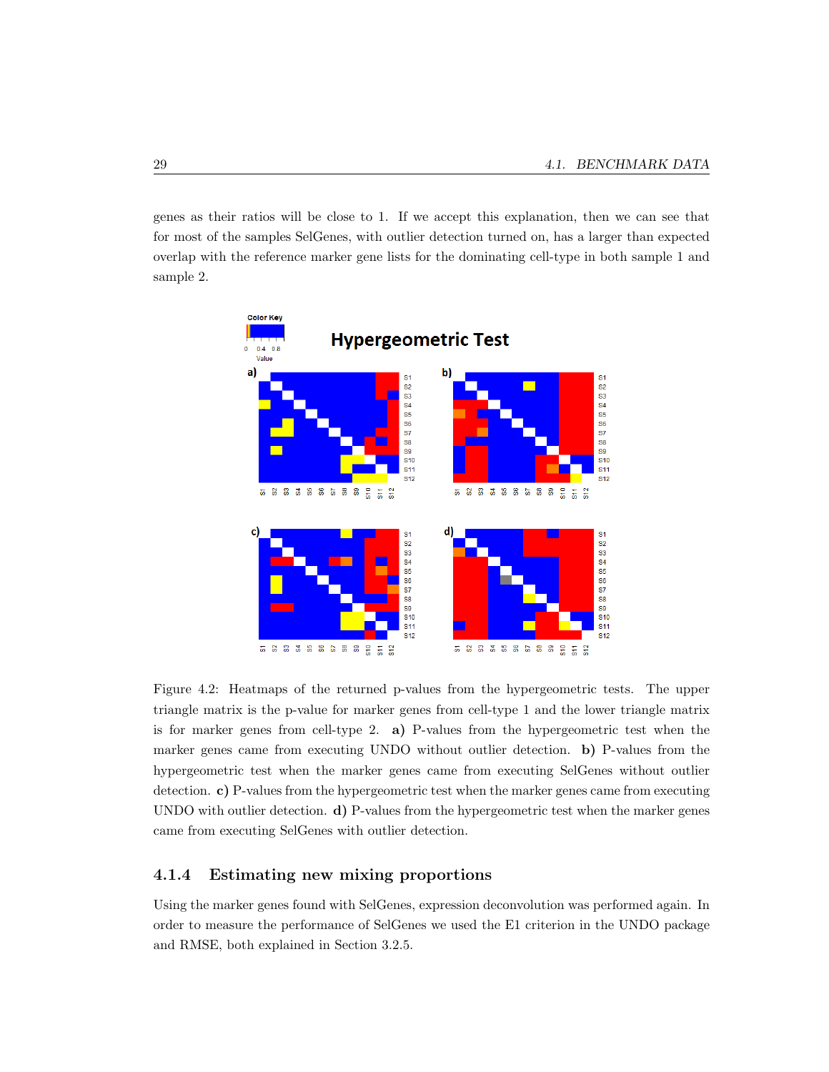genes as their ratios will be close to 1. If we accept this explanation, then we can see that for most of the samples SelGenes, with outlier detection turned on, has a larger than expected overlap with the reference marker gene lists for the dominating cell-type in both sample 1 and sample 2.

Figure 4.2: Heatmaps of the returned p-values from the hypergeometric tests. The upper triangle matrix is the p-value for marker genes from cell-type 1 and the lower triangle matrix is for marker genes from cell-type 2. **a)** P-values from the hypergeometric test when the marker genes came from executing UNDO without outlier detection. **b)** P-values from the hypergeometric test when the marker genes came from executing SelGenes without outlier detection. **c)** P-values from the hypergeometric test when the marker genes came from executing UNDO with outlier detection. **d)** P-values from the hypergeometric test when the marker genes came from executing SelGenes with outlier detection.

### 4.1.4 Estimating new mixing proportions

Using the marker genes found with SelGenes, expression deconvolution was performed again. In order to measure the performance of SelGenes we used the E1 criterion in the UNDO package and RMSE, both explained in Section 3.2.5.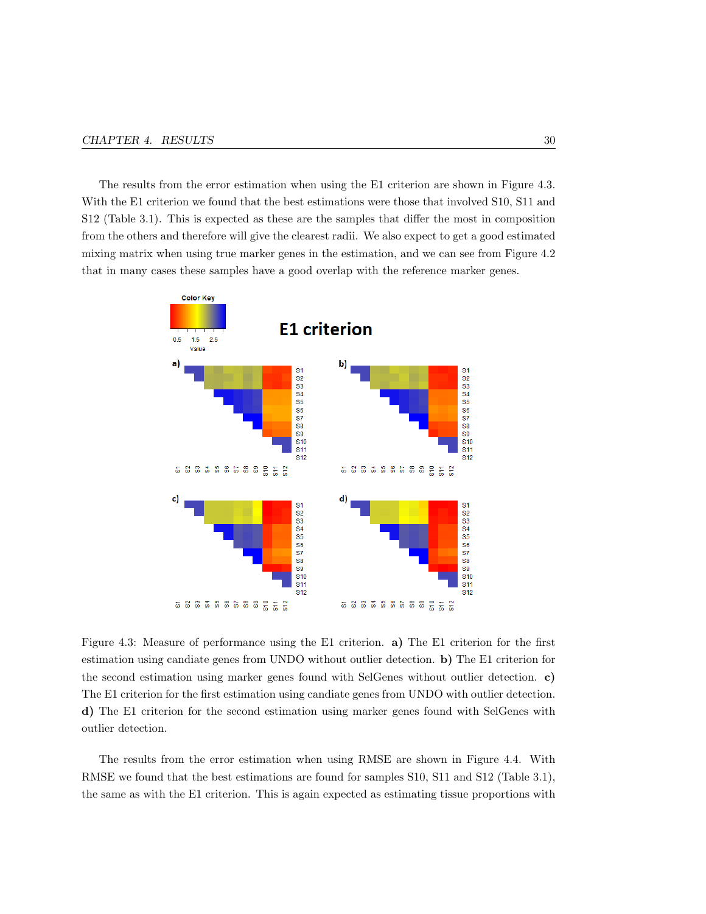The results from the error estimation when using the E1 criterion are shown in Figure 4.3. With the E1 criterion we found that the best estimations were those that involved S10, S11 and S12 (Table 3.1). This is expected as these are the samples that differ the most in composition from the others and therefore will give the clearest radii. We also expect to get a good estimated mixing matrix when using true marker genes in the estimation, and we can see from Figure 4.2 that in many cases these samples have a good overlap with the reference marker genes.

Figure 4.3: Measure of performance using the E1 criterion. **a)** The E1 criterion for the first estimation using candiate genes from UNDO without outlier detection. **b)** The E1 criterion for the second estimation using marker genes found with SelGenes without outlier detection. **c)** The E1 criterion for the first estimation using candiate genes from UNDO with outlier detection. **d)** The E1 criterion for the second estimation using marker genes found with SelGenes with outlier detection.

The results from the error estimation when using RMSE are shown in Figure 4.4. With RMSE we found that the best estimations are found for samples S10, S11 and S12 (Table 3.1), the same as with the E1 criterion. This is again expected as estimating tissue proportions with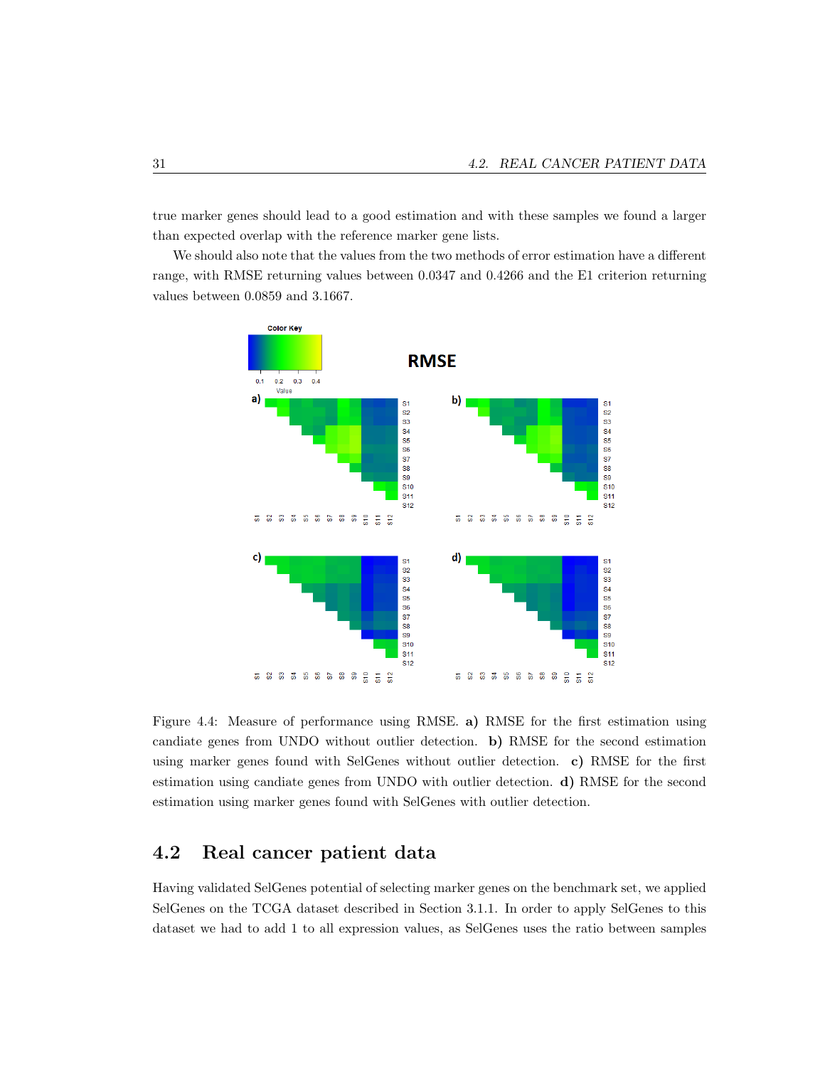true marker genes should lead to a good estimation and with these samples we found a larger than expected overlap with the reference marker gene lists.

We should also note that the values from the two methods of error estimation have a different range, with RMSE returning values between 0.0347 and 0.4266 and the E1 criterion returning values between 0.0859 and 3.1667.

Figure 4.4: Measure of performance using RMSE. **a)** RMSE for the first estimation using candiate genes from UNDO without outlier detection. **b)** RMSE for the second estimation using marker genes found with SelGenes without outlier detection. **c)** RMSE for the first estimation using candiate genes from UNDO with outlier detection. **d)** RMSE for the second estimation using marker genes found with SelGenes with outlier detection.

## 4.2 Real cancer patient data

Having validated SelGenes potential of selecting marker genes on the benchmark set, we applied SelGenes on the TCGA dataset described in Section 3.1.1. In order to apply SelGenes to this dataset we had to add 1 to all expression values, as SelGenes uses the ratio between samples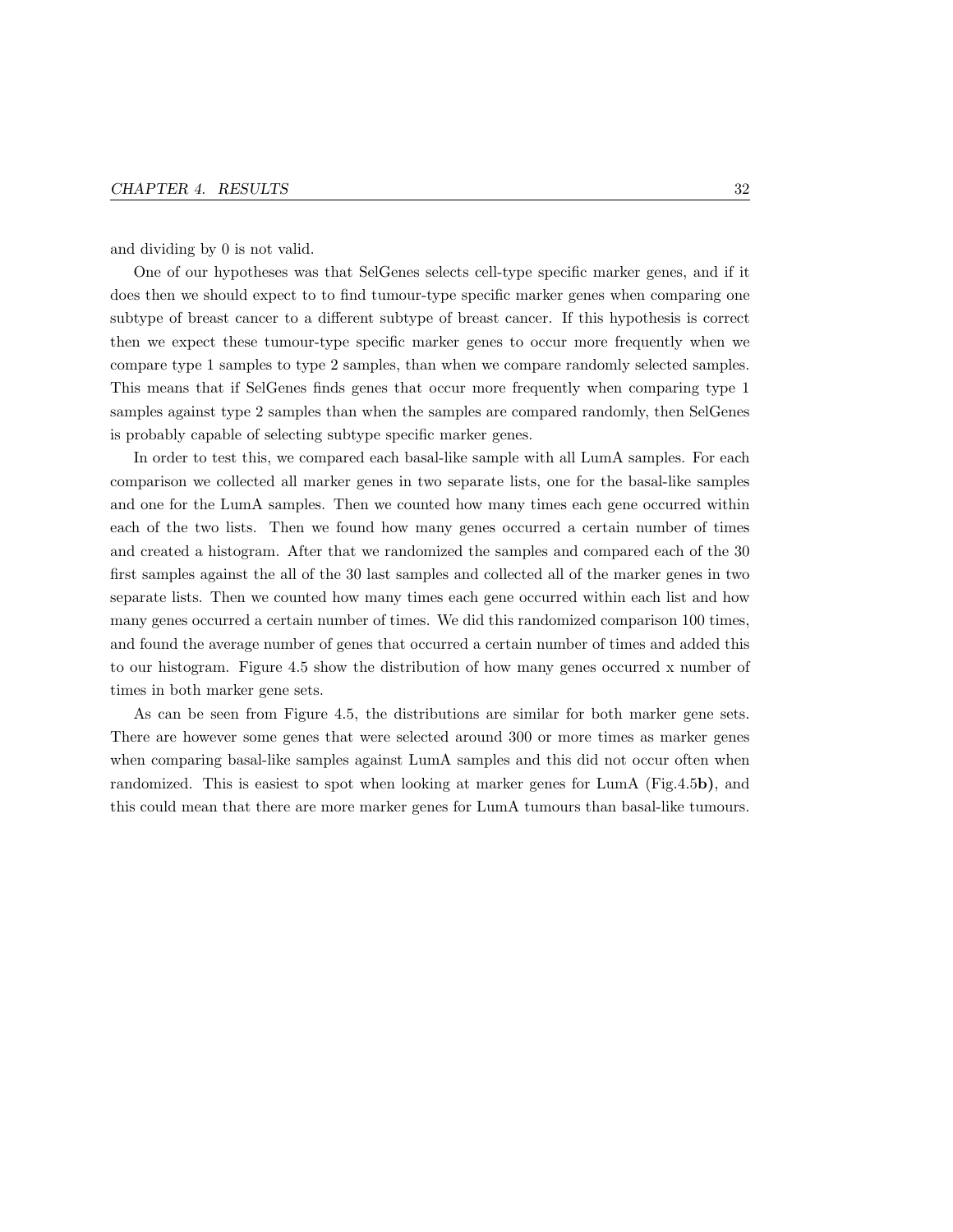and dividing by 0 is not valid.

One of our hypotheses was that SelGenes selects cell-type specific marker genes, and if it does then we should expect to to find tumour-type specific marker genes when comparing one subtype of breast cancer to a different subtype of breast cancer. If this hypothesis is correct then we expect these tumour-type specific marker genes to occur more frequently when we compare type 1 samples to type 2 samples, than when we compare randomly selected samples. This means that if SelGenes finds genes that occur more frequently when comparing type 1 samples against type 2 samples than when the samples are compared randomly, then SelGenes is probably capable of selecting subtype specific marker genes.

In order to test this, we compared each basal-like sample with all LumA samples. For each comparison we collected all marker genes in two separate lists, one for the basal-like samples and one for the LumA samples. Then we counted how many times each gene occurred within each of the two lists. Then we found how many genes occurred a certain number of times and created a histogram. After that we randomized the samples and compared each of the 30 first samples against the all of the 30 last samples and collected all of the marker genes in two separate lists. Then we counted how many times each gene occurred within each list and how many genes occurred a certain number of times. We did this randomized comparison 100 times, and found the average number of genes that occurred a certain number of times and added this to our histogram. Figure 4.5 show the distribution of how many genes occurred x number of times in both marker gene sets.

As can be seen from Figure 4.5, the distributions are similar for both marker gene sets. There are however some genes that were selected around 300 or more times as marker genes when comparing basal-like samples against LumA samples and this did not occur often when randomized. This is easiest to spot when looking at marker genes for LumA (Fig.4.5**b)**, and this could mean that there are more marker genes for LumA tumours than basal-like tumours.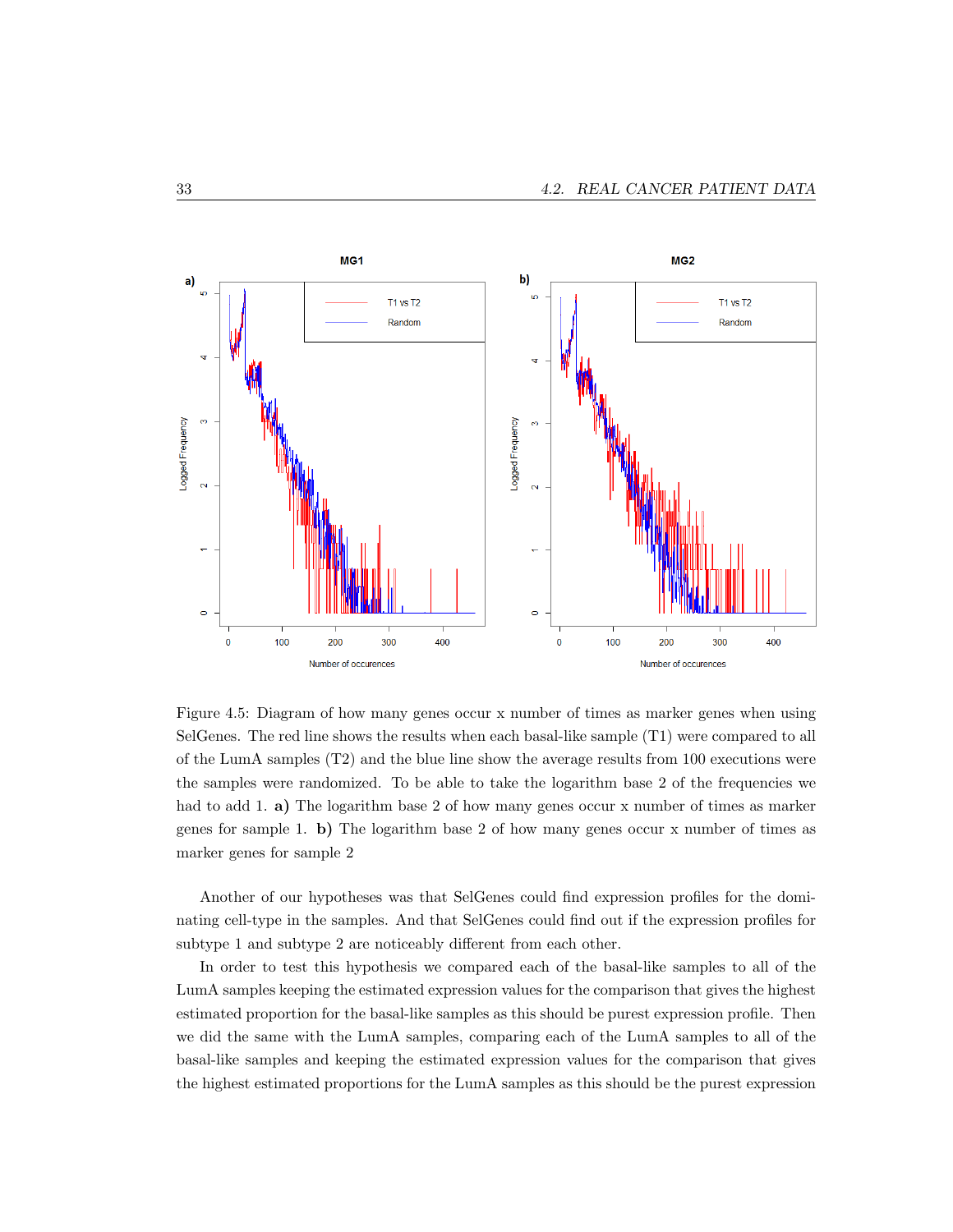Figure 4.5: Diagram of how many genes occur x number of times as marker genes when using SelGenes. The red line shows the results when each basal-like sample (T1) were compared to all of the LumA samples (T2) and the blue line show the average results from 100 executions were the samples were randomized. To be able to take the logarithm base 2 of the frequencies we had to add 1. **a)** The logarithm base 2 of how many genes occur x number of times as marker genes for sample 1. **b)** The logarithm base 2 of how many genes occur x number of times as marker genes for sample 2

Another of our hypotheses was that SelGenes could find expression profiles for the dominating cell-type in the samples. And that SelGenes could find out if the expression profiles for subtype 1 and subtype 2 are noticeably different from each other.

In order to test this hypothesis we compared each of the basal-like samples to all of the LumA samples keeping the estimated expression values for the comparison that gives the highest estimated proportion for the basal-like samples as this should be purest expression profile. Then we did the same with the LumA samples, comparing each of the LumA samples to all of the basal-like samples and keeping the estimated expression values for the comparison that gives the highest estimated proportions for the LumA samples as this should be the purest expression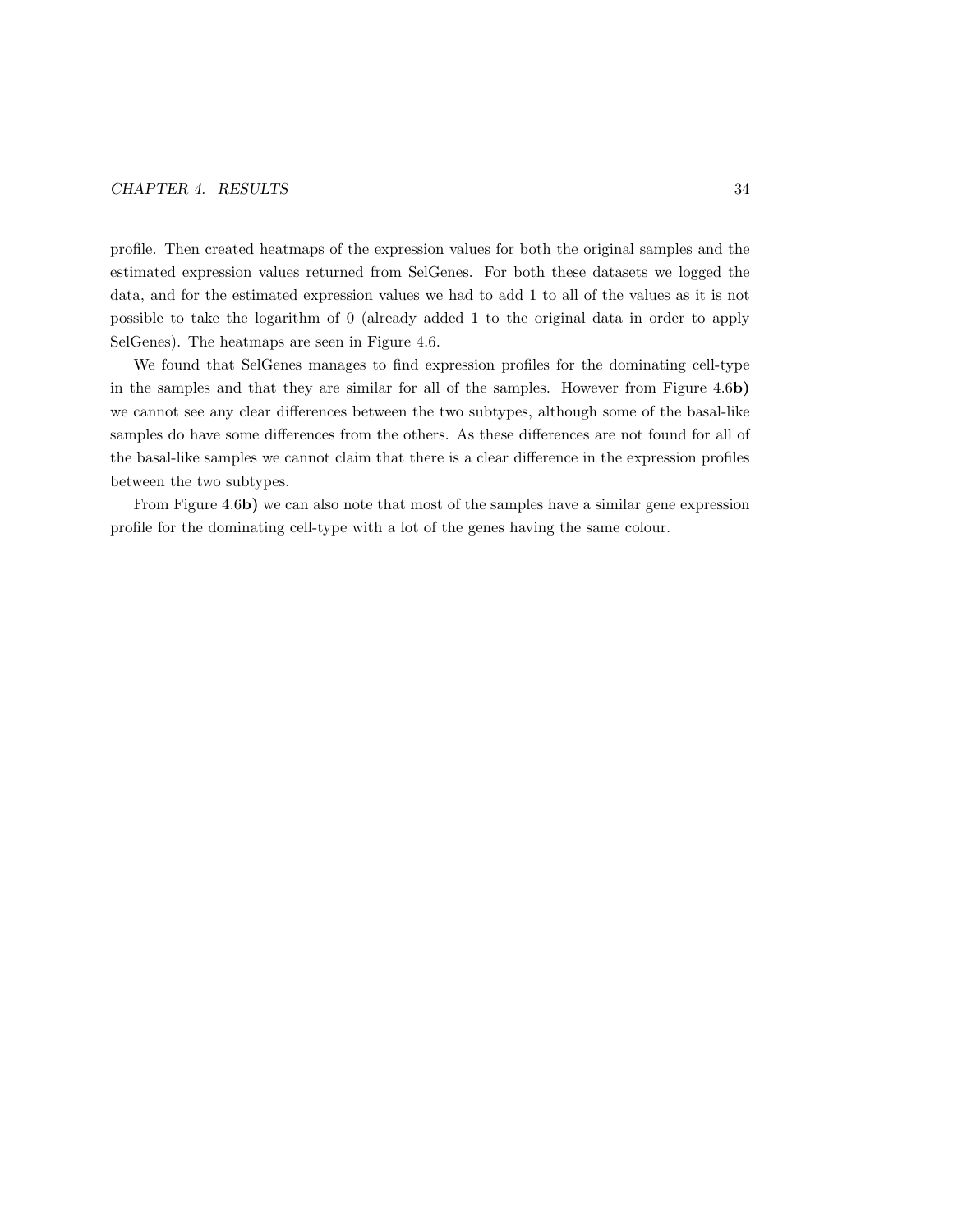profile. Then created heatmaps of the expression values for both the original samples and the estimated expression values returned from SelGenes. For both these datasets we logged the data, and for the estimated expression values we had to add 1 to all of the values as it is not possible to take the logarithm of 0 (already added 1 to the original data in order to apply SelGenes). The heatmaps are seen in Figure 4.6.

We found that SelGenes manages to find expression profiles for the dominating cell-type in the samples and that they are similar for all of the samples. However from Figure 4.6**b)** we cannot see any clear differences between the two subtypes, although some of the basal-like samples do have some differences from the others. As these differences are not found for all of the basal-like samples we cannot claim that there is a clear difference in the expression profiles between the two subtypes.

From Figure 4.6**b)** we can also note that most of the samples have a similar gene expression profile for the dominating cell-type with a lot of the genes having the same colour.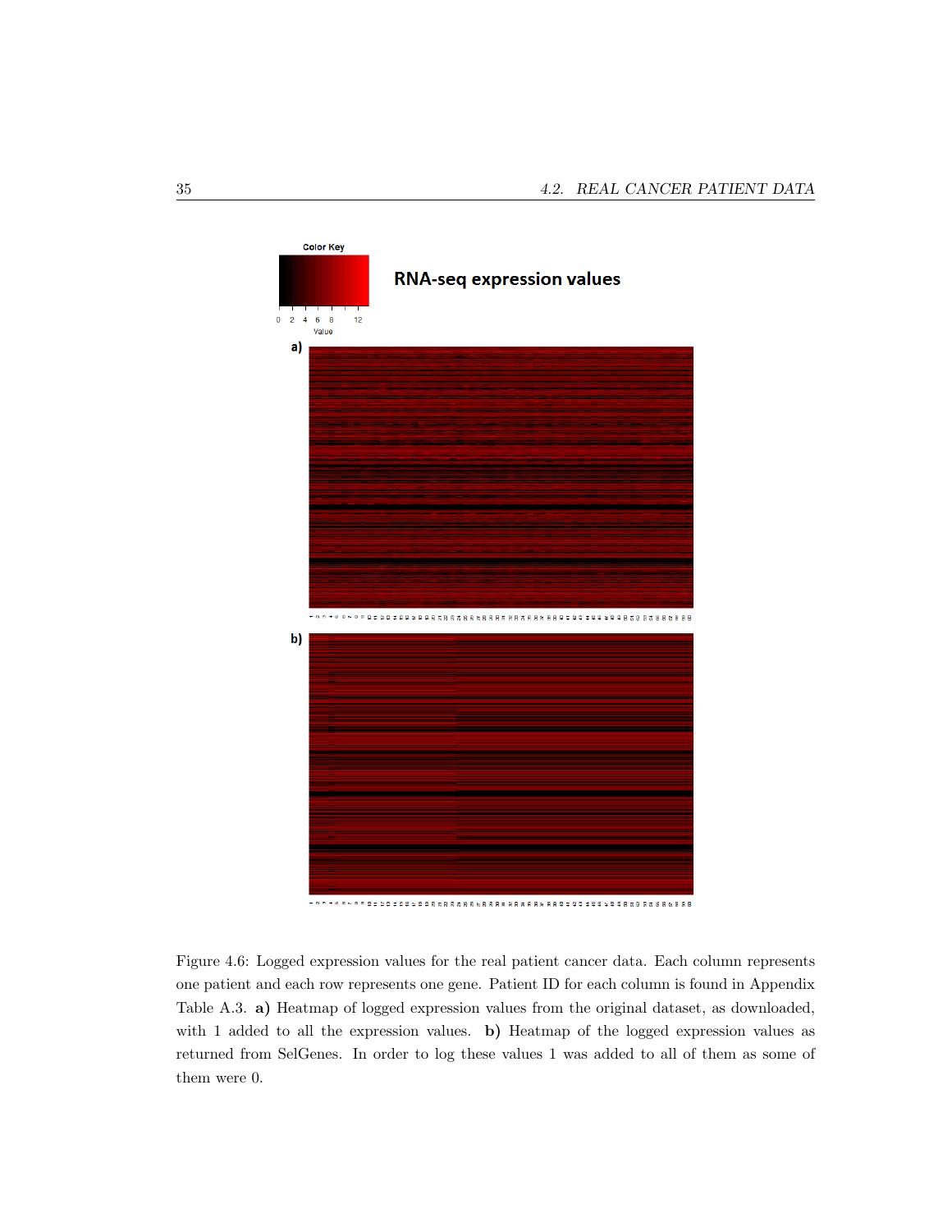Figure 4.6: Logged expression values for the real patient cancer data. Each column represents one patient and each row represents one gene. Patient ID for each column is found in Appendix Table A.3. **a)** Heatmap of logged expression values from the original dataset, as downloaded, with 1 added to all the expression values. **b)** Heatmap of the logged expression values as returned from SelGenes. In order to log these values 1 was added to all of them as some of them were 0.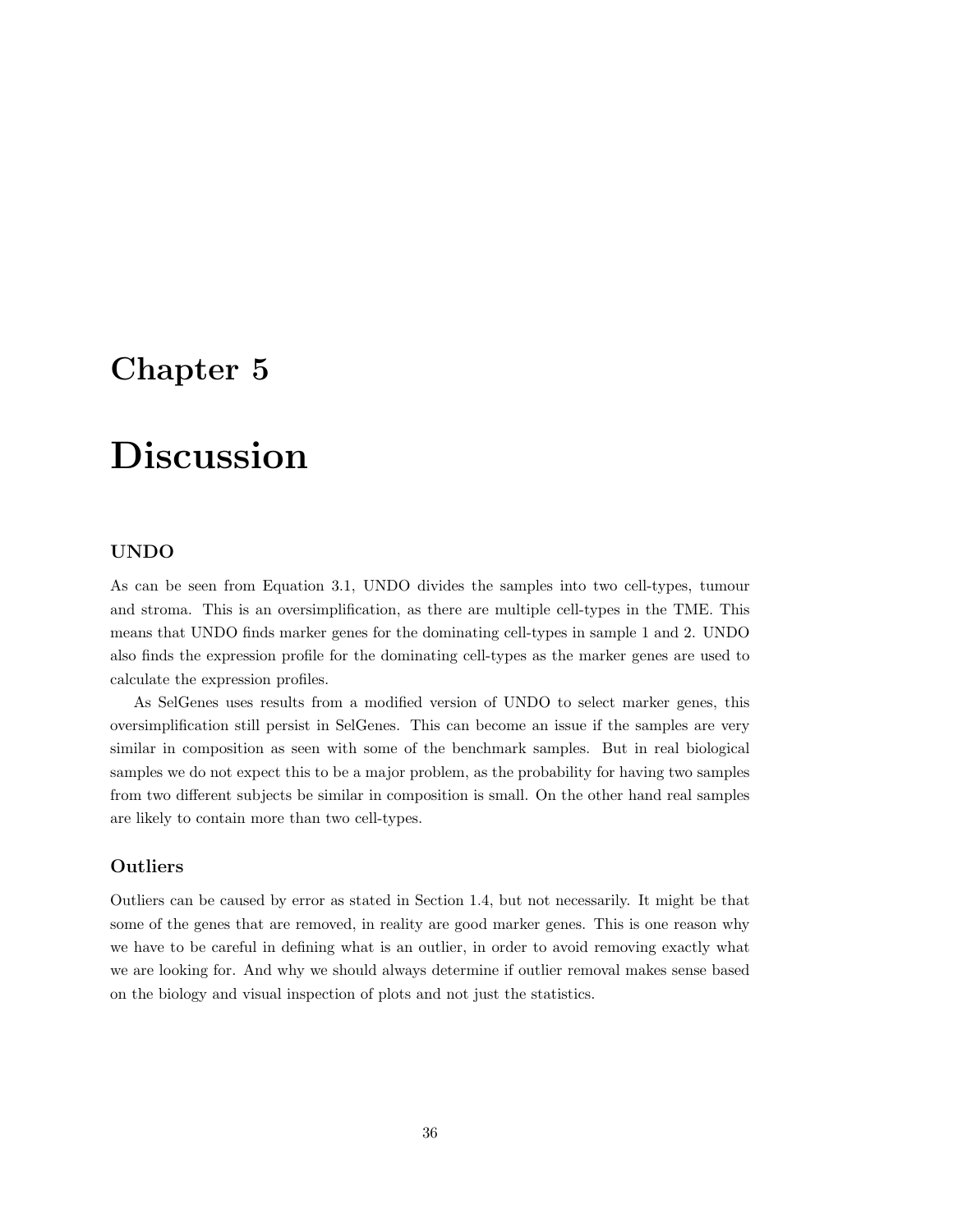# Chapter 5

# Discussion

### UNDO

As can be seen from Equation 3.1, UNDO divides the samples into two cell-types, tumour and stroma. This is an oversimplification, as there are multiple cell-types in the TME. This means that UNDO finds marker genes for the dominating cell-types in sample 1 and 2. UNDO also finds the expression profile for the dominating cell-types as the marker genes are used to calculate the expression profiles.

As SelGenes uses results from a modified version of UNDO to select marker genes, this oversimplification still persist in SelGenes. This can become an issue if the samples are very similar in composition as seen with some of the benchmark samples. But in real biological samples we do not expect this to be a major problem, as the probability for having two samples from two different subjects be similar in composition is small. On the other hand real samples are likely to contain more than two cell-types.

### Outliers

Outliers can be caused by error as stated in Section 1.4, but not necessarily. It might be that some of the genes that are removed, in reality are good marker genes. This is one reason why we have to be careful in defining what is an outlier, in order to avoid removing exactly what we are looking for. And why we should always determine if outlier removal makes sense based on the biology and visual inspection of plots and not just the statistics.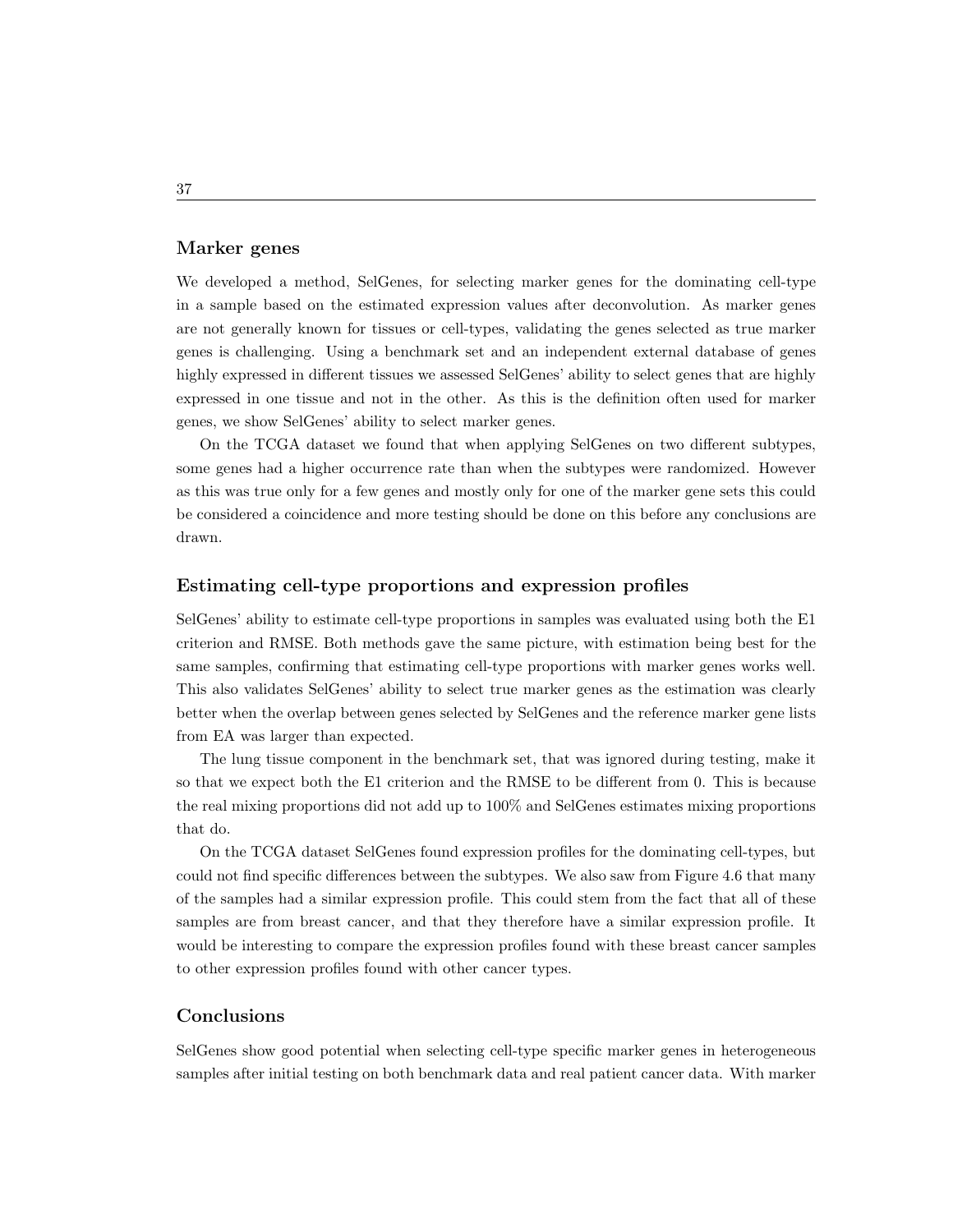### Marker genes

We developed a method, SelGenes, for selecting marker genes for the dominating cell-type in a sample based on the estimated expression values after deconvolution. As marker genes are not generally known for tissues or cell-types, validating the genes selected as true marker genes is challenging. Using a benchmark set and an independent external database of genes highly expressed in different tissues we assessed SelGenes' ability to select genes that are highly expressed in one tissue and not in the other. As this is the definition often used for marker genes, we show SelGenes' ability to select marker genes.

On the TCGA dataset we found that when applying SelGenes on two different subtypes, some genes had a higher occurrence rate than when the subtypes were randomized. However as this was true only for a few genes and mostly only for one of the marker gene sets this could be considered a coincidence and more testing should be done on this before any conclusions are drawn.

### Estimating cell-type proportions and expression profiles

SelGenes' ability to estimate cell-type proportions in samples was evaluated using both the E1 criterion and RMSE. Both methods gave the same picture, with estimation being best for the same samples, confirming that estimating cell-type proportions with marker genes works well. This also validates SelGenes' ability to select true marker genes as the estimation was clearly better when the overlap between genes selected by SelGenes and the reference marker gene lists from EA was larger than expected.

The lung tissue component in the benchmark set, that was ignored during testing, make it so that we expect both the E1 criterion and the RMSE to be different from 0. This is because the real mixing proportions did not add up to 100% and SelGenes estimates mixing proportions that do.

On the TCGA dataset SelGenes found expression profiles for the dominating cell-types, but could not find specific differences between the subtypes. We also saw from Figure 4.6 that many of the samples had a similar expression profile. This could stem from the fact that all of these samples are from breast cancer, and that they therefore have a similar expression profile. It would be interesting to compare the expression profiles found with these breast cancer samples to other expression profiles found with other cancer types.

### Conclusions

SelGenes show good potential when selecting cell-type specific marker genes in heterogeneous samples after initial testing on both benchmark data and real patient cancer data. With marker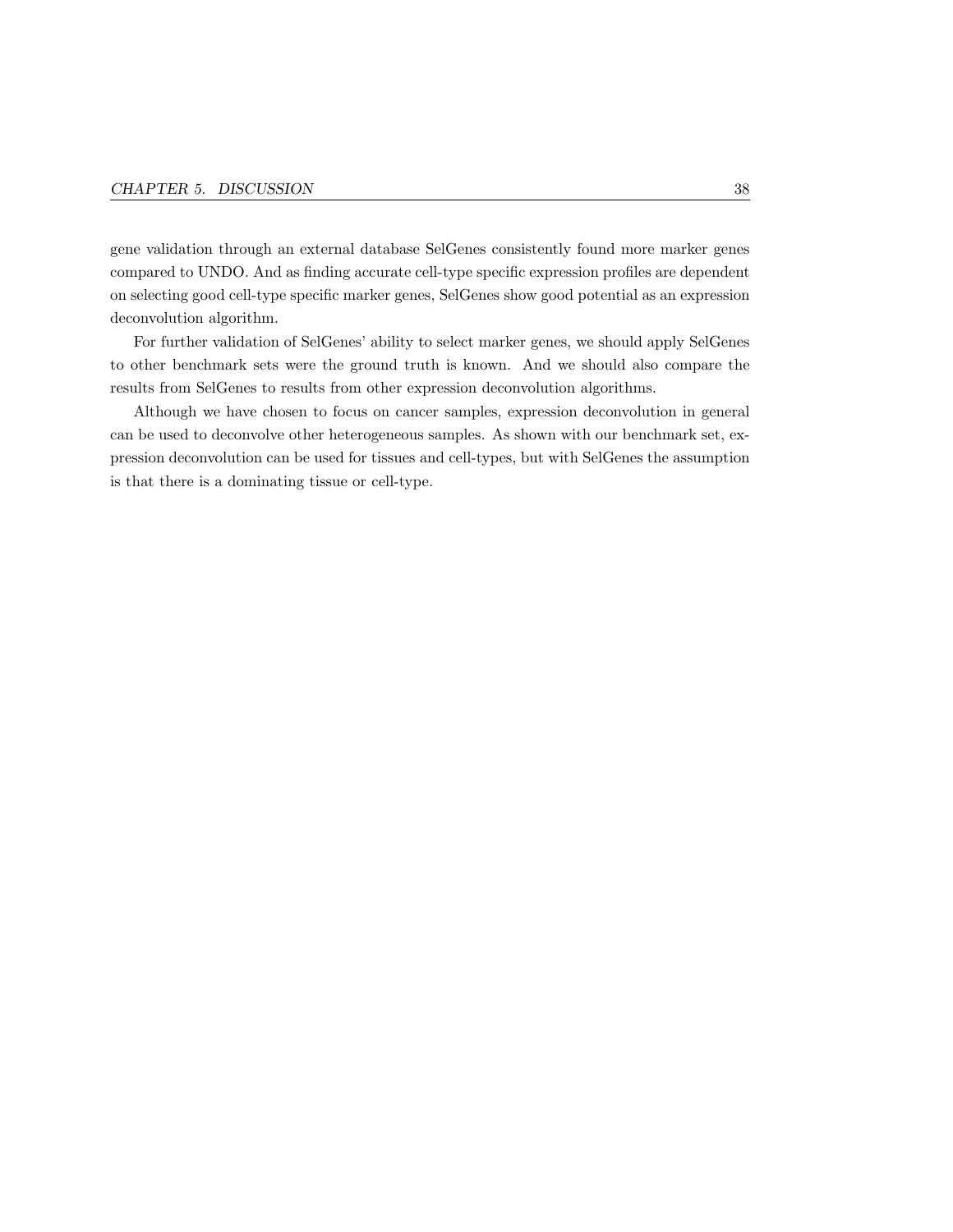gene validation through an external database SelGenes consistently found more marker genes compared to UNDO. And as finding accurate cell-type specific expression profiles are dependent on selecting good cell-type specific marker genes, SelGenes show good potential as an expression deconvolution algorithm.

For further validation of SelGenes' ability to select marker genes, we should apply SelGenes to other benchmark sets were the ground truth is known. And we should also compare the results from SelGenes to results from other expression deconvolution algorithms.

Although we have chosen to focus on cancer samples, expression deconvolution in general can be used to deconvolve other heterogeneous samples. As shown with our benchmark set, expression deconvolution can be used for tissues and cell-types, but with SelGenes the assumption is that there is a dominating tissue or cell-type.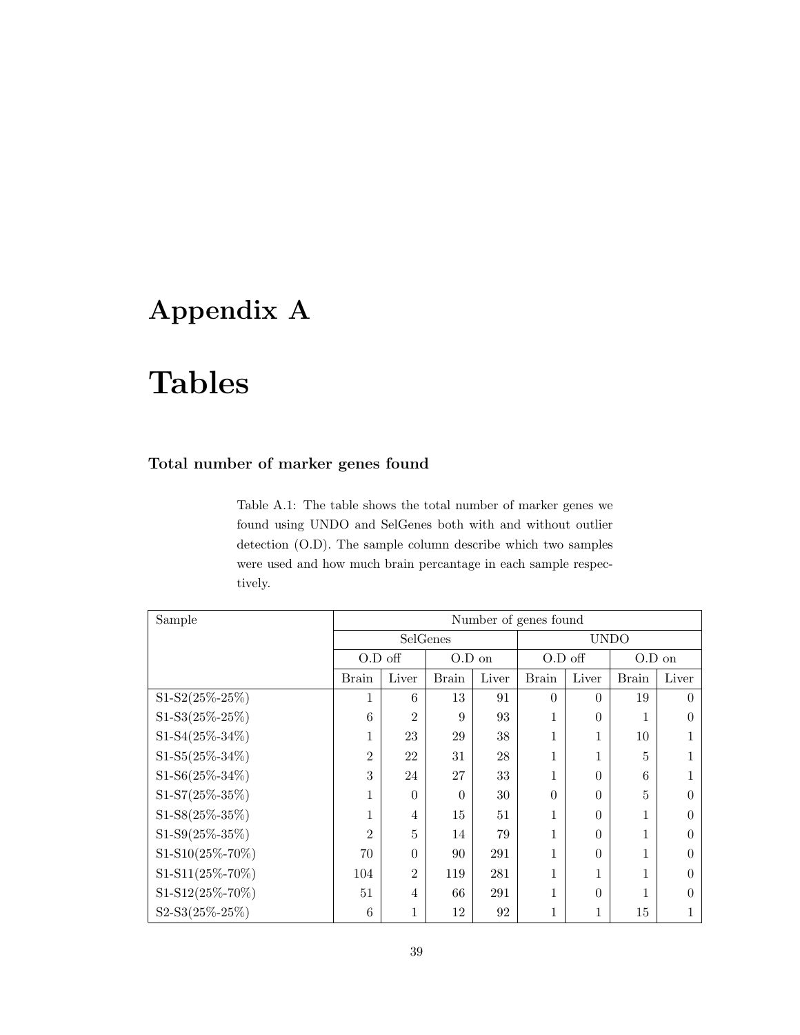# Appendix A

# Tables

### Total number of marker genes found

Table A.1: The table shows the total number of marker genes we found using UNDO and SelGenes both with and without outlier detection (O.D). The sample column describe which two samples were used and how much brain percantage in each sample respectively.

| Sample | Number of genes found | | | | | | | |
|---|---|---|---|---|---|---|---|---|
| | SelGenes | | | | UNDO | | | |
| | O.D off | | O.D on | | O.D off | | O.D on | |
| | Brain | Liver | Brain | Liver | Brain | Liver | Brain | Liver |
| S1-S2(25%-25%) | 1 | 6 | 13 | 91 | 0 | 0 | 19 | 0 |
| S1-S3(25%-25%) | 6 | 2 | 9 | 93 | 1 | 0 | 1 | 0 |
| S1-S4(25%-34%) | 1 | 23 | 29 | 38 | 1 | 1 | 10 | 1 |
| S1-S5(25%-34%) | 2 | 22 | 31 | 28 | 1 | 1 | 5 | 1 |
| S1-S6(25%-34%) | 3 | 24 | 27 | 33 | 1 | 0 | 6 | 1 |
| S1-S7(25%-35%) | 1 | 0 | 0 | 30 | 0 | 0 | 5 | 0 |
| S1-S8(25%-35%) | 1 | 4 | 15 | 51 | 1 | 0 | 1 | 0 |
| S1-S9(25%-35%) | 2 | 5 | 14 | 79 | 1 | 0 | 1 | 0 |
| S1-S10(25%-70%) | 70 | 0 | 90 | 291 | 1 | 0 | 1 | 0 |
| S1-S11(25%-70%) | 104 | 2 | 119 | 281 | 1 | 1 | 1 | 0 |
| S1-S12(25%-70%) | 51 | 4 | 66 | 291 | 1 | 0 | 1 | 0 |
| S2-S3(25%-25%) | 6 | 1 | 12 | 92 | 1 | 1 | 15 | 1 |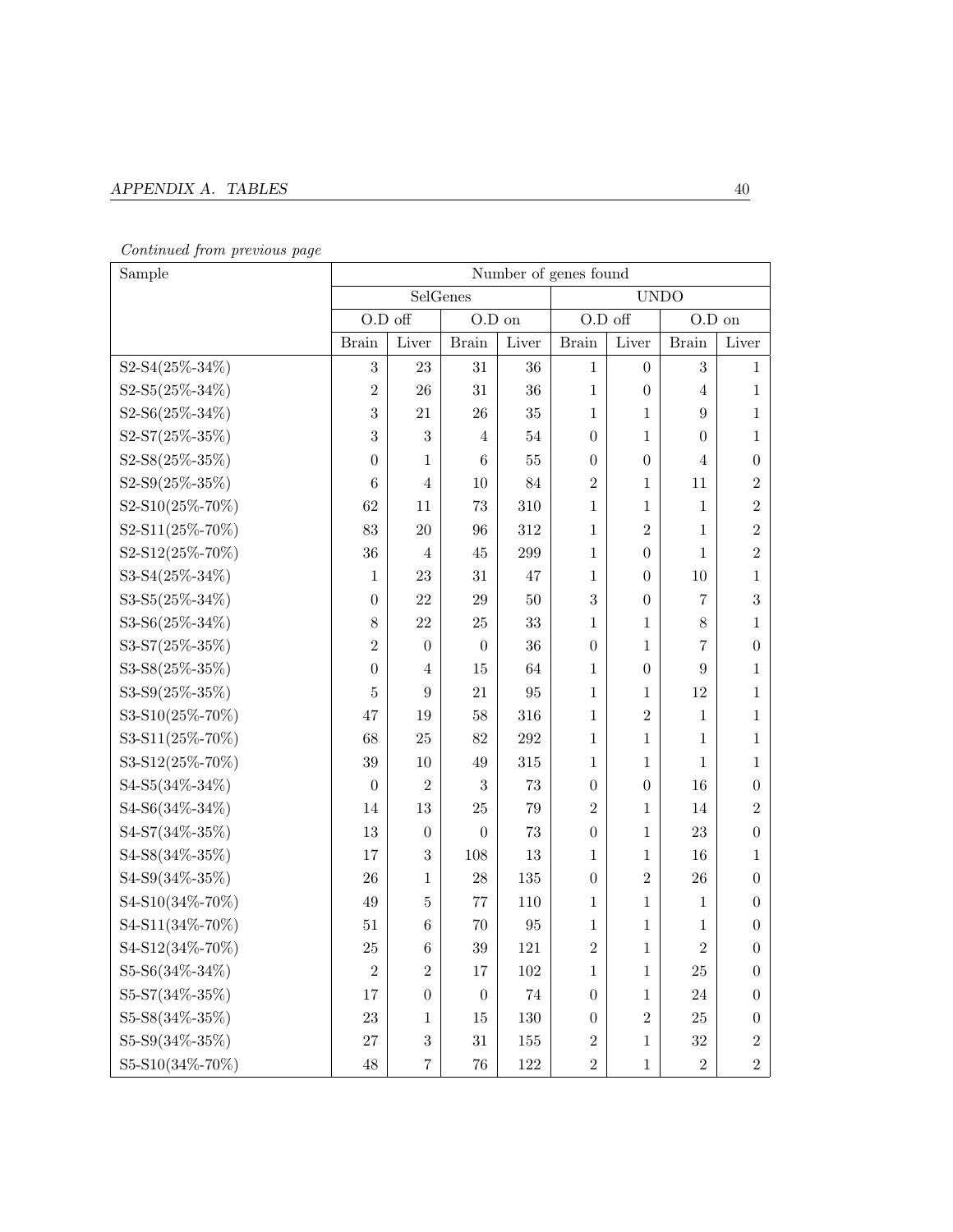*Continued from previous page*

| Sample | Number of genes found | | | | | | | |
|---|---|---|---|---|---|---|---|---|
| | SelGenes | | | | UNDO | | | |
| | O.D off | | O.D on | | O.D off | | O.D on | |
| | Brain | Liver | Brain | Liver | Brain | Liver | Brain | Liver |
| S2-S4(25%-34%) | 3 | 23 | 31 | 36 | 1 | 0 | 3 | 1 |
| S2-S5(25%-34%) | 2 | 26 | 31 | 36 | 1 | 0 | 4 | 1 |
| S2-S6(25%-34%) | 3 | 21 | 26 | 35 | 1 | 1 | 9 | 1 |
| S2-S7(25%-35%) | 3 | 3 | 4 | 54 | 0 | 1 | 0 | 1 |
| S2-S8(25%-35%) | 0 | 1 | 6 | 55 | 0 | 0 | 4 | 0 |
| S2-S9(25%-35%) | 6 | 4 | 10 | 84 | 2 | 1 | 11 | 2 |
| S2-S10(25%-70%) | 62 | 11 | 73 | 310 | 1 | 1 | 1 | 2 |
| S2-S11(25%-70%) | 83 | 20 | 96 | 312 | 1 | 2 | 1 | 2 |
| S2-S12(25%-70%) | 36 | 4 | 45 | 299 | 1 | 0 | 1 | 2 |
| S3-S4(25%-34%) | 1 | 23 | 31 | 47 | 1 | 0 | 10 | 1 |
| S3-S5(25%-34%) | 0 | 22 | 29 | 50 | 3 | 0 | 7 | 3 |
| S3-S6(25%-34%) | 8 | 22 | 25 | 33 | 1 | 1 | 8 | 1 |
| S3-S7(25%-35%) | 2 | 0 | 0 | 36 | 0 | 1 | 7 | 0 |
| S3-S8(25%-35%) | 0 | 4 | 15 | 64 | 1 | 0 | 9 | 1 |
| S3-S9(25%-35%) | 5 | 9 | 21 | 95 | 1 | 1 | 12 | 1 |
| S3-S10(25%-70%) | 47 | 19 | 58 | 316 | 1 | 2 | 1 | 1 |
| S3-S11(25%-70%) | 68 | 25 | 82 | 292 | 1 | 1 | 1 | 1 |
| S3-S12(25%-70%) | 39 | 10 | 49 | 315 | 1 | 1 | 1 | 1 |
| S4-S5(34%-34%) | 0 | 2 | 3 | 73 | 0 | 0 | 16 | 0 |
| S4-S6(34%-34%) | 14 | 13 | 25 | 79 | 2 | 1 | 14 | 2 |
| S4-S7(34%-35%) | 13 | 0 | 0 | 73 | 0 | 1 | 23 | 0 |
| S4-S8(34%-35%) | 17 | 3 | 108 | 13 | 1 | 1 | 16 | 1 |
| S4-S9(34%-35%) | 26 | 1 | 28 | 135 | 0 | 2 | 26 | 0 |
| S4-S10(34%-70%) | 49 | 5 | 77 | 110 | 1 | 1 | 1 | 0 |
| S4-S11(34%-70%) | 51 | 6 | 70 | 95 | 1 | 1 | 1 | 0 |
| S4-S12(34%-70%) | 25 | 6 | 39 | 121 | 2 | 1 | 2 | 0 |
| S5-S6(34%-34%) | 2 | 2 | 17 | 102 | 1 | 1 | 25 | 0 |
| S5-S7(34%-35%) | 17 | 0 | 0 | 74 | 0 | 1 | 24 | 0 |
| S5-S8(34%-35%) | 23 | 1 | 15 | 130 | 0 | 2 | 25 | 0 |
| S5-S9(34%-35%) | 27 | 3 | 31 | 155 | 2 | 1 | 32 | 2 |
| S5-S10(34%-70%) | 48 | 7 | 76 | 122 | 2 | 1 | 2 | 2 |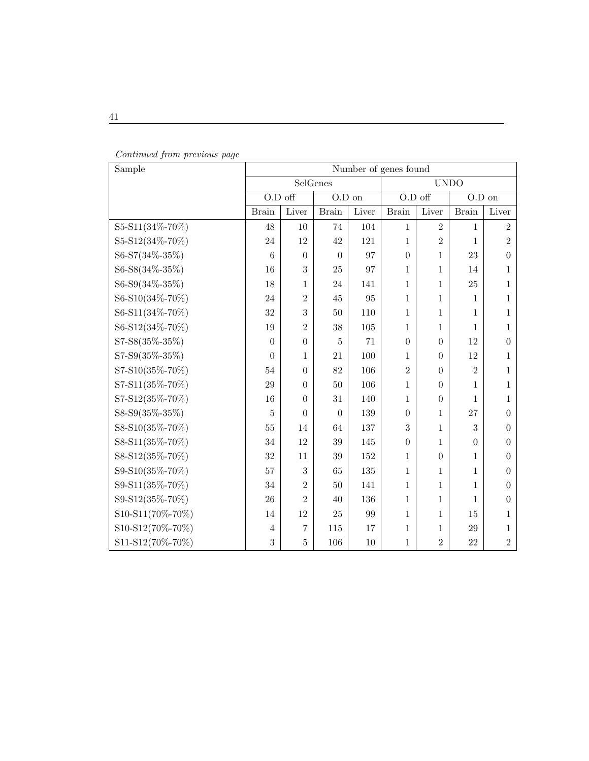*Continued from previous page*

| Sample | Number of genes found | | | | | | | |
|---|---|---|---|---|---|---|---|---|
| | SelGenes | | | | UNDO | | | |
| | O.D off | | O.D on | | O.D off | | O.D on | |
| | Brain | Liver | Brain | Liver | Brain | Liver | Brain | Liver |
| S5-S11(34%-70%) | 48 | 10 | 74 | 104 | 1 | 2 | 1 | 2 |
| S5-S12(34%-70%) | 24 | 12 | 42 | 121 | 1 | 2 | 1 | 2 |
| S6-S7(34%-35%) | 6 | 0 | 0 | 97 | 0 | 1 | 23 | 0 |
| S6-S8(34%-35%) | 16 | 3 | 25 | 97 | 1 | 1 | 14 | 1 |
| S6-S9(34%-35%) | 18 | 1 | 24 | 141 | 1 | 1 | 25 | 1 |
| S6-S10(34%-70%) | 24 | 2 | 45 | 95 | 1 | 1 | 1 | 1 |
| S6-S11(34%-70%) | 32 | 3 | 50 | 110 | 1 | 1 | 1 | 1 |
| S6-S12(34%-70%) | 19 | 2 | 38 | 105 | 1 | 1 | 1 | 1 |
| S7-S8(35%-35%) | 0 | 0 | 5 | 71 | 0 | 0 | 12 | 0 |
| S7-S9(35%-35%) | 0 | 1 | 21 | 100 | 1 | 0 | 12 | 1 |
| S7-S10(35%-70%) | 54 | 0 | 82 | 106 | 2 | 0 | 2 | 1 |
| S7-S11(35%-70%) | 29 | 0 | 50 | 106 | 1 | 0 | 1 | 1 |
| S7-S12(35%-70%) | 16 | 0 | 31 | 140 | 1 | 0 | 1 | 1 |
| S8-S9(35%-35%) | 5 | 0 | 0 | 139 | 0 | 1 | 27 | 0 |
| S8-S10(35%-70%) | 55 | 14 | 64 | 137 | 3 | 1 | 3 | 0 |
| S8-S11(35%-70%) | 34 | 12 | 39 | 145 | 0 | 1 | 0 | 0 |
| S8-S12(35%-70%) | 32 | 11 | 39 | 152 | 1 | 0 | 1 | 0 |
| S9-S10(35%-70%) | 57 | 3 | 65 | 135 | 1 | 1 | 1 | 0 |
| S9-S11(35%-70%) | 34 | 2 | 50 | 141 | 1 | 1 | 1 | 0 |
| S9-S12(35%-70%) | 26 | 2 | 40 | 136 | 1 | 1 | 1 | 0 |
| S10-S11(70%-70%) | 14 | 12 | 25 | 99 | 1 | 1 | 15 | 1 |
| S10-S12(70%-70%) | 4 | 7 | 115 | 17 | 1 | 1 | 29 | 1 |
| S11-S12(70%-70%) | 3 | 5 | 106 | 10 | 1 | 2 | 22 | 2 |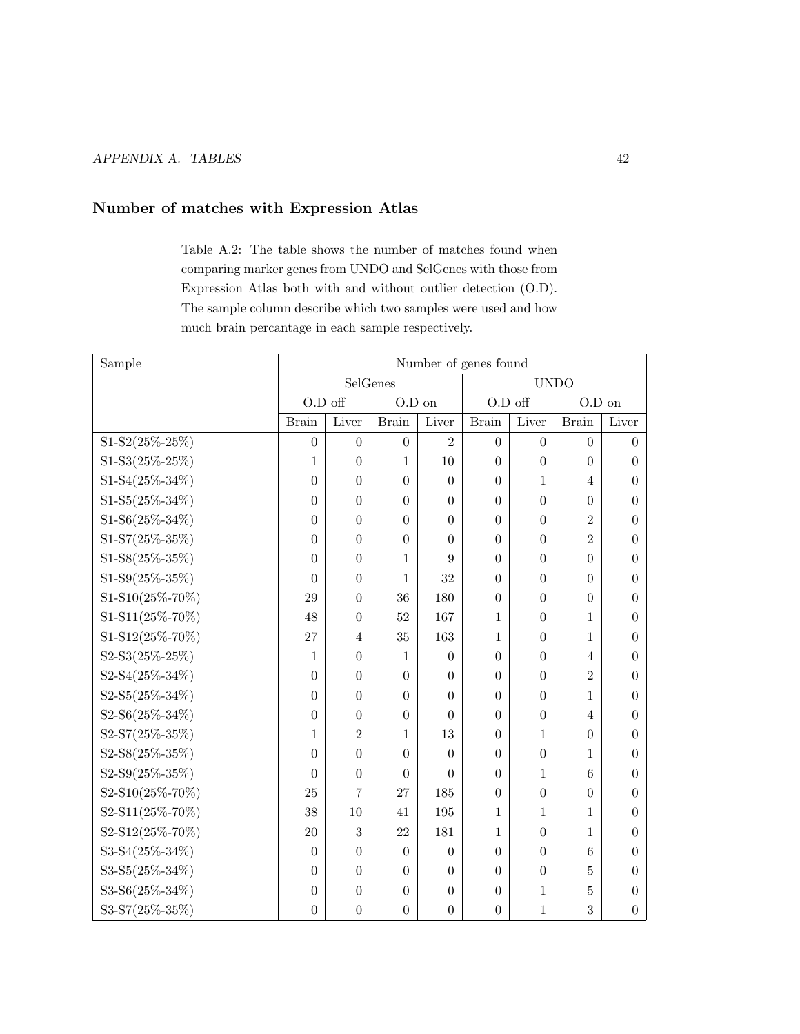### Number of matches with Expression Atlas

Table A.2: The table shows the number of matches found when comparing marker genes from UNDO and SelGenes with those from Expression Atlas both with and without outlier detection (O.D). The sample column describe which two samples were used and how much brain percantage in each sample respectively.

| Sample | Number of genes found | | | | | | | |
|---|---|---|---|---|---|---|---|---|
| | SelGenes | | | | UNDO | | | |
| | O.D off | | O.D on | | O.D off | | O.D on | |
| | Brain | Liver | Brain | Liver | Brain | Liver | Brain | Liver |
| S1-S2(25%-25%) | 0 | 0 | 0 | 2 | 0 | 0 | 0 | 0 |
| S1-S3(25%-25%) | 1 | 0 | 1 | 10 | 0 | 0 | 0 | 0 |
| S1-S4(25%-34%) | 0 | 0 | 0 | 0 | 0 | 1 | 4 | 0 |
| S1-S5(25%-34%) | 0 | 0 | 0 | 0 | 0 | 0 | 0 | 0 |
| S1-S6(25%-34%) | 0 | 0 | 0 | 0 | 0 | 0 | 2 | 0 |
| S1-S7(25%-35%) | 0 | 0 | 0 | 0 | 0 | 0 | 2 | 0 |
| S1-S8(25%-35%) | 0 | 0 | 1 | 9 | 0 | 0 | 0 | 0 |
| S1-S9(25%-35%) | 0 | 0 | 1 | 32 | 0 | 0 | 0 | 0 |
| S1-S10(25%-70%) | 29 | 0 | 36 | 180 | 0 | 0 | 0 | 0 |
| S1-S11(25%-70%) | 48 | 0 | 52 | 167 | 1 | 0 | 1 | 0 |
| S1-S12(25%-70%) | 27 | 4 | 35 | 163 | 1 | 0 | 1 | 0 |
| S2-S3(25%-25%) | 1 | 0 | 1 | 0 | 0 | 0 | 4 | 0 |
| S2-S4(25%-34%) | 0 | 0 | 0 | 0 | 0 | 0 | 2 | 0 |
| S2-S5(25%-34%) | 0 | 0 | 0 | 0 | 0 | 0 | 1 | 0 |
| S2-S6(25%-34%) | 0 | 0 | 0 | 0 | 0 | 0 | 4 | 0 |
| S2-S7(25%-35%) | 1 | 2 | 1 | 13 | 0 | 1 | 0 | 0 |
| S2-S8(25%-35%) | 0 | 0 | 0 | 0 | 0 | 0 | 1 | 0 |
| S2-S9(25%-35%) | 0 | 0 | 0 | 0 | 0 | 1 | 6 | 0 |
| S2-S10(25%-70%) | 25 | 7 | 27 | 185 | 0 | 0 | 0 | 0 |
| S2-S11(25%-70%) | 38 | 10 | 41 | 195 | 1 | 1 | 1 | 0 |
| S2-S12(25%-70%) | 20 | 3 | 22 | 181 | 1 | 0 | 1 | 0 |
| S3-S4(25%-34%) | 0 | 0 | 0 | 0 | 0 | 0 | 6 | 0 |
| S3-S5(25%-34%) | 0 | 0 | 0 | 0 | 0 | 0 | 5 | 0 |
| S3-S6(25%-34%) | 0 | 0 | 0 | 0 | 0 | 1 | 5 | 0 |
| S3-S7(25%-35%) | 0 | 0 | 0 | 0 | 0 | 1 | 3 | 0 |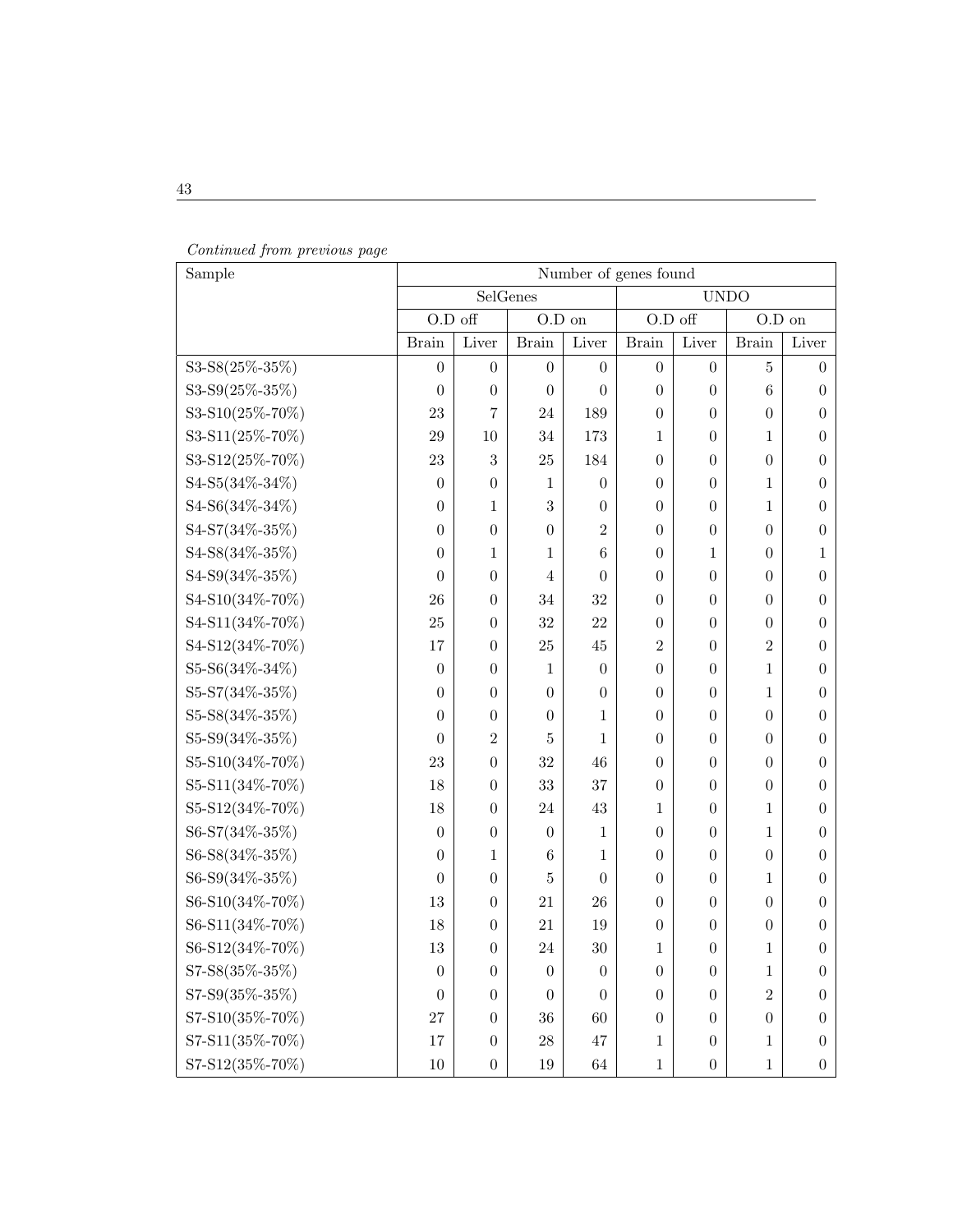*Continued from previous page*

| Sample | Number of genes found | | | | | | | |
|---|---|---|---|---|---|---|---|---|
| | SelGenes | | | | UNDO | | | |
| | O.D off | | O.D on | | O.D off | | O.D on | |
| | Brain | Liver | Brain | Liver | Brain | Liver | Brain | Liver |
| S3-S8(25%-35%) | 0 | 0 | 0 | 0 | 0 | 0 | 5 | 0 |
| S3-S9(25%-35%) | 0 | 0 | 0 | 0 | 0 | 0 | 6 | 0 |
| S3-S10(25%-70%) | 23 | 7 | 24 | 189 | 0 | 0 | 0 | 0 |
| S3-S11(25%-70%) | 29 | 10 | 34 | 173 | 1 | 0 | 1 | 0 |
| S3-S12(25%-70%) | 23 | 3 | 25 | 184 | 0 | 0 | 0 | 0 |
| S4-S5(34%-34%) | 0 | 0 | 1 | 0 | 0 | 0 | 1 | 0 |
| S4-S6(34%-34%) | 0 | 1 | 3 | 0 | 0 | 0 | 1 | 0 |
| S4-S7(34%-35%) | 0 | 0 | 0 | 2 | 0 | 0 | 0 | 0 |
| S4-S8(34%-35%) | 0 | 1 | 1 | 6 | 0 | 1 | 0 | 1 |
| S4-S9(34%-35%) | 0 | 0 | 4 | 0 | 0 | 0 | 0 | 0 |
| S4-S10(34%-70%) | 26 | 0 | 34 | 32 | 0 | 0 | 0 | 0 |
| S4-S11(34%-70%) | 25 | 0 | 32 | 22 | 0 | 0 | 0 | 0 |
| S4-S12(34%-70%) | 17 | 0 | 25 | 45 | 2 | 0 | 2 | 0 |
| S5-S6(34%-34%) | 0 | 0 | 1 | 0 | 0 | 0 | 1 | 0 |
| S5-S7(34%-35%) | 0 | 0 | 0 | 0 | 0 | 0 | 1 | 0 |
| S5-S8(34%-35%) | 0 | 0 | 0 | 1 | 0 | 0 | 0 | 0 |
| S5-S9(34%-35%) | 0 | 2 | 5 | 1 | 0 | 0 | 0 | 0 |
| S5-S10(34%-70%) | 23 | 0 | 32 | 46 | 0 | 0 | 0 | 0 |
| S5-S11(34%-70%) | 18 | 0 | 33 | 37 | 0 | 0 | 0 | 0 |
| S5-S12(34%-70%) | 18 | 0 | 24 | 43 | 1 | 0 | 1 | 0 |
| S6-S7(34%-35%) | 0 | 0 | 0 | 1 | 0 | 0 | 1 | 0 |
| S6-S8(34%-35%) | 0 | 1 | 6 | 1 | 0 | 0 | 0 | 0 |
| S6-S9(34%-35%) | 0 | 0 | 5 | 0 | 0 | 0 | 1 | 0 |
| S6-S10(34%-70%) | 13 | 0 | 21 | 26 | 0 | 0 | 0 | 0 |
| S6-S11(34%-70%) | 18 | 0 | 21 | 19 | 0 | 0 | 0 | 0 |
| S6-S12(34%-70%) | 13 | 0 | 24 | 30 | 1 | 0 | 1 | 0 |
| S7-S8(35%-35%) | 0 | 0 | 0 | 0 | 0 | 0 | 1 | 0 |
| S7-S9(35%-35%) | 0 | 0 | 0 | 0 | 0 | 0 | 2 | 0 |
| S7-S10(35%-70%) | 27 | 0 | 36 | 60 | 0 | 0 | 0 | 0 |
| S7-S11(35%-70%) | 17 | 0 | 28 | 47 | 1 | 0 | 1 | 0 |
| S7-S12(35%-70%) | 10 | 0 | 19 | 64 | 1 | 0 | 1 | 0 |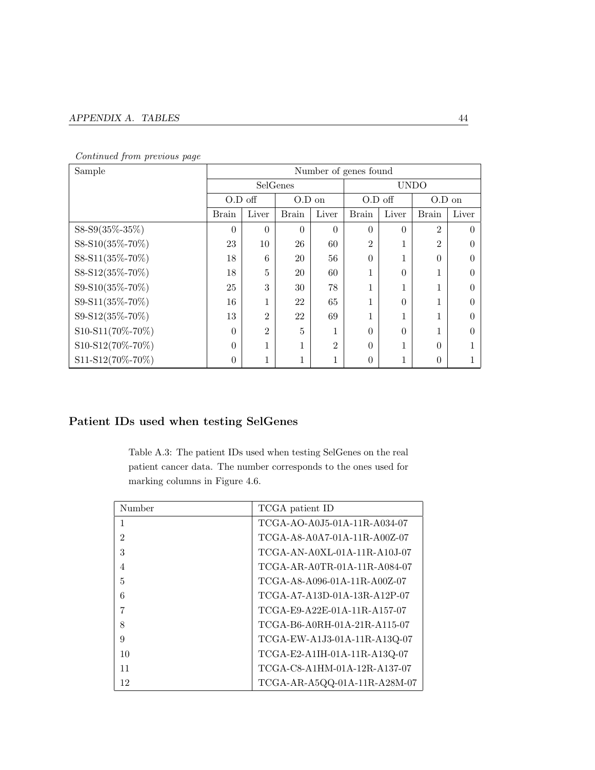*Continued from previous page*

| Sample | Number of genes found | | | | | | | |
|---|---|---|---|---|---|---|---|---|
| | SelGenes | | | | UNDO | | | |
| | O.D off | | O.D on | | O.D off | | O.D on | |
| | Brain | Liver | Brain | Liver | Brain | Liver | Brain | Liver |
| S8-S9(35%-35%) | 0 | 0 | 0 | 0 | 0 | 0 | 2 | 0 |
| S8-S10(35%-70%) | 23 | 10 | 26 | 60 | 2 | 1 | 2 | 0 |
| S8-S11(35%-70%) | 18 | 6 | 20 | 56 | 0 | 1 | 0 | 0 |
| S8-S12(35%-70%) | 18 | 5 | 20 | 60 | 1 | 0 | 1 | 0 |
| S9-S10(35%-70%) | 25 | 3 | 30 | 78 | 1 | 1 | 1 | 0 |
| S9-S11(35%-70%) | 16 | 1 | 22 | 65 | 1 | 0 | 1 | 0 |
| S9-S12(35%-70%) | 13 | 2 | 22 | 69 | 1 | 1 | 1 | 0 |
| S10-S11(70%-70%) | 0 | 2 | 5 | 1 | 0 | 0 | 1 | 0 |
| S10-S12(70%-70%) | 0 | 1 | 1 | 2 | 0 | 1 | 0 | 1 |
| S11-S12(70%-70%) | 0 | 1 | 1 | 1 | 0 | 1 | 0 | 1 |

### Patient IDs used when testing SelGenes

Table A.3: The patient IDs used when testing SelGenes on the real patient cancer data. The number corresponds to the ones used for marking columns in Figure 4.6.

| Number | TCGA patient ID |
|---|---|
| 1 | TCGA-AO-A0J5-01A-11R-A034-07 |
| 2 | TCGA-A8-A0A7-01A-11R-A00Z-07 |
| 3 | TCGA-AN-A0XL-01A-11R-A10J-07 |
| 4 | TCGA-AR-A0TR-01A-11R-A084-07 |
| 5 | TCGA-A8-A096-01A-11R-A00Z-07 |
| 6 | TCGA-A7-A13D-01A-13R-A12P-07 |
| 7 | TCGA-E9-A22E-01A-11R-A157-07 |
| 8 | TCGA-B6-A0RH-01A-21R-A115-07 |
| 9 | TCGA-EW-A1J3-01A-11R-A13Q-07 |
| 10 | TCGA-E2-A1IH-01A-11R-A13Q-07 |
| 11 | TCGA-C8-A1HM-01A-12R-A137-07 |
| 12 | TCGA-AR-A5QQ-01A-11R-A28M-07 |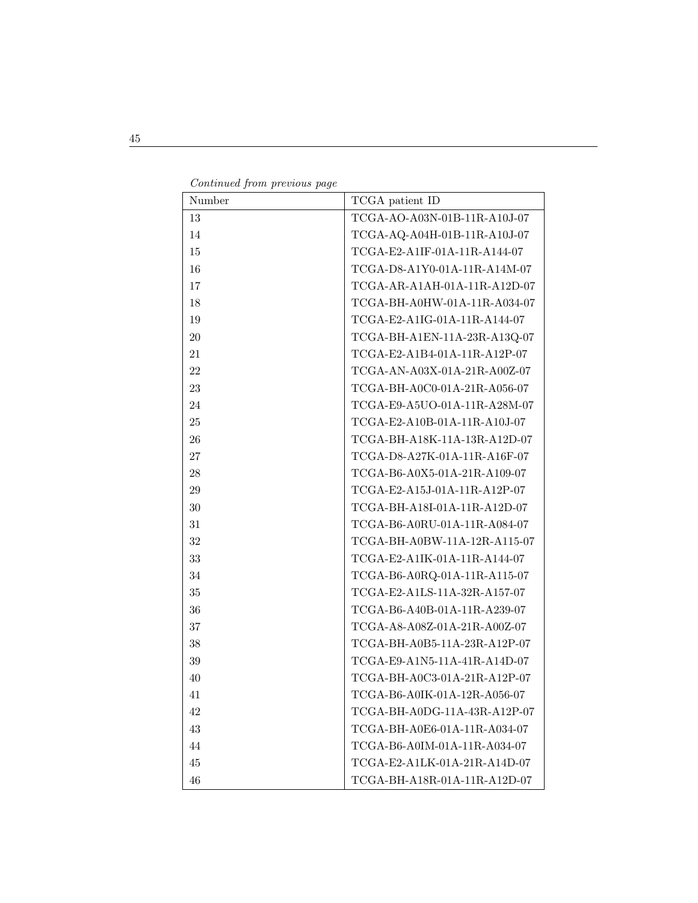*Continued from previous page*

| Number | TCGA patient ID |
|---|---|
| 13 | TCGA-AO-A03N-01B-11R-A10J-07 |
| 14 | TCGA-AQ-A04H-01B-11R-A10J-07 |
| 15 | TCGA-E2-A1IF-01A-11R-A144-07 |
| 16 | TCGA-D8-A1Y0-01A-11R-A14M-07 |
| 17 | TCGA-AR-A1AH-01A-11R-A12D-07 |
| 18 | TCGA-BH-A0HW-01A-11R-A034-07 |
| 19 | TCGA-E2-A1IG-01A-11R-A144-07 |
| 20 | TCGA-BH-A1EN-11A-23R-A13Q-07 |
| 21 | TCGA-E2-A1B4-01A-11R-A12P-07 |
| 22 | TCGA-AN-A03X-01A-21R-A00Z-07 |
| 23 | TCGA-BH-A0C0-01A-21R-A056-07 |
| 24 | TCGA-E9-A5UO-01A-11R-A28M-07 |
| 25 | TCGA-E2-A10B-01A-11R-A10J-07 |
| 26 | TCGA-BH-A18K-11A-13R-A12D-07 |
| 27 | TCGA-D8-A27K-01A-11R-A16F-07 |
| 28 | TCGA-B6-A0X5-01A-21R-A109-07 |
| 29 | TCGA-E2-A15J-01A-11R-A12P-07 |
| 30 | TCGA-BH-A18I-01A-11R-A12D-07 |
| 31 | TCGA-B6-A0RU-01A-11R-A084-07 |
| 32 | TCGA-BH-A0BW-11A-12R-A115-07 |
| 33 | TCGA-E2-A1IK-01A-11R-A144-07 |
| 34 | TCGA-B6-A0RQ-01A-11R-A115-07 |
| 35 | TCGA-E2-A1LS-11A-32R-A157-07 |
| 36 | TCGA-B6-A40B-01A-11R-A239-07 |
| 37 | TCGA-A8-A08Z-01A-21R-A00Z-07 |
| 38 | TCGA-BH-A0B5-11A-23R-A12P-07 |
| 39 | TCGA-E9-A1N5-11A-41R-A14D-07 |
| 40 | TCGA-BH-A0C3-01A-21R-A12P-07 |
| 41 | TCGA-B6-A0IK-01A-12R-A056-07 |
| 42 | TCGA-BH-A0DG-11A-43R-A12P-07 |
| 43 | TCGA-BH-A0E6-01A-11R-A034-07 |
| 44 | TCGA-B6-A0IM-01A-11R-A034-07 |
| 45 | TCGA-E2-A1LK-01A-21R-A14D-07 |
| 46 | TCGA-BH-A18R-01A-11R-A12D-07 |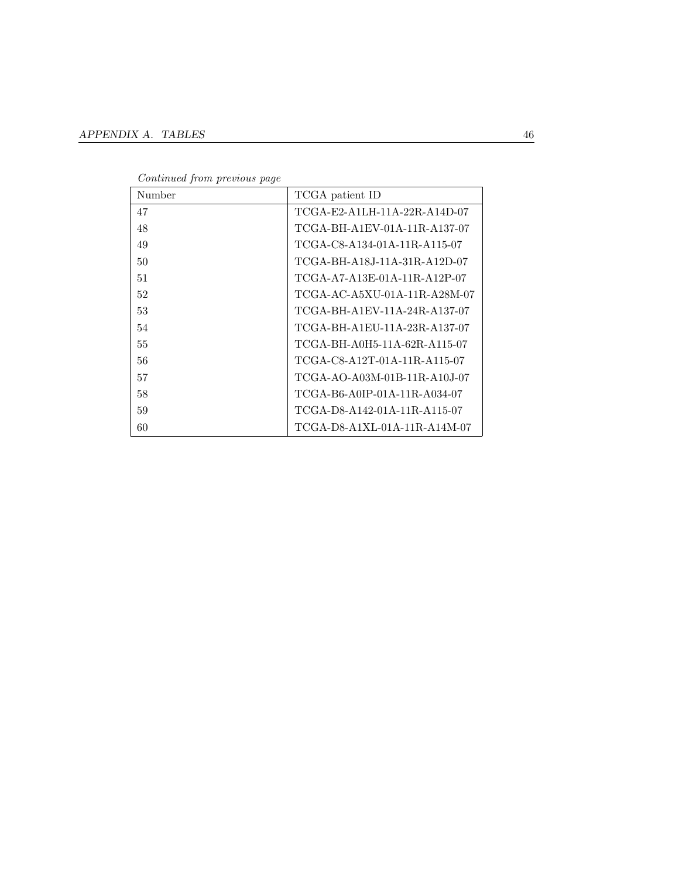*Continued from previous page*

| Number | TCGA patient ID |
|---|---|
| 47 | TCGA-E2-A1LH-11A-22R-A14D-07 |
| 48 | TCGA-BH-A1EV-01A-11R-A137-07 |
| 49 | TCGA-C8-A134-01A-11R-A115-07 |
| 50 | TCGA-BH-A18J-11A-31R-A12D-07 |
| 51 | TCGA-A7-A13E-01A-11R-A12P-07 |
| 52 | TCGA-AC-A5XU-01A-11R-A28M-07 |
| 53 | TCGA-BH-A1EV-11A-24R-A137-07 |
| 54 | TCGA-BH-A1EU-11A-23R-A137-07 |
| 55 | TCGA-BH-A0H5-11A-62R-A115-07 |
| 56 | TCGA-C8-A12T-01A-11R-A115-07 |
| 57 | TCGA-AO-A03M-01B-11R-A10J-07 |
| 58 | TCGA-B6-A0IP-01A-11R-A034-07 |
| 59 | TCGA-D8-A142-01A-11R-A115-07 |
| 60 | TCGA-D8-A1XL-01A-11R-A14M-07 |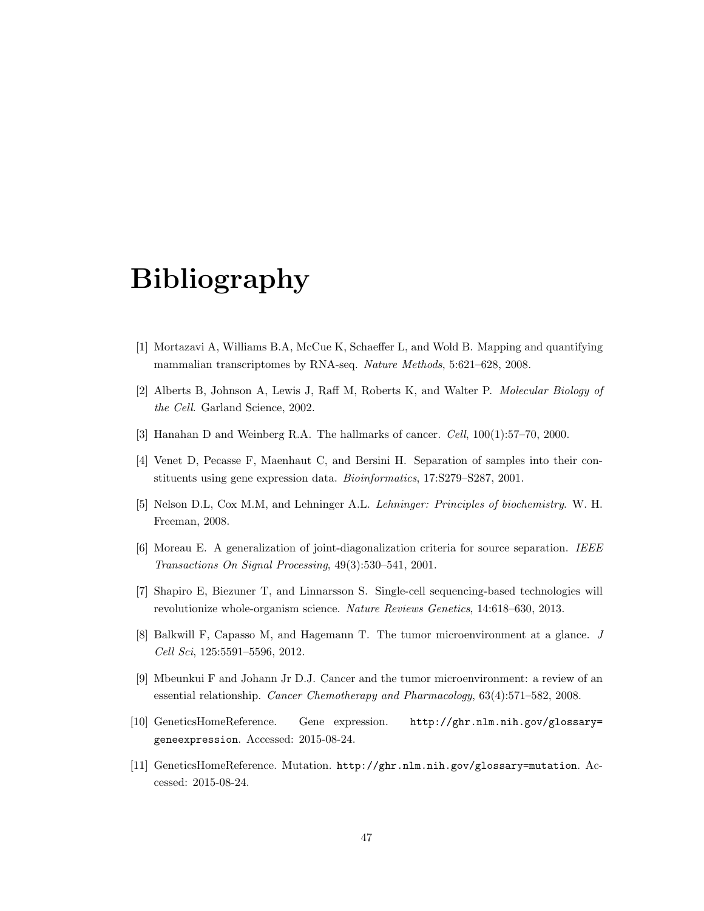# Bibliography

[1] Mortazavi A, Williams B.A, McCue K, Schaeffer L, and Wold B. Mapping and quantifying mammalian transcriptomes by RNA-seq. *Nature Methods*, 5:621–628, 2008.

[2] Alberts B, Johnson A, Lewis J, Raff M, Roberts K, and Walter P. *Molecular Biology of the Cell*. Garland Science, 2002.

[3] Hanahan D and Weinberg R.A. The hallmarks of cancer. *Cell*, 100(1):57–70, 2000.

[4] Venet D, Pecasse F, Maenhaut C, and Bersini H. Separation of samples into their constituents using gene expression data. *Bioinformatics*, 17:S279–S287, 2001.

[5] Nelson D.L, Cox M.M, and Lehninger A.L. *Lehninger: Principles of biochemistry*. W. H. Freeman, 2008.

[6] Moreau E. A generalization of joint-diagonalization criteria for source separation. *IEEE Transactions On Signal Processing*, 49(3):530–541, 2001.

[7] Shapiro E, Biezuner T, and Linnarsson S. Single-cell sequencing-based technologies will revolutionize whole-organism science. *Nature Reviews Genetics*, 14:618–630, 2013.

[8] Balkwill F, Capasso M, and Hagemann T. The tumor microenvironment at a glance. *J Cell Sci*, 125:5591–5596, 2012.

[9] Mbeunkui F and Johann Jr D.J. Cancer and the tumor microenvironment: a review of an essential relationship. *Cancer Chemotherapy and Pharmacology*, 63(4):571–582, 2008.

[10] GeneticsHomeReference. Gene expression. `http://ghr.nlm.nih.gov/glossary=geneexpression`. Accessed: 2015-08-24.

[11] GeneticsHomeReference. Mutation. `http://ghr.nlm.nih.gov/glossary=mutation`. Accessed: 2015-08-24.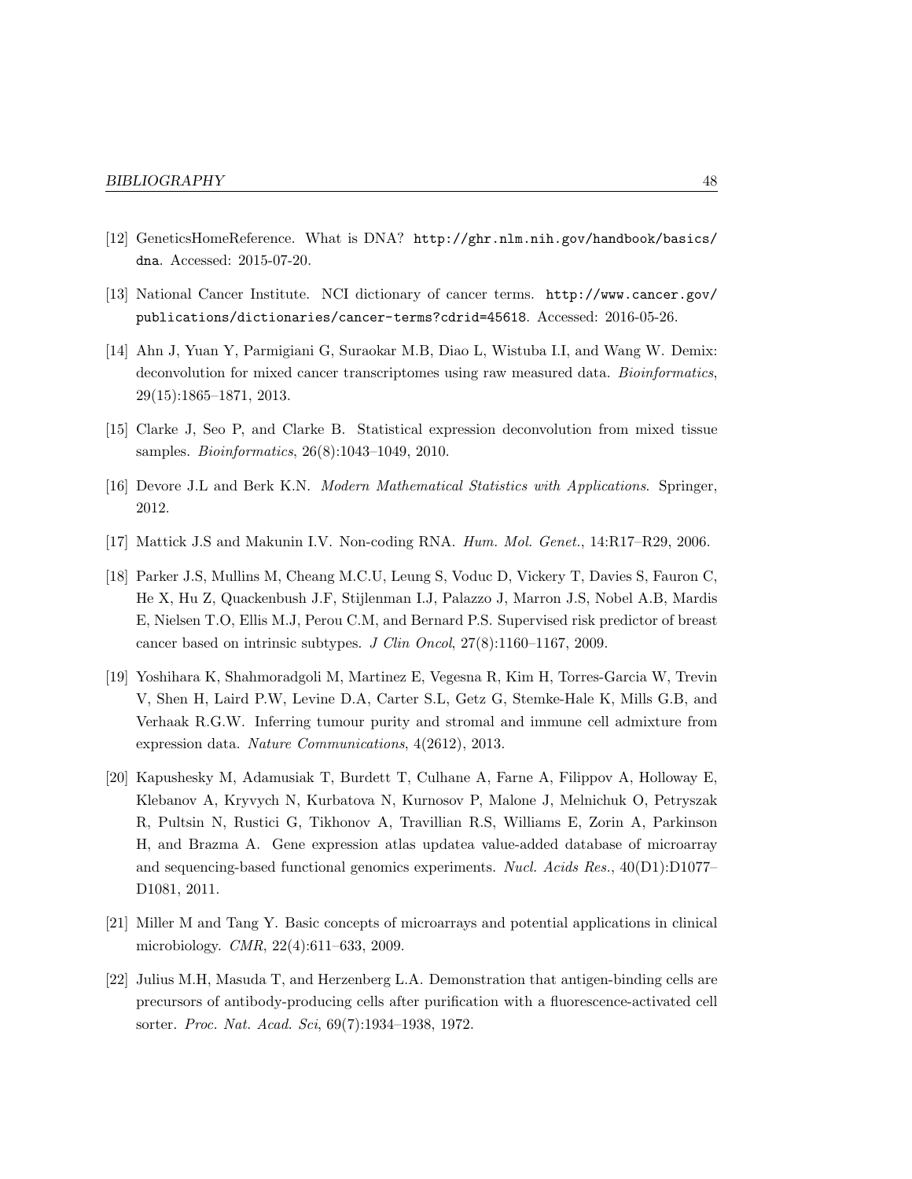[12] GeneticsHomeReference. What is DNA? `http://ghr.nlm.nih.gov/handbook/basics/dna`. Accessed: 2015-07-20.

[13] National Cancer Institute. NCI dictionary of cancer terms. `http://www.cancer.gov/publications/dictionaries/cancer-terms?cdrid=45618`. Accessed: 2016-05-26.

[14] Ahn J, Yuan Y, Parmigiani G, Suraokar M.B, Diao L, Wistuba I.I, and Wang W. Demix: deconvolution for mixed cancer transcriptomes using raw measured data. *Bioinformatics*, 29(15):1865–1871, 2013.

[15] Clarke J, Seo P, and Clarke B. Statistical expression deconvolution from mixed tissue samples. *Bioinformatics*, 26(8):1043–1049, 2010.

[16] Devore J.L and Berk K.N. *Modern Mathematical Statistics with Applications*. Springer, 2012.

[17] Mattick J.S and Makunin I.V. Non-coding RNA. *Hum. Mol. Genet.*, 14:R17–R29, 2006.

[18] Parker J.S, Mullins M, Cheang M.C.U, Leung S, Voduc D, Vickery T, Davies S, Fauron C, He X, Hu Z, Quackenbush J.F, Stijlenman I.J, Palazzo J, Marron J.S, Nobel A.B, Mardis E, Nielsen T.O, Ellis M.J, Perou C.M, and Bernard P.S. Supervised risk predictor of breast cancer based on intrinsic subtypes. *J Clin Oncol*, 27(8):1160–1167, 2009.

[19] Yoshihara K, Shahmoradgoli M, Martinez E, Vegesna R, Kim H, Torres-Garcia W, Trevin V, Shen H, Laird P.W, Levine D.A, Carter S.L, Getz G, Stemke-Hale K, Mills G.B, and Verhaak R.G.W. Inferring tumour purity and stromal and immune cell admixture from expression data. *Nature Communications*, 4(2612), 2013.

[20] Kapushesky M, Adamusiak T, Burdett T, Culhane A, Farne A, Filippov A, Holloway E, Klebanov A, Kryvych N, Kurbatova N, Kurnosov P, Malone J, Melnichuk O, Petryszak R, Pultsin N, Rustici G, Tikhonov A, Travillian R.S, Williams E, Zorin A, Parkinson H, and Brazma A. Gene expression atlas updatea value-added database of microarray and sequencing-based functional genomics experiments. *Nucl. Acids Res.*, 40(D1):D1077–D1081, 2011.

[21] Miller M and Tang Y. Basic concepts of microarrays and potential applications in clinical microbiology. *CMR*, 22(4):611–633, 2009.

[22] Julius M.H, Masuda T, and Herzenberg L.A. Demonstration that antigen-binding cells are precursors of antibody-producing cells after purification with a fluorescence-activated cell sorter. *Proc. Nat. Acad. Sci*, 69(7):1934–1938, 1972.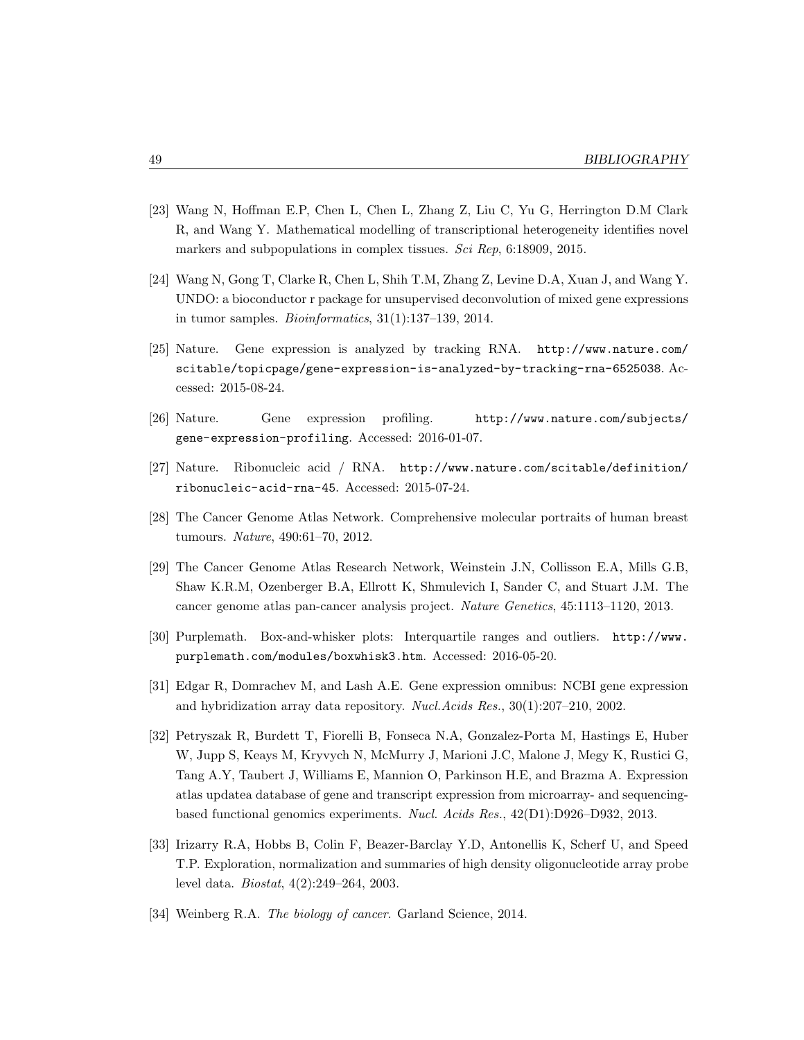[23] Wang N, Hoffman E.P, Chen L, Chen L, Zhang Z, Liu C, Yu G, Herrington D.M Clark R, and Wang Y. Mathematical modelling of transcriptional heterogeneity identifies novel markers and subpopulations in complex tissues. *Sci Rep*, 6:18909, 2015.

[24] Wang N, Gong T, Clarke R, Chen L, Shih T.M, Zhang Z, Levine D.A, Xuan J, and Wang Y. UNDO: a bioconductor r package for unsupervised deconvolution of mixed gene expressions in tumor samples. *Bioinformatics*, 31(1):137–139, 2014.

[25] Nature. Gene expression is analyzed by tracking RNA. `http://www.nature.com/scitable/topicpage/gene-expression-is-analyzed-by-tracking-rna-6525038`. Accessed: 2015-08-24.

[26] Nature. Gene expression profiling. `http://www.nature.com/subjects/gene-expression-profiling`. Accessed: 2016-01-07.

[27] Nature. Ribonucleic acid / RNA. `http://www.nature.com/scitable/definition/ribonucleic-acid-rna-45`. Accessed: 2015-07-24.

[28] The Cancer Genome Atlas Network. Comprehensive molecular portraits of human breast tumours. *Nature*, 490:61–70, 2012.

[29] The Cancer Genome Atlas Research Network, Weinstein J.N, Collisson E.A, Mills G.B, Shaw K.R.M, Ozenberger B.A, Ellrott K, Shmulevich I, Sander C, and Stuart J.M. The cancer genome atlas pan-cancer analysis project. *Nature Genetics*, 45:1113–1120, 2013.

[30] Purplemath. Box-and-whisker plots: Interquartile ranges and outliers. `http://www.purplemath.com/modules/boxwhisk3.htm`. Accessed: 2016-05-20.

[31] Edgar R, Domrachev M, and Lash A.E. Gene expression omnibus: NCBI gene expression and hybridization array data repository. *Nucl.Acids Res.*, 30(1):207–210, 2002.

[32] Petryszak R, Burdett T, Fiorelli B, Fonseca N.A, Gonzalez-Porta M, Hastings E, Huber W, Jupp S, Keays M, Kryvych N, McMurry J, Marioni J.C, Malone J, Megy K, Rustici G, Tang A.Y, Taubert J, Williams E, Mannion O, Parkinson H.E, and Brazma A. Expression atlas updatea database of gene and transcript expression from microarray- and sequencing-based functional genomics experiments. *Nucl. Acids Res.*, 42(D1):D926–D932, 2013.

[33] Irizarry R.A, Hobbs B, Colin F, Beazer-Barclay Y.D, Antonellis K, Scherf U, and Speed T.P. Exploration, normalization and summaries of high density oligonucleotide array probe level data. *Biostat*, 4(2):249–264, 2003.

[34] Weinberg R.A. *The biology of cancer*. Garland Science, 2014.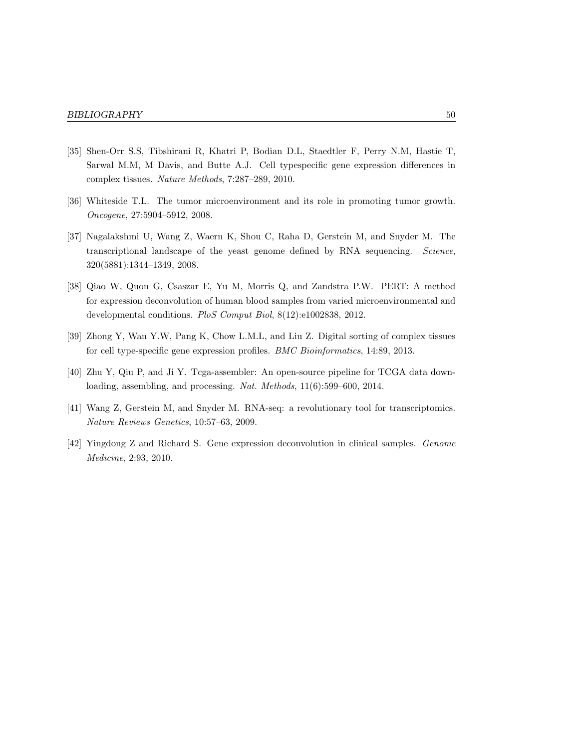[35] Shen-Orr S.S, Tibshirani R, Khatri P, Bodian D.L, Staedtler F, Perry N.M, Hastie T, Sarwal M.M, M Davis, and Butte A.J. Cell typespecific gene expression differences in complex tissues. *Nature Methods*, 7:287–289, 2010.

[36] Whiteside T.L. The tumor microenvironment and its role in promoting tumor growth. *Oncogene*, 27:5904–5912, 2008.

[37] Nagalakshmi U, Wang Z, Waern K, Shou C, Raha D, Gerstein M, and Snyder M. The transcriptional landscape of the yeast genome defined by RNA sequencing. *Science*, 320(5881):1344–1349, 2008.

[38] Qiao W, Quon G, Csaszar E, Yu M, Morris Q, and Zandstra P.W. PERT: A method for expression deconvolution of human blood samples from varied microenvironmental and developmental conditions. *PloS Comput Biol*, 8(12):e1002838, 2012.

[39] Zhong Y, Wan Y.W, Pang K, Chow L.M.L, and Liu Z. Digital sorting of complex tissues for cell type-specific gene expression profiles. *BMC Bioinformatics*, 14:89, 2013.

[40] Zhu Y, Qiu P, and Ji Y. Tcga-assembler: An open-source pipeline for TCGA data downloading, assembling, and processing. *Nat. Methods*, 11(6):599–600, 2014.

[41] Wang Z, Gerstein M, and Snyder M. RNA-seq: a revolutionary tool for transcriptomics. *Nature Reviews Genetics*, 10:57–63, 2009.

[42] Yingdong Z and Richard S. Gene expression deconvolution in clinical samples. *Genome Medicine*, 2:93, 2010.